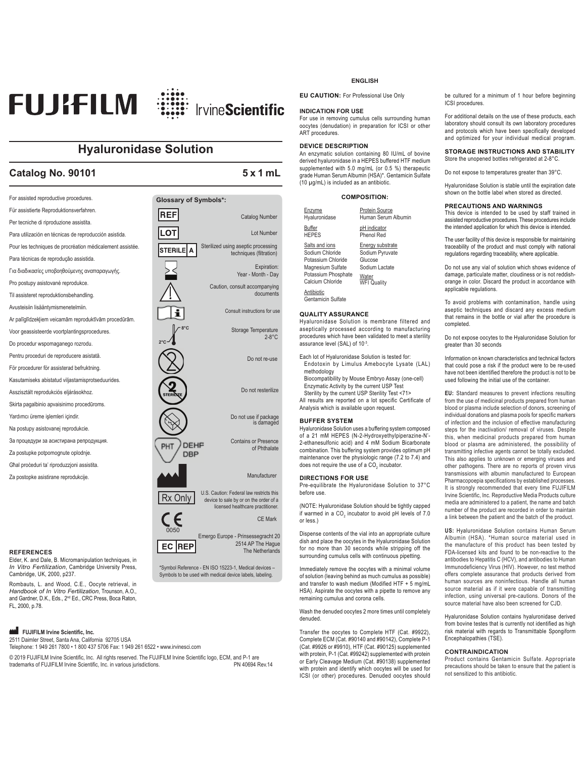FUJIFILM IrvineScientific

# Hyaluronidase Solution

## Catalog No. 90101 — 5 x 1 mL

For assisted reproductive procedures.

Für assistierte Reproduktionsverfahren.

Per tecniche di riproduzione assistita.

Para utilización en técnicas de reproducción asistida.

Pour les techniques de procréation médicalement assistée.

Para técnicas de reprodução assistida.

Για διαδικασίες υποβοηθούμενης αναπαραγωγής.

Pro postupy asistované reprodukce.

Til assisteret reproduktionsbehandling.

Avusteisiin lisääntymismenetelmiin.

Ar palīglīdzekļiem veicamām reproduktīvām procedūrām.

Voor geassisteerde voortplantingsprocedures.

Do procedur wspomaganego rozrodu.

Pentru proceduri de reproducere asistată.

För procedurer för assisterad befruktning.

Kasutamiseks abistatud viljastamisprotseduurides.

Asszisztált reprodukciós eljárásokhoz.

Skirta pagalbinio apvaisinimo procedūroms.

Yardımcı üreme işlemleri içindir.

Na postupy asistovanej reprodukcie.

За процедури за асистирана репродукция.

Za postupke potpomognute oplodnje.

Għal proċeduri ta' riproduzzjoni assistita.

Za postopke asistirane reprodukcije.

### Glossary of Symbols*:

| Symbol | Meaning |
| --- | --- |
| REF | Catalog Number |
| LOT | Lot Number |
| STERILE A | Sterilized using aseptic processing techniques (filtration) |
| Hourglass | Expiration: Year - Month - Day |
| Warning triangle | Caution, consult accompanying documents |
| Book with "i" | Consult instructions for use |
| 2°C–8°C thermometer | Storage Temperature 2-8°C |
| Crossed-out 2 | Do not re-use |
| Crossed-out 2 STERILIZE | Do not resterilize |
| Crossed-out package | Do not use if package is damaged |
| PHT DEHP DBP | Contains or Presence of Phthalate |
| Factory | Manufacturer |
| Rx Only | U.S. Caution: Federal law restricts this device to sale by or on the order of a licensed healthcare practitioner. |
| CE 0050 | CE Mark |
| EC REP | Emergo Europe - Prinsessegracht 20 2514 AP The Hague The Netherlands |

*Symbol Reference - EN ISO 15223-1, Medical devices – Symbols to be used with medical device labels, labeling.

### REFERENCES

Elder, K. and Dale, B. Micromanipulation techniques, in *In Vitro Fertilization*, Cambridge University Press, Cambridge, UK, 2000, p237.

Rombauts, L. and Wood, C.E., Oocyte retrieval, in *Handbook of In Vitro Fertilization*, Trounson, A.O., and Gardner, D.K., Eds., 2nd Ed., CRC Press, Boca Raton, FL, 2000, p.78.

**FUJIFILM Irvine Scientific, Inc.**
2511 Daimler Street, Santa Ana, California 92705 USA
Telephone: 1 949 261 7800 • 1 800 437 5706 Fax: 1 949 261 6522 • www.irvinesci.com

© 2019 FUJIFILM Irvine Scientific, Inc. All rights reserved. The FUJIFILM Irvine Scientific logo, ECM, and P-1 are trademarks of FUJIFILM Irvine Scientific, Inc. in various jurisdictions. PN 40694 Rev.14

## ENGLISH

**EU CAUTION:** For Professional Use Only

### INDICATION FOR USE

For use in removing cumulus cells surrounding human oocytes (denudation) in preparation for ICSI or other ART procedures.

### DEVICE DESCRIPTION

An enzymatic solution containing 80 IU/mL of bovine derived hyaluronidase in a HEPES buffered HTF medium supplemented with 5.0 mg/mL (or 0.5 %) therapeutic grade Human Serum Albumin (HSA)*. Gentamicin Sulfate (10 µg/mL) is included as an antibiotic.

### COMPOSITION:

| | |
| --- | --- |
| Enzyme: Hyaluronidase | Protein Source: Human Serum Albumin |
| Buffer: HEPES | pH indicator: Phenol Red |
| Salts and ions: Sodium Chloride, Potassium Chloride, Magnesium Sulfate, Potassium Phosphate, Calcium Chloride | Energy substrate: Sodium Pyruvate, Glucose, Sodium Lactate |
| Antibiotic: Gentamicin Sulfate | Water: WFI Quality |

### QUALITY ASSURANCE

Hyaluronidase Solution is membrane filtered and aseptically processed according to manufacturing procedures which have been validated to meet a sterility assurance level (SAL) of $10^{-3}$.

Each lot of Hyaluronidase Solution is tested for:

- Endotoxin by Limulus Amebocyte Lysate (LAL) methodology
- Biocompatibility by Mouse Embryo Assay (one-cell)
- Enzymatic Activity by the current USP Test
- Sterility by the current USP Sterility Test <71>

All results are reported on a lot specific Certificate of Analysis which is available upon request.

### BUFFER SYSTEM

Hyaluronidase Solution uses a buffering system composed of a 21 mM HEPES (N-2-Hydroxyethylpiperazine-N'-2-ethanesulfonic acid) and 4 mM Sodium Bicarbonate combination. This buffering system provides optimum pH maintenance over the physiologic range (7.2 to 7.4) and does not require the use of a $CO_2$ incubator.

### DIRECTIONS FOR USE

Pre-equilibrate the Hyaluronidase Solution to 37°C before use.

(NOTE: Hyaluronidase Solution should be tightly capped if warmed in a $CO_2$ incubator to avoid pH levels of 7.0 or less.)

Dispense contents of the vial into an appropriate culture dish and place the oocytes in the Hyaluronidase Solution for no more than 30 seconds while stripping off the surrounding cumulus cells with continuous pipetting.

Immediately remove the oocytes with a minimal volume of solution (leaving behind as much cumulus as possible) and transfer to wash medium (Modified HTF + 5 mg/mL HSA). Aspirate the oocytes with a pipette to remove any remaining cumulus and corona cells.

Wash the denuded oocytes 2 more times until completely denuded.

Transfer the oocytes to Complete HTF (Cat. #9922), Complete ECM (Cat. #90140 and #90142), Complete P-1 (Cat. #9926 or #9910), HTF (Cat. #90125) supplemented with protein, P-1 (Cat. #99242) supplemented with protein or Early Cleavage Medium (Cat. #90138) supplemented with protein and identify which oocytes will be used for ICSI (or other) procedures. Denuded oocytes should be cultured for a minimum of 1 hour before beginning ICSI procedures.

For additional details on the use of these products, each laboratory should consult its own laboratory procedures and protocols which have been specifically developed and optimized for your individual medical program.

### STORAGE INSTRUCTIONS AND STABILITY

Store the unopened bottles refrigerated at 2-8°C.

Do not expose to temperatures greater than 39°C.

Hyaluronidase Solution is stable until the expiration date shown on the bottle label when stored as directed.

### PRECAUTIONS AND WARNINGS

This device is intended to be used by staff trained in assisted reproductive procedures. These procedures include the intended application for which this device is intended.

The user facility of this device is responsible for maintaining traceability of the product and must comply with national regulations regarding traceability, where applicable.

Do not use any vial of solution which shows evidence of damage, particulate matter, cloudiness or is not reddish-orange in color. Discard the product in accordance with applicable regulations.

To avoid problems with contamination, handle using aseptic techniques and discard any excess medium that remains in the bottle or vial after the procedure is completed.

Do not expose oocytes to the Hyaluronidase Solution for greater than 30 seconds

Information on known characteristics and technical factors that could pose a risk if the product were to be re-used have not been identified therefore the product is not to be used following the initial use of the container.

**EU:** Standard measures to prevent infections resulting from the use of medicinal products prepared from human blood or plasma include selection of donors, screening of individual donations and plasma pools for specific markers of infection and the inclusion of effective manufacturing steps for the inactivation/ removal of viruses. Despite this, when medicinal products prepared from human blood or plasma are administered, the possibility of transmitting infective agents cannot be totally excluded. This also applies to unknown or emerging viruses and other pathogens. There are no reports of proven virus transmissions with albumin manufactured to European Pharmacopoeia specifications by established processes. It is strongly recommended that every time FUJIFILM Irvine Scientific, Inc. Reproductive Media Products culture media are administered to a patient, the name and batch number of the product are recorded in order to maintain a link between the patient and the batch of the product.

**US:** Hyaluronidase Solution contains Human Serum Albumin (HSA). *Human source material used in the manufacture of this product has been tested by FDA-licensed kits and found to be non-reactive to the antibodies to Hepatitis C (HCV), and antibodies to Human Immunodeficiency Virus (HIV). However, no test method offers complete assurance that products derived from human sources are noninfectious. Handle all human source material as if it were capable of transmitting infection, using universal pre-cautions. Donors of the source material have also been screened for CJD.

Hyaluronidase Solution contains hyaluronidase derived from bovine testes that is currently not identified as high risk material with regards to Transmittable Spongiform Encephalopathies (TSE).

### CONTRAINDICATION

Product contains Gentamicin Sulfate. Appropriate precautions should be taken to ensure that the patient is not sensitized to this antibiotic.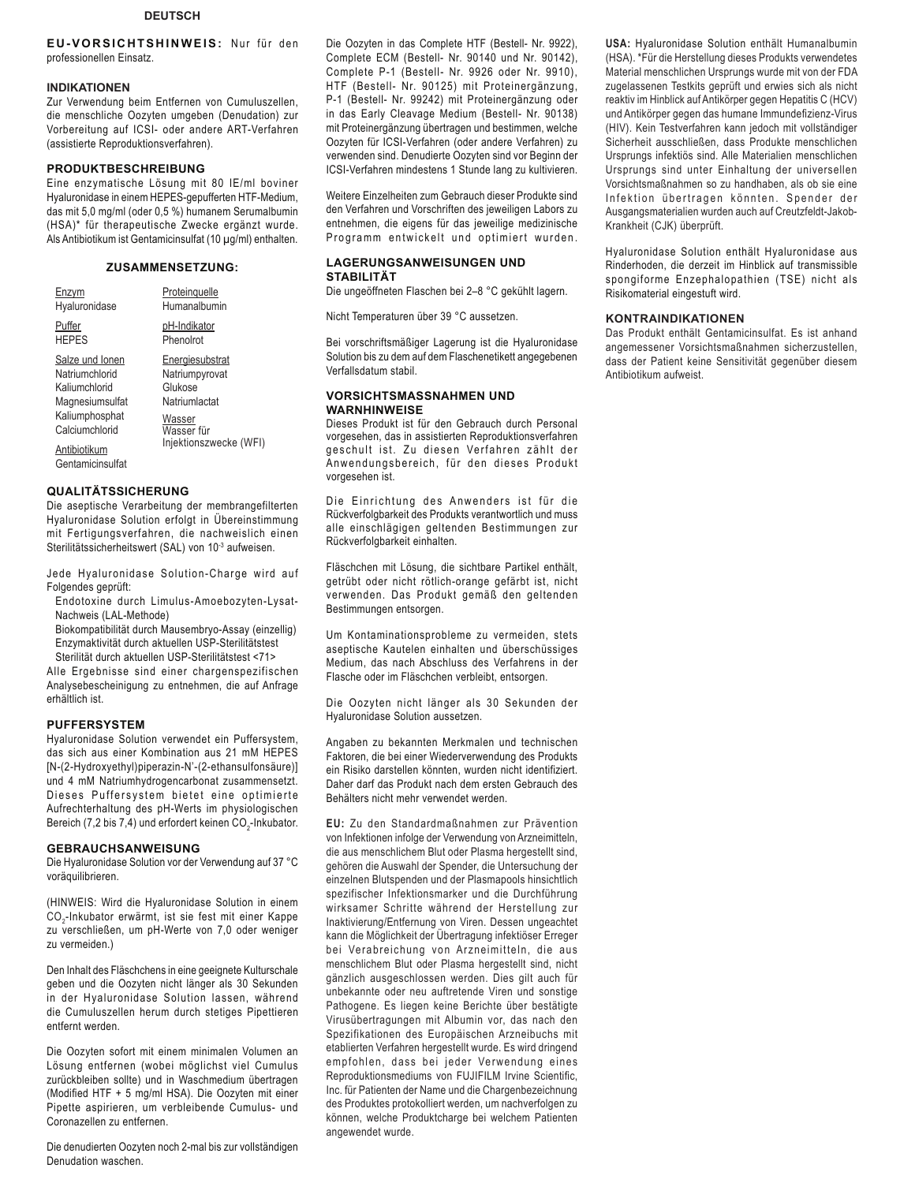# DEUTSCH

**EU-VORSICHTSHINWEIS:** Nur für den professionellen Einsatz.

## INDIKATIONEN

Zur Verwendung beim Entfernen von Cumuluszellen, die menschliche Oozyten umgeben (Denudation) zur Vorbereitung auf ICSI- oder andere ART-Verfahren (assistierte Reproduktionsverfahren).

## PRODUKTBESCHREIBUNG

Eine enzymatische Lösung mit 80 IE/ml boviner Hyaluronidase in einem HEPES-gepufferten HTF-Medium, das mit 5,0 mg/ml (oder 0,5 %) humanem Serumalbumin (HSA)* für therapeutische Zwecke ergänzt wurde. Als Antibiotikum ist Gentamicinsulfat (10 µg/ml) enthalten.

## ZUSAMMENSETZUNG:

| | |
|---|---|
| Enzym<br>Hyaluronidase | Proteinquelle<br>Humanalbumin |
| Puffer<br>HEPES | pH-Indikator<br>Phenolrot |
| Salze und Ionen<br>Natriumchlorid<br>Kaliumchlorid<br>Magnesiumsulfat<br>Kaliumphosphat<br>Calciumchlorid | Energiesubstrat<br>Natriumpyrovat<br>Glukose<br>Natriumlactat<br>Wasser<br>Wasser für Injektionszwecke (WFI) |
| Antibiotikum<br>Gentamicinsulfat | |

## QUALITÄTSSICHERUNG

Die aseptische Verarbeitung der membrangefilterten Hyaluronidase Solution erfolgt in Übereinstimmung mit Fertigungsverfahren, die nachweislich einen Sterilitätssicherheitswert (SAL) von $10^{-3}$ aufweisen.

Jede Hyaluronidase Solution-Charge wird auf Folgendes geprüft:

- Endotoxine durch Limulus-Amoebozyten-Lysat-Nachweis (LAL-Methode)
- Biokompatibilität durch Mausembryo-Assay (einzellig)
- Enzymaktivität durch aktuellen USP-Sterilitätstest
- Sterilität durch aktuellen USP-Sterilitätstest <71>

Alle Ergebnisse sind einer chargenspezifischen Analysebescheinigung zu entnehmen, die auf Anfrage erhältlich ist.

## PUFFERSYSTEM

Hyaluronidase Solution verwendet ein Puffersystem, das sich aus einer Kombination aus 21 mM HEPES [N-(2-Hydroxyethyl)piperazin-N'-(2-ethansulfonsäure)] und 4 mM Natriumhydrogencarbonat zusammensetzt. Dieses Puffersystem bietet eine optimierte Aufrechterhaltung des pH-Werts im physiologischen Bereich (7,2 bis 7,4) und erfordert keinen $CO_2$-Inkubator.

## GEBRAUCHSANWEISUNG

Die Hyaluronidase Solution vor der Verwendung auf 37 °C voräquilibrieren.

(HINWEIS: Wird die Hyaluronidase Solution in einem $CO_2$-Inkubator erwärmt, ist sie fest mit einer Kappe zu verschließen, um pH-Werte von 7,0 oder weniger zu vermeiden.)

Den Inhalt des Fläschchens in eine geeignete Kulturschale geben und die Oozyten nicht länger als 30 Sekunden in der Hyaluronidase Solution lassen, während die Cumuluszellen herum durch stetiges Pipettieren entfernt werden.

Die Oozyten sofort mit einem minimalen Volumen an Lösung entfernen (wobei möglichst viel Cumulus zurückbleiben sollte) und in Waschmedium übertragen (Modified HTF + 5 mg/ml HSA). Die Oozyten mit einer Pipette aspirieren, um verbleibende Cumulus- und Coronazellen zu entfernen.

Die denudierten Oozyten noch 2-mal bis zur vollständigen Denudation waschen.

Die Oozyten in das Complete HTF (Bestell- Nr. 9922), Complete ECM (Bestell- Nr. 90140 und Nr. 90142), Complete P-1 (Bestell- Nr. 9926 oder Nr. 9910), HTF (Bestell- Nr. 90125) mit Proteinergänzung, P-1 (Bestell- Nr. 99242) mit Proteinergänzung oder in das Early Cleavage Medium (Bestell- Nr. 90138) mit Proteinergänzung übertragen und bestimmen, welche Oozyten für ICSI-Verfahren (oder andere Verfahren) zu verwenden sind. Denudierte Oozyten sind vor Beginn der ICSI-Verfahren mindestens 1 Stunde lang zu kultivieren.

Weitere Einzelheiten zum Gebrauch dieser Produkte sind den Verfahren und Vorschriften des jeweiligen Labors zu entnehmen, die eigens für das jeweilige medizinische Programm entwickelt und optimiert wurden.

## LAGERUNGSANWEISUNGEN UND STABILITÄT

Die ungeöffneten Flaschen bei 2–8 °C gekühlt lagern.

Nicht Temperaturen über 39 °C aussetzen.

Bei vorschriftsmäßiger Lagerung ist die Hyaluronidase Solution bis zu dem auf dem Flaschenetikett angegebenen Verfallsdatum stabil.

## VORSICHTSMASSNAHMEN UND WARNHINWEISE

Dieses Produkt ist für den Gebrauch durch Personal vorgesehen, das in assistierten Reproduktionsverfahren geschult ist. Zu diesen Verfahren zählt der Anwendungsbereich, für den dieses Produkt vorgesehen ist.

Die Einrichtung des Anwenders ist für die Rückverfolgbarkeit des Produkts verantwortlich und muss alle einschlägigen geltenden Bestimmungen zur Rückverfolgbarkeit einhalten.

Fläschchen mit Lösung, die sichtbare Partikel enthält, getrübt oder nicht rötlich-orange gefärbt ist, nicht verwenden. Das Produkt gemäß den geltenden Bestimmungen entsorgen.

Um Kontaminationsprobleme zu vermeiden, stets aseptische Kautelen einhalten und überschüssiges Medium, das nach Abschluss des Verfahrens in der Flasche oder im Fläschchen verbleibt, entsorgen.

Die Oozyten nicht länger als 30 Sekunden der Hyaluronidase Solution aussetzen.

Angaben zu bekannten Merkmalen und technischen Faktoren, die bei einer Wiederverwendung des Produkts ein Risiko darstellen könnten, wurden nicht identifiziert. Daher darf das Produkt nach dem ersten Gebrauch des Behälters nicht mehr verwendet werden.

**EU:** Zu den Standardmaßnahmen zur Prävention von Infektionen infolge der Verwendung von Arzneimitteln, die aus menschlichem Blut oder Plasma hergestellt sind, gehören die Auswahl der Spender, die Untersuchung der einzelnen Blutspenden und der Plasmapools hinsichtlich spezifischer Infektionsmarker und die Durchführung wirksamer Schritte während der Herstellung zur Inaktivierung/Entfernung von Viren. Dessen ungeachtet kann die Möglichkeit der Übertragung infektiöser Erreger bei Verabreichung von Arzneimitteln, die aus menschlichem Blut oder Plasma hergestellt sind, nicht gänzlich ausgeschlossen werden. Dies gilt auch für unbekannte oder neu auftretende Viren und sonstige Pathogene. Es liegen keine Berichte über bestätigte Virusübertragungen mit Albumin vor, das nach den Spezifikationen des Europäischen Arzneibuchs mit etablierten Verfahren hergestellt wurde. Es wird dringend empfohlen, dass bei jeder Verwendung eines Reproduktionsmediums von FUJIFILM Irvine Scientific, Inc. für Patienten der Name und die Chargenbezeichnung des Produktes protokolliert werden, um nachverfolgen zu können, welche Produktcharge bei welchem Patienten angewendet wurde.

**USA:** Hyaluronidase Solution enthält Humanalbumin (HSA). *Für die Herstellung dieses Produkts verwendetes Material menschlichen Ursprungs wurde mit von der FDA zugelassenen Testkits geprüft und erwies sich als nicht reaktiv im Hinblick auf Antikörper gegen Hepatitis C (HCV) und Antikörper gegen das humane Immundefizienz-Virus (HIV). Kein Testverfahren kann jedoch mit vollständiger Sicherheit ausschließen, dass Produkte menschlichen Ursprungs infektiös sind. Alle Materialien menschlichen Ursprungs sind unter Einhaltung der universellen Vorsichtsmaßnahmen so zu handhaben, als ob sie eine Infektion übertragen könnten. Spender der Ausgangsmaterialien wurden auch auf Creutzfeldt-Jakob-Krankheit (CJK) überprüft.

Hyaluronidase Solution enthält Hyaluronidase aus Rinderhoden, die derzeit im Hinblick auf transmissible spongiforme Enzephalopathien (TSE) nicht als Risikomaterial eingestuft wird.

## KONTRAINDIKATIONEN

Das Produkt enthält Gentamicinsulfat. Es ist anhand angemessener Vorsichtsmaßnahmen sicherzustellen, dass der Patient keine Sensitivität gegenüber diesem Antibiotikum aufweist.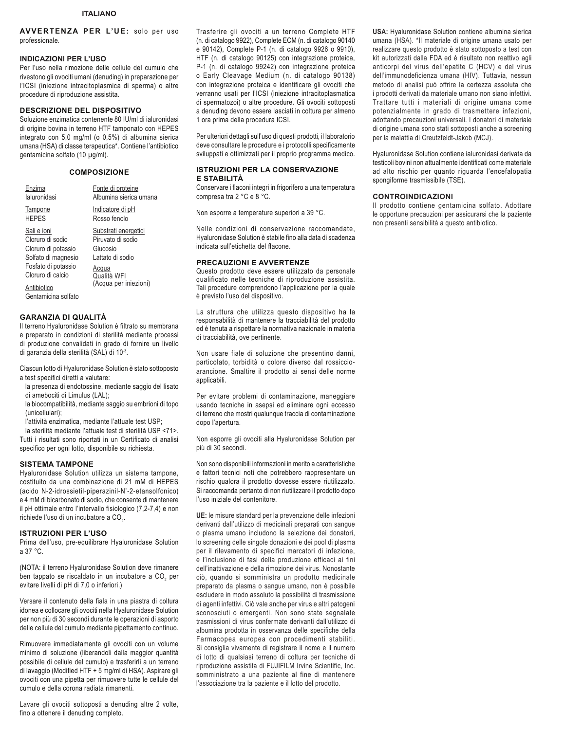## ITALIANO

**AVVERTENZA PER L'UE:** solo per uso professionale.

### INDICAZIONI PER L'USO

Per l'uso nella rimozione delle cellule del cumulo che rivestono gli ovociti umani (denuding) in preparazione per l'ICSI (iniezione intracitoplasmica di sperma) o altre procedure di riproduzione assistita.

### DESCRIZIONE DEL DISPOSITIVO

Soluzione enzimatica contenente 80 IU/ml di ialuronidasi di origine bovina in terreno HTF tamponato con HEPES integrato con 5,0 mg/ml (o 0,5%) di albumina sierica umana (HSA) di classe terapeutica*. Contiene l'antibiotico gentamicina solfato (10 µg/ml).

### COMPOSIZIONE

| | |
|---|---|
| Enzima<br>Ialuronidasi | Fonte di proteine<br>Albumina sierica umana |
| Tampone<br>HEPES | Indicatore di pH<br>Rosso fenolo |
| Sali e ioni<br>Cloruro di sodio<br>Cloruro di potassio<br>Solfato di magnesio<br>Fosfato di potassio<br>Cloruro di calcio | Substrati energetici<br>Piruvato di sodio<br>Glucosio<br>Lattato di sodio |
| Antibiotico<br>Gentamicina solfato | Acqua<br>Qualità WFI<br>(Acqua per iniezioni) |

### GARANZIA DI QUALITÀ

Il terreno Hyaluronidase Solution è filtrato su membrana e preparato in condizioni di sterilità mediante processi di produzione convalidati in grado di fornire un livello di garanzia della sterilità (SAL) di $10^{-3}$.

Ciascun lotto di Hyaluronidase Solution è stato sottoposto a test specifici diretti a valutare:

- la presenza di endotossine, mediante saggio del lisato di amebociti di Limulus (LAL);
- la biocompatibilità, mediante saggio su embrioni di topo (unicellulari);
- l'attività enzimatica, mediante l'attuale test USP;
- la sterilità mediante l'attuale test di sterilità USP <71>.

Tutti i risultati sono riportati in un Certificato di analisi specifico per ogni lotto, disponibile su richiesta.

### SISTEMA TAMPONE

Hyaluronidase Solution utilizza un sistema tampone, costituito da una combinazione di 21 mM di HEPES (acido N-2-idrossietil-piperazinil-N'-2-etansolfonico) e 4 mM di bicarbonato di sodio, che consente di mantenere il pH ottimale entro l'intervallo fisiologico (7,2-7,4) e non richiede l'uso di un incubatore a $CO_2$.

### ISTRUZIONI PER L'USO

Prima dell'uso, pre-equilibrare Hyaluronidase Solution a 37 °C.

(NOTA: il terreno Hyaluronidase Solution deve rimanere ben tappato se riscaldato in un incubatore a $CO_2$ per evitare livelli di pH di 7,0 o inferiori.)

Versare il contenuto della fiala in una piastra di coltura idonea e collocare gli ovociti nella Hyaluronidase Solution per non più di 30 secondi durante le operazioni di asporto delle cellule del cumulo mediante pipettamento continuo.

Rimuovere immediatamente gli ovociti con un volume minimo di soluzione (liberandoli dalla maggior quantità possibile di cellule del cumulo) e trasferirli a un terreno di lavaggio (Modified HTF + 5 mg/ml di HSA). Aspirare gli ovociti con una pipetta per rimuovere tutte le cellule del cumulo e della corona radiata rimanenti.

Lavare gli ovociti sottoposti a denuding altre 2 volte, fino a ottenere il denuding completo.

Trasferire gli ovociti a un terreno Complete HTF (n. di catalogo 9922), Complete ECM (n. di catalogo 90140 e 90142), Complete P-1 (n. di catalogo 9926 o 9910), HTF (n. di catalogo 90125) con integrazione proteica, P-1 (n. di catalogo 99242) con integrazione proteica o Early Cleavage Medium (n. di catalogo 90138) con integrazione proteica e identificare gli ovociti che verranno usati per l'ICSI (iniezione intracitoplasmatica di spermatozoi) o altre procedure. Gli ovociti sottoposti a denuding devono essere lasciati in coltura per almeno 1 ora prima della procedura ICSI.

Per ulteriori dettagli sull'uso di questi prodotti, il laboratorio deve consultare le procedure e i protocolli specificamente sviluppati e ottimizzati per il proprio programma medico.

### ISTRUZIONI PER LA CONSERVAZIONE E STABILITÀ

Conservare i flaconi integri in frigorifero a una temperatura compresa tra 2 °C e 8 °C.

Non esporre a temperature superiori a 39 °C.

Nelle condizioni di conservazione raccomandate, Hyaluronidase Solution è stabile fino alla data di scadenza indicata sull'etichetta del flacone.

### PRECAUZIONI E AVVERTENZE

Questo prodotto deve essere utilizzato da personale qualificato nelle tecniche di riproduzione assistita. Tali procedure comprendono l'applicazione per la quale è previsto l'uso del dispositivo.

La struttura che utilizza questo dispositivo ha la responsabilità di mantenere la tracciabilità del prodotto ed è tenuta a rispettare la normativa nazionale in materia di tracciabilità, ove pertinente.

Non usare fiale di soluzione che presentino danni, particolato, torbidità o colore diverso dal rossiccio-arancione. Smaltire il prodotto ai sensi delle norme applicabili.

Per evitare problemi di contaminazione, maneggiare usando tecniche in asepsi ed eliminare ogni eccesso di terreno che mostri qualunque traccia di contaminazione dopo l'apertura.

Non esporre gli ovociti alla Hyaluronidase Solution per più di 30 secondi.

Non sono disponibili informazioni in merito a caratteristiche e fattori tecnici noti che potrebbero rappresentare un rischio qualora il prodotto dovesse essere riutilizzato. Si raccomanda pertanto di non riutilizzare il prodotto dopo l'uso iniziale del contenitore.

**UE:** le misure standard per la prevenzione delle infezioni derivanti dall'utilizzo di medicinali preparati con sangue o plasma umano includono la selezione dei donatori, lo screening delle singole donazioni e dei pool di plasma per il rilevamento di specifici marcatori di infezione, e l'inclusione di fasi della produzione efficaci ai fini dell'inattivazione e della rimozione dei virus. Nonostante ciò, quando si somministra un prodotto medicinale preparato da plasma o sangue umano, non è possibile escludere in modo assoluto la possibilità di trasmissione di agenti infettivi. Ciò vale anche per virus e altri patogeni sconosciuti o emergenti. Non sono state segnalate trasmissioni di virus confermate derivanti dall'utilizzo di albumina prodotta in osservanza delle specifiche della Farmacopea europea con procedimenti stabiliti. Si consiglia vivamente di registrare il nome e il numero di lotto di qualsiasi terreno di coltura per tecniche di riproduzione assistita di FUJIFILM Irvine Scientific, Inc. somministrato a una paziente al fine di mantenere l'associazione tra la paziente e il lotto del prodotto.

**USA:** Hyaluronidase Solution contiene albumina sierica umana (HSA). *Il materiale di origine umana usato per realizzare questo prodotto è stato sottoposto a test con kit autorizzati dalla FDA ed è risultato non reattivo agli anticorpi del virus dell'epatite C (HCV) e del virus dell'immunodeficienza umana (HIV). Tuttavia, nessun metodo di analisi può offrire la certezza assoluta che i prodotti derivati da materiale umano non siano infettivi. Trattare tutti i materiali di origine umana come potenzialmente in grado di trasmettere infezioni, adottando precauzioni universali. I donatori di materiale di origine umana sono stati sottoposti anche a screening per la malattia di Creutzfeldt-Jakob (MCJ).

Hyaluronidase Solution contiene ialuronidasi derivata da testicoli bovini non attualmente identificati come materiale ad alto rischio per quanto riguarda l'encefalopatia spongiforme trasmissibile (TSE).

### CONTROINDICAZIONI

Il prodotto contiene gentamicina solfato. Adottare le opportune precauzioni per assicurarsi che la paziente non presenti sensibilità a questo antibiotico.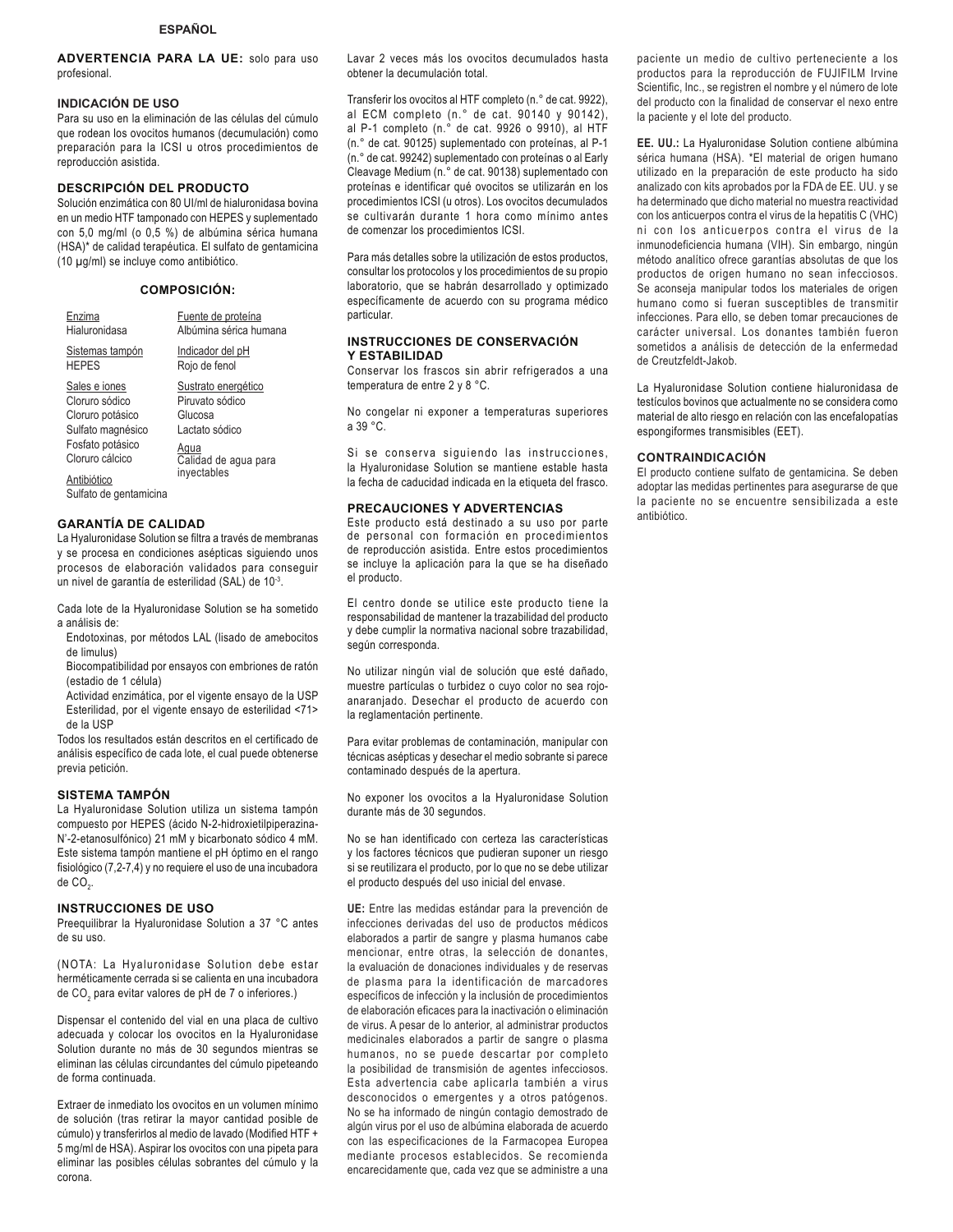**ESPAÑOL**

**ADVERTENCIA PARA LA UE:** solo para uso profesional.

## INDICACIÓN DE USO

Para su uso en la eliminación de las células del cúmulo que rodean los ovocitos humanos (decumulación) como preparación para la ICSI u otros procedimientos de reproducción asistida.

## DESCRIPCIÓN DEL PRODUCTO

Solución enzimática con 80 UI/ml de hialuronidasa bovina en un medio HTF tamponado con HEPES y suplementado con 5,0 mg/ml (o 0,5 %) de albúmina sérica humana (HSA)* de calidad terapéutica. El sulfato de gentamicina (10 µg/ml) se incluye como antibiótico.

## COMPOSICIÓN:

| | |
|---|---|
| Enzima<br>Hialuronidasa | Fuente de proteína<br>Albúmina sérica humana |
| Sistemas tampón<br>HEPES | Indicador del pH<br>Rojo de fenol |
| Sales e iones<br>Cloruro sódico<br>Cloruro potásico<br>Sulfato magnésico<br>Fosfato potásico<br>Cloruro cálcico | Sustrato energético<br>Piruvato sódico<br>Glucosa<br>Lactato sódico |
| Antibiótico<br>Sulfato de gentamicina | Agua<br>Calidad de agua para inyectables |

## GARANTÍA DE CALIDAD

La Hyaluronidase Solution se filtra a través de membranas y se procesa en condiciones asépticas siguiendo unos procesos de elaboración validados para conseguir un nivel de garantía de esterilidad (SAL) de $10^{-3}$.

Cada lote de la Hyaluronidase Solution se ha sometido a análisis de:

- Endotoxinas, por métodos LAL (lisado de amebocitos de limulus)
- Biocompatibilidad por ensayos con embriones de ratón (estadio de 1 célula)
- Actividad enzimática, por el vigente ensayo de la USP
- Esterilidad, por el vigente ensayo de esterilidad <71> de la USP

Todos los resultados están descritos en el certificado de análisis específico de cada lote, el cual puede obtenerse previa petición.

## SISTEMA TAMPÓN

La Hyaluronidase Solution utiliza un sistema tampón compuesto por HEPES (ácido N-2-hidroxietilpiperazina-N'-2-etanosulfónico) 21 mM y bicarbonato sódico 4 mM. Este sistema tampón mantiene el pH óptimo en el rango fisiológico (7,2-7,4) y no requiere el uso de una incubadora de $CO_2$.

## INSTRUCCIONES DE USO

Preequilibrar la Hyaluronidase Solution a 37 °C antes de su uso.

(NOTA: La Hyaluronidase Solution debe estar herméticamente cerrada si se calienta en una incubadora de $CO_2$ para evitar valores de pH de 7 o inferiores.)

Dispensar el contenido del vial en una placa de cultivo adecuada y colocar los ovocitos en la Hyaluronidase Solution durante no más de 30 segundos mientras se eliminan las células circundantes del cúmulo pipeteando de forma continuada.

Extraer de inmediato los ovocitos en un volumen mínimo de solución (tras retirar la mayor cantidad posible de cúmulo) y transferirlos al medio de lavado (Modified HTF + 5 mg/ml de HSA). Aspirar los ovocitos con una pipeta para eliminar las posibles células sobrantes del cúmulo y la corona.

Lavar 2 veces más los ovocitos decumulados hasta obtener la decumulación total.

Transferir los ovocitos al HTF completo (n.° de cat. 9922), al ECM completo (n.° de cat. 90140 y 90142), al P-1 completo (n.° de cat. 9926 o 9910), al HTF (n.° de cat. 90125) suplementado con proteínas, al P-1 (n.° de cat. 99242) suplementado con proteínas o al Early Cleavage Medium (n.° de cat. 90138) suplementado con proteínas e identificar qué ovocitos se utilizarán en los procedimientos ICSI (u otros). Los ovocitos decumulados se cultivarán durante 1 hora como mínimo antes de comenzar los procedimientos ICSI.

Para más detalles sobre la utilización de estos productos, consultar los protocolos y los procedimientos de su propio laboratorio, que se habrán desarrollado y optimizado específicamente de acuerdo con su programa médico particular.

## INSTRUCCIONES DE CONSERVACIÓN Y ESTABILIDAD

Conservar los frascos sin abrir refrigerados a una temperatura de entre 2 y 8 °C.

No congelar ni exponer a temperaturas superiores a 39 °C.

Si se conserva siguiendo las instrucciones, la Hyaluronidase Solution se mantiene estable hasta la fecha de caducidad indicada en la etiqueta del frasco.

## PRECAUCIONES Y ADVERTENCIAS

Este producto está destinado a su uso por parte de personal con formación en procedimientos de reproducción asistida. Entre estos procedimientos se incluye la aplicación para la que se ha diseñado el producto.

El centro donde se utilice este producto tiene la responsabilidad de mantener la trazabilidad del producto y debe cumplir la normativa nacional sobre trazabilidad, según corresponda.

No utilizar ningún vial de solución que esté dañado, muestre partículas o turbidez o cuyo color no sea rojo-anaranjado. Desechar el producto de acuerdo con la reglamentación pertinente.

Para evitar problemas de contaminación, manipular con técnicas asépticas y desechar el medio sobrante si parece contaminado después de la apertura.

No exponer los ovocitos a la Hyaluronidase Solution durante más de 30 segundos.

No se han identificado con certeza las características y los factores técnicos que pudieran suponer un riesgo si se reutilizara el producto, por lo que no se debe utilizar el producto después del uso inicial del envase.

**UE:** Entre las medidas estándar para la prevención de infecciones derivadas del uso de productos médicos elaborados a partir de sangre y plasma humanos cabe mencionar, entre otras, la selección de donantes, la evaluación de donaciones individuales y de reservas de plasma para la identificación de marcadores específicos de infección y la inclusión de procedimientos de elaboración eficaces para la inactivación o eliminación de virus. A pesar de lo anterior, al administrar productos medicinales elaborados a partir de sangre o plasma humanos, no se puede descartar por completo la posibilidad de transmisión de agentes infecciosos. Esta advertencia cabe aplicarla también a virus desconocidos o emergentes y a otros patógenos. No se ha informado de ningún contagio demostrado de algún virus por el uso de albúmina elaborada de acuerdo con las especificaciones de la Farmacopea Europea mediante procesos establecidos. Se recomienda encarecidamente que, cada vez que se administre a una paciente un medio de cultivo perteneciente a los productos para la reproducción de FUJIFILM Irvine Scientific, Inc., se registren el nombre y el número de lote del producto con la finalidad de conservar el nexo entre la paciente y el lote del producto.

**EE. UU.:** La Hyaluronidase Solution contiene albúmina sérica humana (HSA). *El material de origen humano utilizado en la preparación de este producto ha sido analizado con kits aprobados por la FDA de EE. UU. y se ha determinado que dicho material no muestra reactividad con los anticuerpos contra el virus de la hepatitis C (VHC) ni con los anticuerpos contra el virus de la inmunodeficiencia humana (VIH). Sin embargo, ningún método analítico ofrece garantías absolutas de que los productos de origen humano no sean infecciosos. Se aconseja manipular todos los materiales de origen humano como si fueran susceptibles de transmitir infecciones. Para ello, se deben tomar precauciones de carácter universal. Los donantes también fueron sometidos a análisis de detección de la enfermedad de Creutzfeldt-Jakob.

La Hyaluronidase Solution contiene hialuronidasa de testículos bovinos que actualmente no se considera como material de alto riesgo en relación con las encefalopatías espongiformes transmisibles (EET).

## CONTRAINDICACIÓN

El producto contiene sulfato de gentamicina. Se deben adoptar las medidas pertinentes para asegurarse de que la paciente no se encuentre sensibilizada a este antibiótico.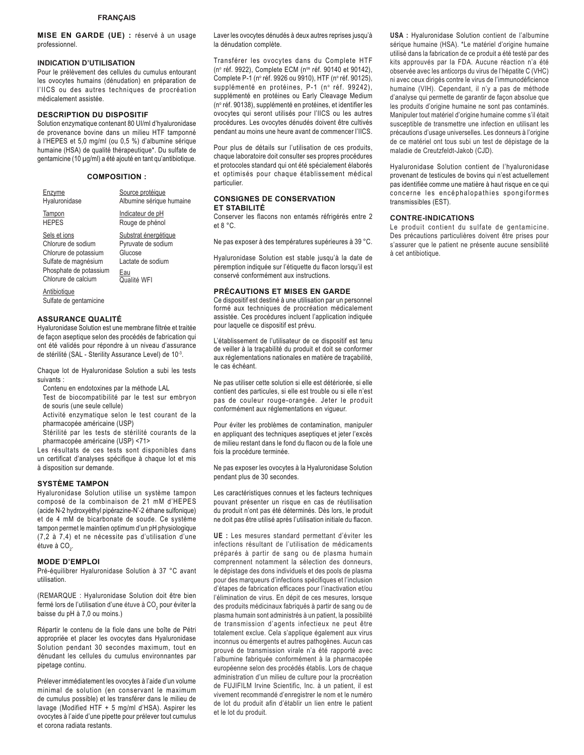**FRANÇAIS**

**MISE EN GARDE (UE) :** réservé à un usage professionnel.

### INDICATION D'UTILISATION

Pour le prélèvement des cellules du cumulus entourant les ovocytes humains (dénudation) en préparation de l'IICS ou des autres techniques de procréation médicalement assistée.

### DESCRIPTION DU DISPOSITIF

Solution enzymatique contenant 80 UI/ml d'hyaluronidase de provenance bovine dans un milieu HTF tamponné à l'HEPES et 5,0 mg/ml (ou 0,5 %) d'albumine sérique humaine (HSA) de qualité thérapeutique*. Du sulfate de gentamicine (10 µg/ml) a été ajouté en tant qu'antibiotique.

### COMPOSITION :

| | |
|---|---|
| Enzyme<br>Hyaluronidase | Source protéique<br>Albumine sérique humaine |
| Tampon<br>HEPES | Indicateur de pH<br>Rouge de phénol |
| Sels et ions<br>Chlorure de sodium<br>Chlorure de potassium<br>Sulfate de magnésium<br>Phosphate de potassium<br>Chlorure de calcium | Substrat énergétique<br>Pyruvate de sodium<br>Glucose<br>Lactate de sodium<br>Eau<br>Qualité WFI |
| Antibiotique<br>Sulfate de gentamicine | |

### ASSURANCE QUALITÉ

Hyaluronidase Solution est une membrane filtrée et traitée de façon aseptique selon des procédés de fabrication qui ont été validés pour répondre à un niveau d'assurance de stérilité (SAL - Sterility Assurance Level) de $10^{-3}$.

Chaque lot de Hyaluronidase Solution a subi les tests suivants :

- Contenu en endotoxines par la méthode LAL
- Test de biocompatibilité par le test sur embryon de souris (une seule cellule)
- Activité enzymatique selon le test courant de la pharmacopée américaine (USP)
- Stérilité par les tests de stérilité courants de la pharmacopée américaine (USP) <71>

Les résultats de ces tests sont disponibles dans un certificat d'analyses spécifique à chaque lot et mis à disposition sur demande.

### SYSTÈME TAMPON

Hyaluronidase Solution utilise un système tampon composé de la combinaison de 21 mM d'HEPES (acide N-2 hydroxyéthyl pipérazine-N'-2 éthane sulfonique) et de 4 mM de bicarbonate de soude. Ce système tampon permet le maintien optimum d'un pH physiologique (7,2 à 7,4) et ne nécessite pas d'utilisation d'une étuve à $CO_2$.

### MODE D'EMPLOI

Pré-équilibrer Hyaluronidase Solution à 37 °C avant utilisation.

(REMARQUE : Hyaluronidase Solution doit être bien fermé lors de l'utilisation d'une étuve à $CO_2$ pour éviter la baisse du pH à 7,0 ou moins.)

Répartir le contenu de la fiole dans une boîte de Pétri appropriée et placer les ovocytes dans Hyaluronidase Solution pendant 30 secondes maximum, tout en dénudant les cellules du cumulus environnantes par pipetage continu.

Prélever immédiatement les ovocytes à l'aide d'un volume minimal de solution (en conservant le maximum de cumulus possible) et les transférer dans le milieu de lavage (Modified HTF + 5 mg/ml d'HSA). Aspirer les ovocytes à l'aide d'une pipette pour prélever tout cumulus et corona radiata restants.

Laver les ovocytes dénudés à deux autres reprises jusqu'à la dénudation complète.

Transférer les ovocytes dans du Complete HTF (nº réf. 9922), Complete ECM (nºs réf. 90140 et 90142), Complete P-1 (nº réf. 9926 ou 9910), HTF (nº réf. 90125), supplémenté en protéines, P-1 (nº réf. 99242), supplémenté en protéines ou Early Cleavage Medium (nº réf. 90138), supplémenté en protéines, et identifier les ovocytes qui seront utilisés pour l'IICS ou les autres procédures. Les ovocytes dénudés doivent être cultivés pendant au moins une heure avant de commencer l'IICS.

Pour plus de détails sur l'utilisation de ces produits, chaque laboratoire doit consulter ses propres procédures et protocoles standard qui ont été spécialement élaborés et optimisés pour chaque établissement médical particulier.

### CONSIGNES DE CONSERVATION ET STABILITÉ

Conserver les flacons non entamés réfrigérés entre 2 et 8 °C.

Ne pas exposer à des températures supérieures à 39 °C.

Hyaluronidase Solution est stable jusqu'à la date de péremption indiquée sur l'étiquette du flacon lorsqu'il est conservé conformément aux instructions.

### PRÉCAUTIONS ET MISES EN GARDE

Ce dispositif est destiné à une utilisation par un personnel formé aux techniques de procréation médicalement assistée. Ces procédures incluent l'application indiquée pour laquelle ce dispositif est prévu.

L'établissement de l'utilisateur de ce dispositif est tenu de veiller à la traçabilité du produit et doit se conformer aux réglementations nationales en matière de traçabilité, le cas échéant.

Ne pas utiliser cette solution si elle est détériorée, si elle contient des particules, si elle est trouble ou si elle n'est pas de couleur rouge-orangée. Jeter le produit conformément aux réglementations en vigueur.

Pour éviter les problèmes de contamination, manipuler en appliquant des techniques aseptiques et jeter l'excès de milieu restant dans le fond du flacon ou de la fiole une fois la procédure terminée.

Ne pas exposer les ovocytes à la Hyaluronidase Solution pendant plus de 30 secondes.

Les caractéristiques connues et les facteurs techniques pouvant présenter un risque en cas de réutilisation du produit n'ont pas été déterminés. Dès lors, le produit ne doit pas être utilisé après l'utilisation initiale du flacon.

**UE :** Les mesures standard permettant d'éviter les infections résultant de l'utilisation de médicaments préparés à partir de sang ou de plasma humain comprennent notamment la sélection des donneurs, le dépistage des dons individuels et des pools de plasma pour des marqueurs d'infections spécifiques et l'inclusion d'étapes de fabrication efficaces pour l'inactivation et/ou l'élimination de virus. En dépit de ces mesures, lorsque des produits médicinaux fabriqués à partir de sang ou de plasma humain sont administrés à un patient, la possibilité de transmission d'agents infectieux ne peut être totalement exclue. Cela s'applique également aux virus inconnus ou émergents et autres pathogènes. Aucun cas prouvé de transmission virale n'a été rapporté avec l'albumine fabriquée conformément à la pharmacopée européenne selon des procédés établis. Lors de chaque administration d'un milieu de culture pour la procréation de FUJIFILM Irvine Scientific, Inc. à un patient, il est vivement recommandé d'enregistrer le nom et le numéro de lot du produit afin d'établir un lien entre le patient et le lot du produit.

**USA :** Hyaluronidase Solution contient de l'albumine sérique humaine (HSA). *Le matériel d'origine humaine utilisé dans la fabrication de ce produit a été testé par des kits approuvés par la FDA. Aucune réaction n'a été observée avec les anticorps du virus de l'hépatite C (VHC) ni avec ceux dirigés contre le virus de l'immunodéficience humaine (VIH). Cependant, il n'y a pas de méthode d'analyse qui permette de garantir de façon absolue que les produits d'origine humaine ne sont pas contaminés. Manipuler tout matériel d'origine humaine comme s'il était susceptible de transmettre une infection en utilisant les précautions d'usage universelles. Les donneurs à l'origine de ce matériel ont tous subi un test de dépistage de la maladie de Creutzfeldt-Jakob (CJD).

Hyaluronidase Solution contient de l'hyaluronidase provenant de testicules de bovins qui n'est actuellement pas identifiée comme une matière à haut risque en ce qui concerne les encéphalopathies spongiformes transmissibles (EST).

### CONTRE-INDICATIONS

Le produit contient du sulfate de gentamicine. Des précautions particulières doivent être prises pour s'assurer que le patient ne présente aucune sensibilité à cet antibiotique.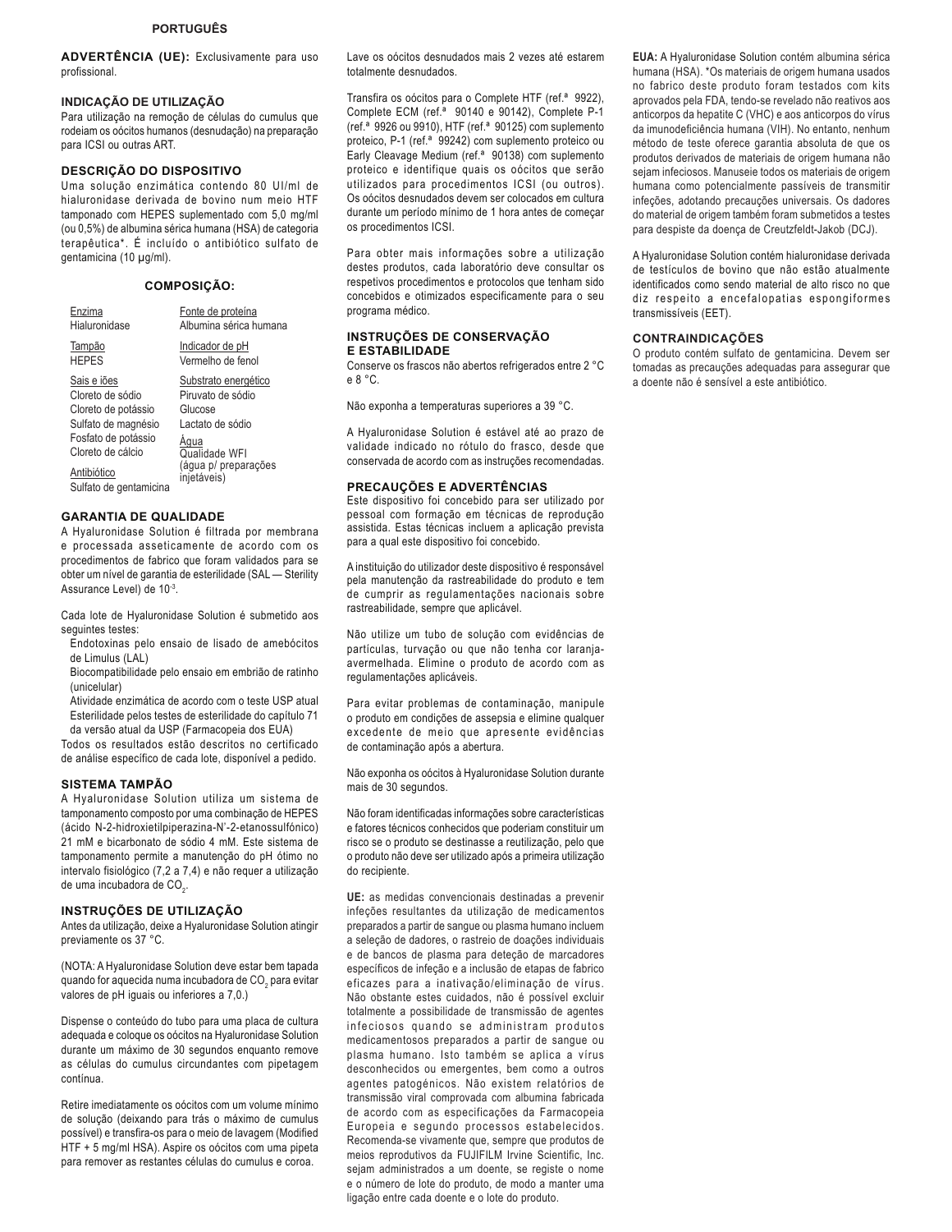**PORTUGUÊS**

**ADVERTÊNCIA (UE):** Exclusivamente para uso profissional.

## INDICAÇÃO DE UTILIZAÇÃO

Para utilização na remoção de células do cumulus que rodeiam os oócitos humanos (desnudação) na preparação para ICSI ou outras ART.

## DESCRIÇÃO DO DISPOSITIVO

Uma solução enzimática contendo 80 UI/ml de hialuronidase derivada de bovino num meio HTF tamponado com HEPES suplementado com 5,0 mg/ml (ou 0,5%) de albumina sérica humana (HSA) de categoria terapêutica*. É incluído o antibiótico sulfato de gentamicina (10 µg/ml).

## COMPOSIÇÃO:

| | |
|---|---|
| Enzima<br>Hialuronidase | Fonte de proteína<br>Albumina sérica humana |
| Tampão<br>HEPES | Indicador de pH<br>Vermelho de fenol |
| Sais e iões<br>Cloreto de sódio<br>Cloreto de potássio<br>Sulfato de magnésio<br>Fosfato de potássio<br>Cloreto de cálcio | Substrato energético<br>Piruvato de sódio<br>Glucose<br>Lactato de sódio |
| Antibiótico<br>Sulfato de gentamicina | Água<br>Qualidade WFI<br>(água p/ preparações injetáveis) |

## GARANTIA DE QUALIDADE

A Hyaluronidase Solution é filtrada por membrana e processada asseticamente de acordo com os procedimentos de fabrico que foram validados para se obter um nível de garantia de esterilidade (SAL — Sterility Assurance Level) de $10^{-3}$.

Cada lote de Hyaluronidase Solution é submetido aos seguintes testes:

- Endotoxinas pelo ensaio de lisado de amebócitos de Limulus (LAL)
- Biocompatibilidade pelo ensaio em embrião de ratinho (unicelular)
- Atividade enzimática de acordo com o teste USP atual
- Esterilidade pelos testes de esterilidade do capítulo 71 da versão atual da USP (Farmacopeia dos EUA)

Todos os resultados estão descritos no certificado de análise específico de cada lote, disponível a pedido.

## SISTEMA TAMPÃO

A Hyaluronidase Solution utiliza um sistema de tamponamento composto por uma combinação de HEPES (ácido N-2-hidroxietilpiperazina-N'-2-etanossulfónico) 21 mM e bicarbonato de sódio 4 mM. Este sistema de tamponamento permite a manutenção do pH ótimo no intervalo fisiológico (7,2 a 7,4) e não requer a utilização de uma incubadora de $CO_2$.

## INSTRUÇÕES DE UTILIZAÇÃO

Antes da utilização, deixe a Hyaluronidase Solution atingir previamente os 37 °C.

(NOTA: A Hyaluronidase Solution deve estar bem tapada quando for aquecida numa incubadora de $CO_2$ para evitar valores de pH iguais ou inferiores a 7,0.)

Dispense o conteúdo do tubo para uma placa de cultura adequada e coloque os oócitos na Hyaluronidase Solution durante um máximo de 30 segundos enquanto remove as células do cumulus circundantes com pipetagem contínua.

Retire imediatamente os oócitos com um volume mínimo de solução (deixando para trás o máximo de cumulus possível) e transfira-os para o meio de lavagem (Modified HTF + 5 mg/ml HSA). Aspire os oócitos com uma pipeta para remover as restantes células do cumulus e coroa.

Lave os oócitos desnudados mais 2 vezes até estarem totalmente desnudados.

Transfira os oócitos para o Complete HTF (ref.ª 9922), Complete ECM (ref.ª 90140 e 90142), Complete P-1 (ref.ª 9926 ou 9910), HTF (ref.ª 90125) com suplemento proteico, P-1 (ref.ª 99242) com suplemento proteico ou Early Cleavage Medium (ref.ª 90138) com suplemento proteico e identifique quais os oócitos que serão utilizados para procedimentos ICSI (ou outros). Os oócitos desnudados devem ser colocados em cultura durante um período mínimo de 1 hora antes de começar os procedimentos ICSI.

Para obter mais informações sobre a utilização destes produtos, cada laboratório deve consultar os respetivos procedimentos e protocolos que tenham sido concebidos e otimizados especificamente para o seu programa médico.

## INSTRUÇÕES DE CONSERVAÇÃO E ESTABILIDADE

Conserve os frascos não abertos refrigerados entre 2 °C e 8 °C.

Não exponha a temperaturas superiores a 39 °C.

A Hyaluronidase Solution é estável até ao prazo de validade indicado no rótulo do frasco, desde que conservada de acordo com as instruções recomendadas.

## PRECAUÇÕES E ADVERTÊNCIAS

Este dispositivo foi concebido para ser utilizado por pessoal com formação em técnicas de reprodução assistida. Estas técnicas incluem a aplicação prevista para a qual este dispositivo foi concebido.

A instituição do utilizador deste dispositivo é responsável pela manutenção da rastreabilidade do produto e tem de cumprir as regulamentações nacionais sobre rastreabilidade, sempre que aplicável.

Não utilize um tubo de solução com evidências de partículas, turvação ou que não tenha cor laranja-avermelhada. Elimine o produto de acordo com as regulamentações aplicáveis.

Para evitar problemas de contaminação, manipule o produto em condições de assepsia e elimine qualquer excedente de meio que apresente evidências de contaminação após a abertura.

Não exponha os oócitos à Hyaluronidase Solution durante mais de 30 segundos.

Não foram identificadas informações sobre características e fatores técnicos conhecidos que poderiam constituir um risco se o produto se destinasse a reutilização, pelo que o produto não deve ser utilizado após a primeira utilização do recipiente.

**UE:** as medidas convencionais destinadas a prevenir infeções resultantes da utilização de medicamentos preparados a partir de sangue ou plasma humano incluem a seleção de dadores, o rastreio de doações individuais e de bancos de plasma para deteção de marcadores específicos de infeção e a inclusão de etapas de fabrico eficazes para a inativação/eliminação de vírus. Não obstante estes cuidados, não é possível excluir totalmente a possibilidade de transmissão de agentes infeciosos quando se administram produtos medicamentosos preparados a partir de sangue ou plasma humano. Isto também se aplica a vírus desconhecidos ou emergentes, bem como a outros agentes patogénicos. Não existem relatórios de transmissão viral comprovada com albumina fabricada de acordo com as especificações da Farmacopeia Europeia e segundo processos estabelecidos. Recomenda-se vivamente que, sempre que produtos de meios reprodutivos da FUJIFILM Irvine Scientific, Inc. sejam administrados a um doente, se registe o nome e o número de lote do produto, de modo a manter uma ligação entre cada doente e o lote do produto.

**EUA:** A Hyaluronidase Solution contém albumina sérica humana (HSA). *Os materiais de origem humana usados no fabrico deste produto foram testados com kits aprovados pela FDA, tendo-se revelado não reativos aos anticorpos da hepatite C (VHC) e aos anticorpos do vírus da imunodeficiência humana (VIH). No entanto, nenhum método de teste oferece garantia absoluta de que os produtos derivados de materiais de origem humana não sejam infeciosos. Manuseie todos os materiais de origem humana como potencialmente passíveis de transmitir infeções, adotando precauções universais. Os dadores do material de origem também foram submetidos a testes para despiste da doença de Creutzfeldt-Jakob (DCJ).

A Hyaluronidase Solution contém hialuronidase derivada de testículos de bovino que não estão atualmente identificados como sendo material de alto risco no que diz respeito a encefalopatias espongiformes transmissíveis (EET).

## CONTRAINDICAÇÕES

O produto contém sulfato de gentamicina. Devem ser tomadas as precauções adequadas para assegurar que a doente não é sensível a este antibiótico.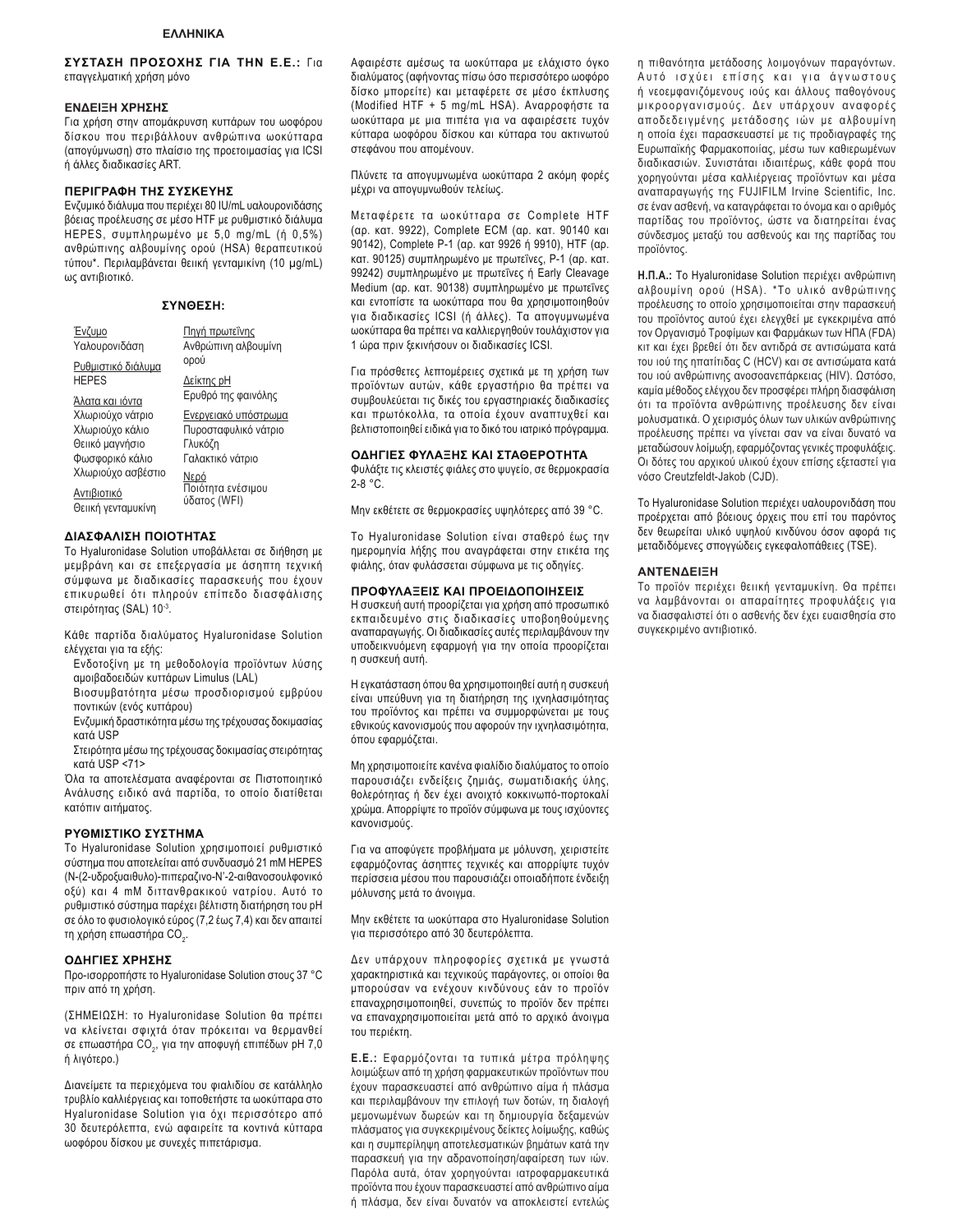## ΕΛΛΗΝΙΚΑ

**ΣΥΣΤΑΣΗ ΠΡΟΣΟΧΗΣ ΓΙΑ ΤΗΝ Ε.Ε.:** Για επαγγελματική χρήση μόνο

### ΕΝΔΕΙΞΗ ΧΡΗΣΗΣ

Για χρήση στην απομάκρυνση κυττάρων του ωοφόρου δίσκου που περιβάλλουν ανθρώπινα ωοκύτταρα (απογύμνωση) στο πλαίσιο της προετοιμασίας για ICSI ή άλλες διαδικασίες ART.

### ΠΕΡΙΓΡΑΦΗ ΤΗΣ ΣΥΣΚΕΥΗΣ

Ενζυμικό διάλυμα που περιέχει 80 IU/mL υαλουρονιδάσης βόειας προέλευσης σε μέσο HTF με ρυθμιστικό διάλυμα HEPES, συμπληρωμένο με 5,0 mg/mL (ή 0,5%) ανθρώπινης αλβουμίνης ορού (HSA) θεραπευτικού τύπου*. Περιλαμβάνεται θειική γενταμικίνη (10 µg/mL) ως αντιβιοτικό.

### ΣΥΝΘΕΣΗ:

| | |
|---|---|
| Ένζυμο<br>Υαλουρονιδάση | Πηγή πρωτεΐνης<br>Ανθρώπινη αλβουμίνη ορού |
| Ρυθμιστικό διάλυμα<br>HEPES | Δείκτης pH<br>Ερυθρό της φαινόλης |
| Άλατα και ιόντα<br>Χλωριούχο νάτριο<br>Χλωριούχο κάλιο<br>Θειικό μαγνήσιο<br>Φωσφορικό κάλιο<br>Χλωριούχο ασβέστιο | Ενεργειακό υπόστρωμα<br>Πυροσταφυλικό νάτριο<br>Γλυκόζη<br>Γαλακτικό νάτριο |
| Αντιβιοτικό<br>Θειική γενταμυκίνη | Νερό<br>Ποιότητα ενέσιμου ύδατος (WFI) |

### ΔΙΑΣΦΑΛΙΣΗ ΠΟΙΟΤΗΤΑΣ

Το Hyaluronidase Solution υποβάλλεται σε διήθηση με μεμβράνη και σε επεξεργασία με άσηπτη τεχνική σύμφωνα με διαδικασίες παρασκευής που έχουν επικυρωθεί ότι πληρούν επίπεδο διασφάλισης στειρότητας (SAL) $10^{-3}$.

Κάθε παρτίδα διαλύματος Hyaluronidase Solution ελέγχεται για τα εξής:

- Ενδοτοξίνη με τη μεθοδολογία προϊόντων λύσης αμοιβαδοειδών κυττάρων Limulus (LAL)
- Βιοσυμβατότητα μέσω προσδιορισμού εμβρύου ποντικών (ενός κυττάρου)
- Ενζυμική δραστικότητα μέσω της τρέχουσας δοκιμασίας κατά USP
- Στειρότητα μέσω της τρέχουσας δοκιμασίας στειρότητας κατά USP <71>

Όλα τα αποτελέσματα αναφέρονται σε Πιστοποιητικό Ανάλυσης ειδικό ανά παρτίδα, το οποίο διατίθεται κατόπιν αιτήματος.

### ΡΥΘΜΙΣΤΙΚΟ ΣΥΣΤΗΜΑ

Το Hyaluronidase Solution χρησιμοποιεί ρυθμιστικό σύστημα που αποτελείται από συνδυασμό 21 mM HEPES (N-(2-υδροξυαιθυλο)-πιπεραζινο-N'-2-αιθανοσουλφονικό οξύ) και 4 mM διττανθρακικού νατρίου. Αυτό το ρυθμιστικό σύστημα παρέχει βέλτιστη διατήρηση του pH σε όλο το φυσιολογικό εύρος (7,2 έως 7,4) και δεν απαιτεί τη χρήση επωαστήρα $CO_2$.

### ΟΔΗΓΙΕΣ ΧΡΗΣΗΣ

Προ-ισορροπήστε το Hyaluronidase Solution στους 37 °C πριν από τη χρήση.

(ΣΗΜΕΙΩΣΗ: το Hyaluronidase Solution θα πρέπει να κλείνεται σφιχτά όταν πρόκειται να θερμανθεί σε επωαστήρα $CO_2$, για την αποφυγή επιπέδων pH 7,0 ή λιγότερο.)

Διανείμετε τα περιεχόμενα του φιαλιδίου σε κατάλληλο τρυβλίο καλλιέργειας και τοποθετήστε τα ωοκύτταρα στο Hyaluronidase Solution για όχι περισσότερο από 30 δευτερόλεπτα, ενώ αφαιρείτε τα κοντινά κύτταρα ωοφόρου δίσκου με συνεχές πιπετάρισμα.

Αφαιρέστε αμέσως τα ωοκύτταρα με ελάχιστο όγκο διαλύματος (αφήνοντας πίσω όσο περισσότερο ωοφόρο δίσκο μπορείτε) και μεταφέρετε σε μέσο έκπλυσης (Modified HTF + 5 mg/mL HSA). Αναρροφήστε τα ωοκύτταρα με μια πιπέτα για να αφαιρέσετε τυχόν κύτταρα ωοφόρου δίσκου και κύτταρα του ακτινωτού στεφάνου που απομένουν.

Πλύνετε τα απογυμνωμένα ωοκύτταρα 2 ακόμη φορές μέχρι να απογυμνωθούν τελείως.

Μεταφέρετε τα ωοκύτταρα σε Complete HTF (αρ. κατ. 9922), Complete ECM (αρ. κατ. 90140 και 90142), Complete P-1 (αρ. κατ 9926 ή 9910), HTF (αρ. κατ. 90125) συμπληρωμένο με πρωτεΐνες, P-1 (αρ. κατ. 99242) συμπληρωμένο με πρωτεΐνες ή Early Cleavage Medium (αρ. κατ. 90138) συμπληρωμένο με πρωτεΐνες και εντοπίστε τα ωοκύτταρα που θα χρησιμοποιηθούν για διαδικασίες ICSI (ή άλλες). Τα απογυμνωμένα ωοκύτταρα θα πρέπει να καλλιεργηθούν τουλάχιστον για 1 ώρα πριν ξεκινήσουν οι διαδικασίες ICSI.

Για πρόσθετες λεπτομέρειες σχετικά με τη χρήση των προϊόντων αυτών, κάθε εργαστήριο θα πρέπει να συμβουλεύεται τις δικές του εργαστηριακές διαδικασίες και πρωτόκολλα, τα οποία έχουν αναπτυχθεί και βελτιστοποιηθεί ειδικά για το δικό του ιατρικό πρόγραμμα.

### ΟΔΗΓΙΕΣ ΦΥΛΑΞΗΣ ΚΑΙ ΣΤΑΘΕΡΟΤΗΤΑ

Φυλάξτε τις κλειστές φιάλες στο ψυγείο, σε θερμοκρασία 2-8 °C.

Μην εκθέτετε σε θερμοκρασίες υψηλότερες από 39 °C.

Το Hyaluronidase Solution είναι σταθερό έως την ημερομηνία λήξης που αναγράφεται στην ετικέτα της φιάλης, όταν φυλάσσεται σύμφωνα με τις οδηγίες.

### ΠΡΟΦΥΛΑΞΕΙΣ ΚΑΙ ΠΡΟΕΙΔΟΠΟΙΗΣΕΙΣ

Η συσκευή αυτή προορίζεται για χρήση από προσωπικό εκπαιδευμένο στις διαδικασίες υποβοηθούμενης αναπαραγωγής. Οι διαδικασίες αυτές περιλαμβάνουν την υποδεικνυόμενη εφαρμογή για την οποία προορίζεται η συσκευή αυτή.

Η εγκατάσταση όπου θα χρησιμοποιηθεί αυτή η συσκευή είναι υπεύθυνη για τη διατήρηση της ιχνηλασιμότητας του προϊόντος και πρέπει να συμμορφώνεται με τους εθνικούς κανονισμούς που αφορούν την ιχνηλασιμότητα, όπου εφαρμόζεται.

Μη χρησιμοποιείτε κανένα φιαλίδιο διαλύματος το οποίο παρουσιάζει ενδείξεις ζημιάς, σωματιδιακής ύλης, θολερότητας ή δεν έχει ανοιχτό κοκκινωπό-πορτοκαλί χρώμα. Απορρίψτε το προϊόν σύμφωνα με τους ισχύοντες κανονισμούς.

Για να αποφύγετε προβλήματα με μόλυνση, χειριστείτε εφαρμόζοντας άσηπτες τεχνικές και απορρίψτε τυχόν περίσσεια μέσου που παρουσιάζει οποιαδήποτε ένδειξη μόλυνσης μετά το άνοιγμα.

Μην εκθέτετε τα ωοκύτταρα στο Hyaluronidase Solution για περισσότερο από 30 δευτερόλεπτα.

Δεν υπάρχουν πληροφορίες σχετικά με γνωστά χαρακτηριστικά και τεχνικούς παράγοντες, οι οποίοι θα μπορούσαν να ενέχουν κινδύνους εάν το προϊόν επαναχρησιμοποιηθεί, συνεπώς το προϊόν δεν πρέπει να επαναχρησιμοποιείται μετά από το αρχικό άνοιγμα του περιέκτη.

**Ε.Ε.:** Εφαρμόζονται τα τυπικά μέτρα πρόληψης λοιμώξεων από τη χρήση φαρμακευτικών προϊόντων που έχουν παρασκευαστεί από ανθρώπινο αίμα ή πλάσμα και περιλαμβάνουν την επιλογή των δοτών, τη διαλογή μεμονωμένων δωρεών και τη δημιουργία δεξαμενών πλάσματος για συγκεκριμένους δείκτες λοίμωξης, καθώς και τη συμπερίληψη αποτελεσματικών βημάτων κατά την παρασκευή για την αδρανοποίηση/αφαίρεση των ιών. Παρόλα αυτά, όταν χορηγούνται ιατροφαρμακευτικά προϊόντα που έχουν παρασκευαστεί από ανθρώπινο αίμα ή πλάσμα, δεν είναι δυνατόν να αποκλειστεί εντελώς η πιθανότητα μετάδοσης λοιμογόνων παραγόντων. Αυτό ισχύει επίσης και για άγνωστους ή νεοεμφανιζόμενους ιούς και άλλους παθογόνους μικροοργανισμούς. Δεν υπάρχουν αναφορές αποδεδειγμένης μετάδοσης ιών με αλβουμίνη η οποία έχει παρασκευαστεί με τις προδιαγραφές της Ευρωπαϊκής Φαρμακοποιίας, μέσω των καθιερωμένων διαδικασιών. Συνιστάται ιδιαιτέρως, κάθε φορά που χορηγούνται μέσα καλλιέργειας προϊόντων και μέσα αναπαραγωγής της FUJIFILM Irvine Scientific, Inc. σε έναν ασθενή, να καταγράφεται το όνομα και ο αριθμός παρτίδας του προϊόντος, ώστε να διατηρείται ένας σύνδεσμος μεταξύ του ασθενούς και της παρτίδας του προϊόντος.

**Η.Π.Α.:** Το Hyaluronidase Solution περιέχει ανθρώπινη αλβουμίνη ορού (HSA). *Το υλικό ανθρώπινης προέλευσης το οποίο χρησιμοποιείται στην παρασκευή του προϊόντος αυτού έχει ελεγχθεί με εγκεκριμένα από τον Οργανισμό Τροφίμων και Φαρμάκων των ΗΠΑ (FDA) κιτ και έχει βρεθεί ότι δεν αντιδρά σε αντισώματα κατά του ιού της ηπατίτιδας C (HCV) και σε αντισώματα κατά του ιού ανθρώπινης ανοσοανεπάρκειας (HIV). Ωστόσο, καμία μέθοδος ελέγχου δεν προσφέρει πλήρη διασφάλιση ότι τα προϊόντα ανθρώπινης προέλευσης δεν είναι μολυσματικά. Ο χειρισμός όλων των υλικών ανθρώπινης προέλευσης πρέπει να γίνεται σαν να είναι δυνατό να μεταδώσουν λοίμωξη, εφαρμόζοντας γενικές προφυλάξεις. Οι δότες του αρχικού υλικού έχουν επίσης εξεταστεί για νόσο Creutzfeldt-Jakob (CJD).

Το Hyaluronidase Solution περιέχει υαλουρονιδάση που προέρχεται από βόειους όρχεις που επί του παρόντος δεν θεωρείται υλικό υψηλού κινδύνου όσον αφορά τις μεταδιδόμενες σπογγώδεις εγκεφαλοπάθειες (TSE).

### ΑΝΤΕΝΔΕΙΞΗ

Το προϊόν περιέχει θειική γενταμυκίνη. Θα πρέπει να λαμβάνονται οι απαραίτητες προφυλάξεις για να διασφαλιστεί ότι ο ασθενής δεν έχει ευαισθησία στο συγκεκριμένο αντιβιοτικό.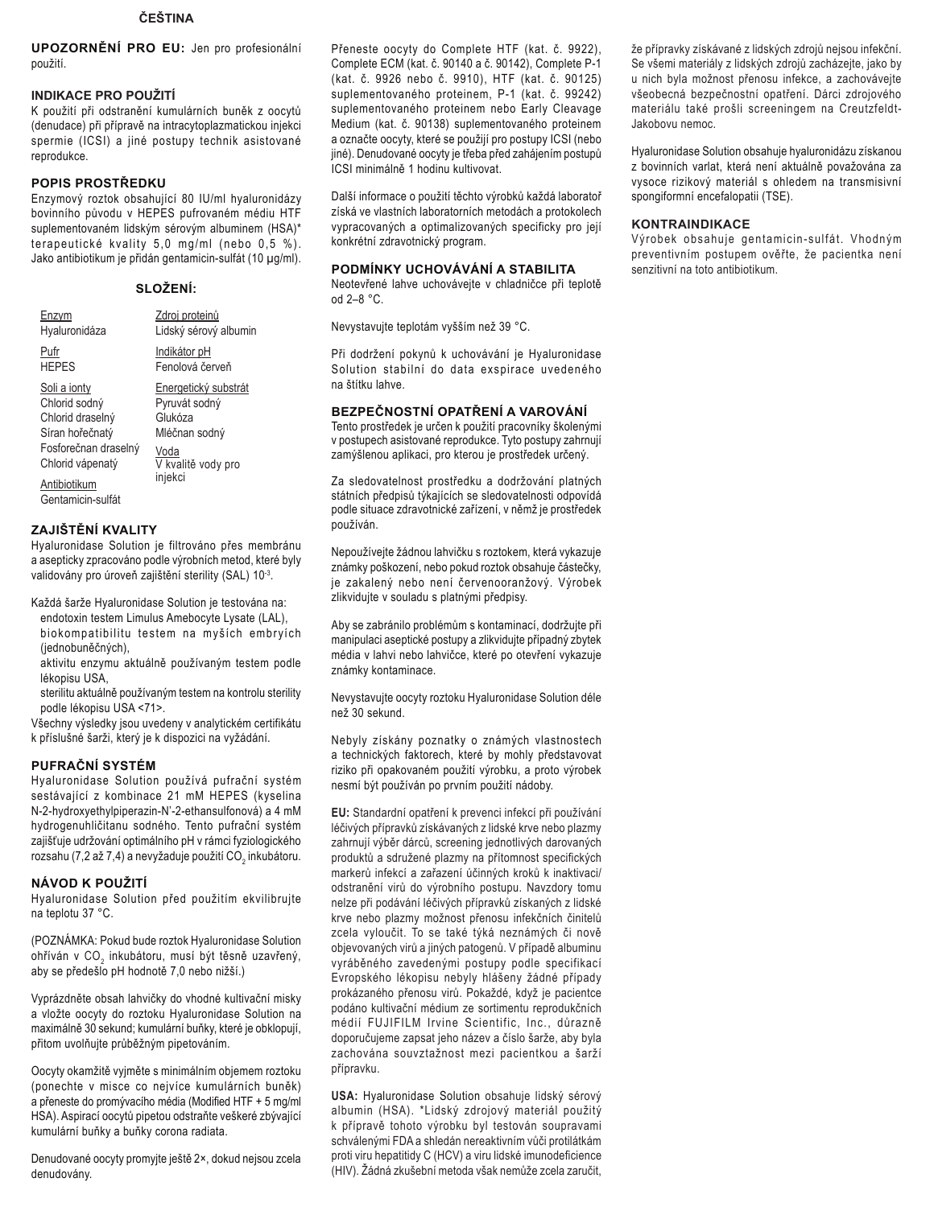## ČEŠTINA

**UPOZORNĚNÍ PRO EU:** Jen pro profesionální použití.

### INDIKACE PRO POUŽITÍ

K použití při odstranění kumulárních buněk z oocytů (denudace) při přípravě na intracytoplazmatickou injekci spermie (ICSI) a jiné postupy technik asistované reprodukce.

### POPIS PROSTŘEDKU

Enzymový roztok obsahující 80 IU/ml hyaluronidázy bovinního původu v HEPES pufrovaném médiu HTF suplementovaném lidským sérovým albuminem (HSA)* terapeutické kvality 5,0 mg/ml (nebo 0,5 %). Jako antibiotikum je přidán gentamicin-sulfát (10 µg/ml).

### SLOŽENÍ:

| | |
|---|---|
| Enzym<br>Hyaluronidáza | Zdroj proteinů<br>Lidský sérový albumin |
| Pufr<br>HEPES | Indikátor pH<br>Fenolová červeň |
| Soli a ionty<br>Chlorid sodný<br>Chlorid draselný<br>Síran hořečnatý<br>Fosforečnan draselný<br>Chlorid vápenatý | Energetický substrát<br>Pyruvát sodný<br>Glukóza<br>Mléčnan sodný |
| Antibiotikum<br>Gentamicin-sulfát | Voda<br>V kvalitě vody pro injekci |

### ZAJIŠTĚNÍ KVALITY

Hyaluronidase Solution je filtrováno přes membránu a asepticky zpracováno podle výrobních metod, které byly validovány pro úroveň zajištění sterility (SAL) $10^{-3}$.

Každá šarže Hyaluronidase Solution je testována na:
- endotoxin testem Limulus Amebocyte Lysate (LAL),
- biokompatibilitu testem na myších embryích (jednobuněčných),
- aktivitu enzymu aktuálně používaným testem podle lékopisu USA,
- sterilitu aktuálně používaným testem na kontrolu sterility podle lékopisu USA <71>.

Všechny výsledky jsou uvedeny v analytickém certifikátu k příslušné šarži, který je k dispozici na vyžádání.

### PUFRAČNÍ SYSTÉM

Hyaluronidase Solution používá pufrační systém sestávající z kombinace 21 mM HEPES (kyselina N-2-hydroxyethylpiperazin-N'-2-ethansulfonová) a 4 mM hydrogenuhličitanu sodného. Tento pufrační systém zajišťuje udržování optimálního pH v rámci fyziologického rozsahu (7,2 až 7,4) a nevyžaduje použití $CO_2$ inkubátoru.

### NÁVOD K POUŽITÍ

Hyaluronidase Solution před použitím ekvilibrujte na teplotu 37 °C.

(POZNÁMKA: Pokud bude roztok Hyaluronidase Solution ohříván v $CO_2$ inkubátoru, musí být těsně uzavřený, aby se předešlo pH hodnotě 7,0 nebo nižší.)

Vyprázdněte obsah lahvičky do vhodné kultivační misky a vložte oocyty do roztoku Hyaluronidase Solution na maximálně 30 sekund; kumulární buňky, které je obklopují, přitom uvolňujte průběžným pipetováním.

Oocyty okamžitě vyjměte s minimálním objemem roztoku (ponechte v misce co nejvíce kumulárních buněk) a přeneste do promývacího média (Modified HTF + 5 mg/ml HSA). Aspirací oocytů pipetou odstraňte veškeré zbývající kumulární buňky a buňky corona radiata.

Denudované oocyty promyjte ještě 2×, dokud nejsou zcela denudovány.

Přeneste oocyty do Complete HTF (kat. č. 9922), Complete ECM (kat. č. 90140 a č. 90142), Complete P-1 (kat. č. 9926 nebo č. 9910), HTF (kat. č. 90125) suplementovaného proteinem, P-1 (kat. č. 99242) suplementovaného proteinem nebo Early Cleavage Medium (kat. č. 90138) suplementovaného proteinem a označte oocyty, které se použijí pro postupy ICSI (nebo jiné). Denudované oocyty je třeba před zahájením postupů ICSI minimálně 1 hodinu kultivovat.

Další informace o použití těchto výrobků každá laboratoř získá ve vlastních laboratorních metodách a protokolech vypracovaných a optimalizovaných specificky pro její konkrétní zdravotnický program.

### PODMÍNKY UCHOVÁVÁNÍ A STABILITA

Neotevřené lahve uchovávejte v chladničce při teplotě od 2–8 °C.

Nevystavujte teplotám vyšším než 39 °C.

Při dodržení pokynů k uchovávání je Hyaluronidase Solution stabilní do data exspirace uvedeného na štítku lahve.

### BEZPEČNOSTNÍ OPATŘENÍ A VAROVÁNÍ

Tento prostředek je určen k použití pracovníky školenými v postupech asistované reprodukce. Tyto postupy zahrnují zamýšlenou aplikaci, pro kterou je prostředek určený.

Za sledovatelnost prostředku a dodržování platných státních předpisů týkajících se sledovatelnosti odpovídá podle situace zdravotnické zařízení, v němž je prostředek používán.

Nepoužívejte žádnou lahvičku s roztokem, která vykazuje známky poškození, nebo pokud roztok obsahuje částečky, je zakalený nebo není červenooranžový. Výrobek zlikvidujte v souladu s platnými předpisy.

Aby se zabránilo problémům s kontaminací, dodržujte při manipulaci aseptické postupy a zlikvidujte případný zbytek média v lahvi nebo lahvičce, které po otevření vykazuje známky kontaminace.

Nevystavujte oocyty roztoku Hyaluronidase Solution déle než 30 sekund.

Nebyly získány poznatky o známých vlastnostech a technických faktorech, které by mohly představovat riziko při opakovaném použití výrobku, a proto výrobek nesmí být používán po prvním použití nádoby.

**EU:** Standardní opatření k prevenci infekcí při používání léčivých přípravků získávaných z lidské krve nebo plazmy zahrnují výběr dárců, screening jednotlivých darovaných produktů a sdružené plazmy na přítomnost specifických markerů infekcí a zařazení účinných kroků k inaktivaci/odstranění virů do výrobního postupu. Navzdory tomu nelze při podávání léčivých přípravků získaných z lidské krve nebo plazmy možnost přenosu infekčních činitelů zcela vyloučit. To se také týká neznámých či nově objevovaných virů a jiných patogenů. V případě albuminu vyráběného zavedenými postupy podle specifikací Evropského lékopisu nebyly hlášeny žádné případy prokázaného přenosu virů. Pokaždé, když je pacientce podáno kultivační médium ze sortimentu reprodukčních médií FUJIFILM Irvine Scientific, Inc., důrazně doporučujeme zapsat jeho název a číslo šarže, aby byla zachována souvztažnost mezi pacientkou a šarží přípravku.

**USA:** Hyaluronidase Solution obsahuje lidský sérový albumin (HSA). *Lidský zdrojový materiál použitý k přípravě tohoto výrobku byl testován soupravami schválenými FDA a shledán nereaktivním vůči protilátkám proti viru hepatitidy C (HCV) a viru lidské imunodeficience (HIV). Žádná zkušební metoda však nemůže zcela zaručit, že přípravky získávané z lidských zdrojů nejsou infekční. Se všemi materiály z lidských zdrojů zacházejte, jako by u nich byla možnost přenosu infekce, a zachovávejte všeobecná bezpečnostní opatření. Dárci zdrojového materiálu také prošli screeningem na Creutzfeldt-Jakobovu nemoc.

Hyaluronidase Solution obsahuje hyaluronidázu získanou z bovinních varlat, která není aktuálně považována za vysoce rizikový materiál s ohledem na transmisivní spongiformní encefalopatii (TSE).

### KONTRAINDIKACE

Výrobek obsahuje gentamicin-sulfát. Vhodným preventivním postupem ověřte, že pacientka není senzitivní na toto antibiotikum.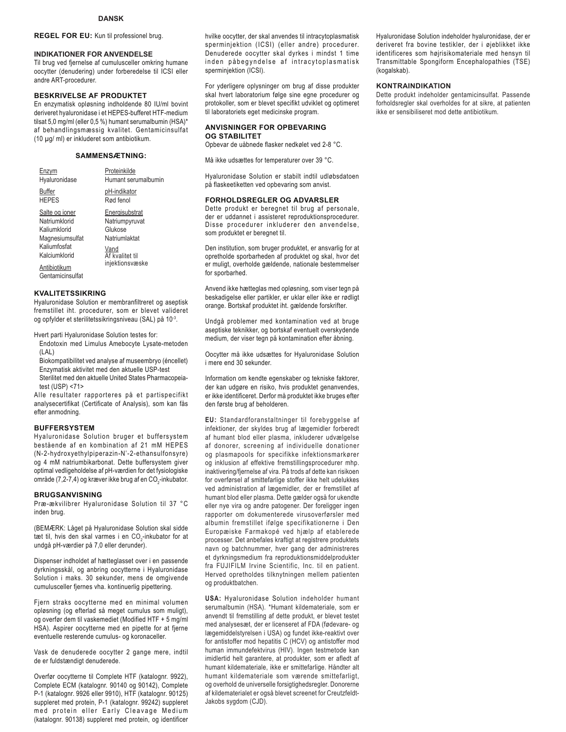**DANSK**

**REGEL FOR EU:** Kun til professionel brug.

### INDIKATIONER FOR ANVENDELSE

Til brug ved fjernelse af cumulusceller omkring humane oocytter (denudering) under forberedelse til ICSI eller andre ART-procedurer.

### BESKRIVELSE AF PRODUKTET

En enzymatisk opløsning indholdende 80 IU/ml bovint deriveret hyaluronidase i et HEPES-bufferet HTF-medium tilsat 5,0 mg/ml (eller 0,5 %) humant serumalbumin (HSA)* af behandlingsmæssig kvalitet. Gentamicinsulfat (10 µg/ ml) er inkluderet som antibiotikum.

### SAMMENSÆTNING:

| Enzym | Proteinkilde |
|---|---|
| Hyaluronidase | Humant serumalbumin |
| Buffer | pH-indikator |
| HEPES | Rød fenol |
| Salte og ioner | Energisubstrat |
| Natriumklorid | Natriumpyruvat |
| Kaliumklorid | Glukose |
| Magnesiumsulfat | Natriumlaktat |
| Kaliumfosfat | Vand |
| Kalciumklorid | Af kvalitet til injektionsvæske |
| Antibiotikum | |
| Gentamicinsulfat | |

### KVALITETSSIKRING

Hyaluronidase Solution er membranfiltreret og aseptisk fremstillet iht. procedurer, som er blevet valideret og opfylder et sterilitetssikringsniveau (SAL) på $10^{-3}$.

Hvert parti Hyaluronidase Solution testes for:

- Endotoxin med Limulus Amebocyte Lysate-metoden (LAL)
- Biokompatibilitet ved analyse af museembryo (écellet)
- Enzymatisk aktivitet med den aktuelle USP-test
- Sterilitet med den aktuelle United States Pharmacopeia-test (USP) <71>

Alle resultater rapporteres på et partispecifikt analysecertifikat (Certificate of Analysis), som kan fås efter anmodning.

### BUFFERSYSTEM

Hyaluronidase Solution bruger et buffersystem bestående af en kombination af 21 mM HEPES (N-2-hydroxyethylpiperazin-N'-2-ethansulfonsyre) og 4 mM natriumbikarbonat. Dette buffersystem giver optimal vedligeholdelse af pH-værdien for det fysiologiske område (7,2-7,4) og kræver ikke brug af en $CO_2$-inkubator.

### BRUGSANVISNING

Præ-ækvilibrer Hyaluronidase Solution til 37 °C inden brug.

(BEMÆRK: Låget på Hyaluronidase Solution skal sidde tæt til, hvis den skal varmes i en $CO_2$-inkubator for at undgå pH-værdier på 7,0 eller derunder).

Dispenser indholdet af hætteglasset over i en passende dyrkningsskål, og anbring oocytterne i Hyaluronidase Solution i maks. 30 sekunder, mens de omgivende cumulusceller fjernes vha. kontinuerlig pipettering.

Fjern straks oocytterne med en minimal volumen opløsning (og efterlad så meget cumulus som muligt), og overfør dem til vaskemediet (Modified HTF + 5 mg/ml HSA). Aspirer oocytterne med en pipette for at fjerne eventuelle resterende cumulus- og koronaceller.

Vask de denuderede oocytter 2 gange mere, indtil de er fuldstændigt denuderede.

Overfør oocytterne til Complete HTF (katalognr. 9922), Complete ECM (katalognr. 90140 og 90142), Complete P-1 (katalognr. 9926 eller 9910), HTF (katalognr. 90125) suppleret med protein, P-1 (katalognr. 99242) suppleret med protein eller Early Cleavage Medium (katalognr. 90138) suppleret med protein, og identificer hvilke oocytter, der skal anvendes til intracytoplasmatisk sperminjektion (ICSI) (eller andre) procedurer. Denuderede oocytter skal dyrkes i mindst 1 time inden påbegyndelse af intracytoplasmatisk sperminjektion (ICSI).

For yderligere oplysninger om brug af disse produkter skal hvert laboratorium følge sine egne procedurer og protokoller, som er blevet specifikt udviklet og optimeret til laboratoriets eget medicinske program.

### ANVISNINGER FOR OPBEVARING OG STABILITET

Opbevar de uåbnede flasker nedkølet ved 2-8 °C.

Må ikke udsættes for temperaturer over 39 °C.

Hyaluronidase Solution er stabilt indtil udløbsdatoen på flaskeetiketten ved opbevaring som anvist.

### FORHOLDSREGLER OG ADVARSLER

Dette produkt er beregnet til brug af personale, der er uddannet i assisteret reproduktionsprocedurer. Disse procedurer inkluderer den anvendelse, som produktet er beregnet til.

Den institution, som bruger produktet, er ansvarlig for at opretholde sporbarheden af produktet og skal, hvor det er muligt, overholde gældende, nationale bestemmelser for sporbarhed.

Anvend ikke hætteglas med opløsning, som viser tegn på beskadigelse eller partikler, er uklar eller ikke er rødligt orange. Bortskaf produktet iht. gældende forskrifter.

Undgå problemer med kontamination ved at bruge aseptiske teknikker, og bortskaf eventuelt overskydende medium, der viser tegn på kontamination efter åbning.

Oocytter må ikke udsættes for Hyaluronidase Solution i mere end 30 sekunder.

Information om kendte egenskaber og tekniske faktorer, der kan udgøre en risiko, hvis produktet genanvendes, er ikke identificeret. Derfor må produktet ikke bruges efter den første brug af beholderen.

**EU:** Standardforanstaltninger til forebyggelse af infektioner, der skyldes brug af lægemidler forberedt af humant blod eller plasma, inkluderer udvælgelse af donorer, screening af individuelle donationer og plasmapools for specifikke infektionsmarkører og inklusion af effektive fremstillingsprocedurer mhp. inaktivering/fjernelse af vira. På trods af dette kan risikoen for overførsel af smittefarlige stoffer ikke helt udelukkes ved administration af lægemidler, der er fremstillet af humant blod eller plasma. Dette gælder også for ukendte eller nye vira og andre patogener. Der foreligger ingen rapporter om dokumenterede virusoverførsler med albumin fremstillet ifølge specifikationerne i Den Europæiske Farmakopé ved hjælp af etablerede processer. Det anbefales kraftigt at registrere produktets navn og batchnummer, hver gang der administreres et dyrkningsmedium fra reproduktionsmiddelprodukter fra FUJIFILM Irvine Scientific, Inc. til en patient. Herved opretholdes tilknytningen mellem patienten og produktbatchen.

**USA:** Hyaluronidase Solution indeholder humant serumalbumin (HSA). *Humant kildemateriale, som er anvendt til fremstilling af dette produkt, er blevet testet med analysesæt, der er licenseret af FDA (fødevare- og lægemiddelstyrelsen i USA) og fundet ikke-reaktivt over for antistoffer mod hepatitis C (HCV) og antistoffer mod human immundefektvirus (HIV). Ingen testmetode kan imidlertid helt garantere, at produkter, som er afledt af humant kildemateriale, ikke er smittefarlige. Håndter alt humant kildemateriale som værende smittefarligt, og overhold de universelle forsigtighedsregler. Donorerne af kildematerialet er også blevet screenet for Creutzfeldt-Jakobs sygdom (CJD).

Hyaluronidase Solution indeholder hyaluronidase, der er deriveret fra bovine testikler, der i øjeblikket ikke identificeres som højrisikomateriale med hensyn til Transmittable Spongiform Encephalopathies (TSE) (kogalskab).

### KONTRAINDIKATION

Dette produkt indeholder gentamicinsulfat. Passende forholdsregler skal overholdes for at sikre, at patienten ikke er sensibiliseret mod dette antibiotikum.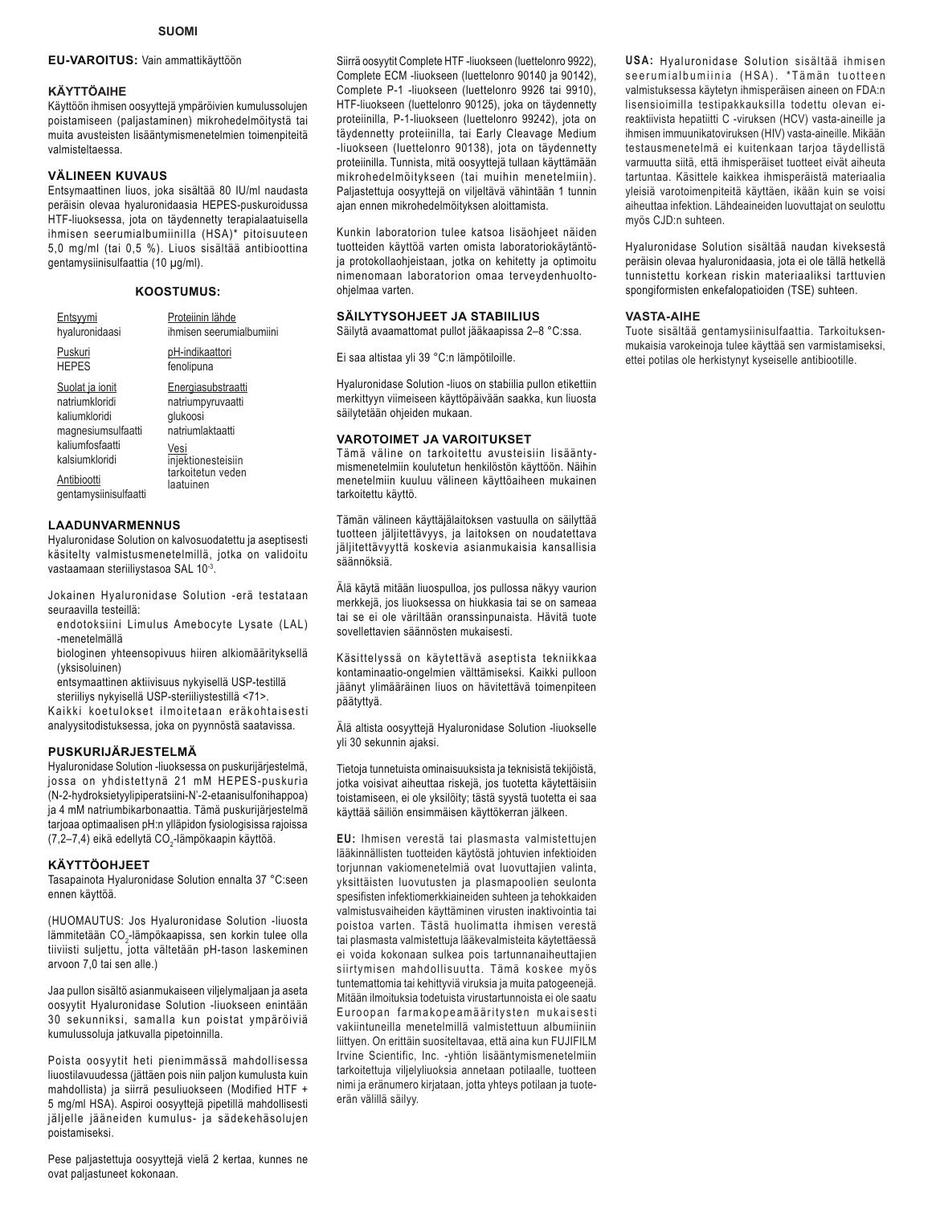**SUOMI**

**EU-VAROITUS:** Vain ammattikäyttöön

### KÄYTTÖAIHE

Käyttöön ihmisen oosyyttejä ympäröivien kumulussolujen poistamiseen (paljastaminen) mikrohedelmöitystä tai muita avusteisten lisääntymismenetelmien toimenpiteitä valmisteltaessa.

### VÄLINEEN KUVAUS

Entsymaattinen liuos, joka sisältää 80 IU/ml naudasta peräisin olevaa hyaluronidaasia HEPES-puskuroidussa HTF-liuoksessa, jota on täydennetty terapialaatuisella ihmisen seerumialbumiinilla (HSA)* pitoisuuteen 5,0 mg/ml (tai 0,5 %). Liuos sisältää antibioottina gentamysiinisulfaattia (10 µg/ml).

### KOOSTUMUS:

| | |
|---|---|
| Entsyymi<br>hyaluronidaasi | Proteiinin lähde<br>ihmisen seerumialbumiini |
| Puskuri<br>HEPES | pH-indikaattori<br>fenolipuna |
| Suolat ja ionit<br>natriumkloridi<br>kaliumkloridi<br>magnesiumsulfaatti<br>kaliumfosfaatti<br>kalsiumkloridi | Energiasubstraatti<br>natriumpyruvaatti<br>glukoosi<br>natriumlaktaatti |
| Antibiootti<br>gentamysiinisulfaatti | Vesi<br>injektionesteisiin tarkoitetun veden laatuinen |

### LAADUNVARMENNUS

Hyaluronidase Solution on kalvosuodatettu ja aseptisesti käsitelty valmistusmenetelmillä, jotka on validoitu vastaamaan steriiliystasoa SAL $10^{-3}$.

Jokainen Hyaluronidase Solution -erä testataan seuraavilla testeillä:

- endotoksiini Limulus Amebocyte Lysate (LAL) -menetelmällä
- biologinen yhteensopivuus hiiren alkiomäärityksellä (yksisoluinen)
- entsymaattinen aktiivisuus nykyisellä USP-testillä
- steriiliys nykyisellä USP-steriiliystestillä <71>.

Kaikki koetulokset ilmoitetaan eräkohtaisesti analyysitodistuksessa, joka on pyynnöstä saatavissa.

### PUSKURIJÄRJESTELMÄ

Hyaluronidase Solution -liuoksessa on puskurijärjestelmä, jossa on yhdistettynä 21 mM HEPES-puskuria (N-2-hydroksietyylipiperatsiini-N'-2-etaanisulfonihappoa) ja 4 mM natriumbikarbonaattia. Tämä puskurijärjestelmä tarjoaa optimaalisen pH:n ylläpidon fysiologisissa rajoissa (7,2–7,4) eikä edellytä $CO_2$-lämpökaapin käyttöä.

### KÄYTTÖOHJEET

Tasapainota Hyaluronidase Solution ennalta 37 °C:seen ennen käyttöä.

(HUOMAUTUS: Jos Hyaluronidase Solution -liuosta lämmitetään $CO_2$-lämpökaapissa, sen korkin tulee olla tiiviisti suljettu, jotta vältetään pH-tason laskeminen arvoon 7,0 tai sen alle.)

Jaa pullon sisältö asianmukaiseen viljelymaljaan ja aseta oosyytit Hyaluronidase Solution -liuokseen enintään 30 sekunniksi, samalla kun poistat ympäröiviä kumulussoluja jatkuvalla pipetoinnilla.

Poista oosyytit heti pienimmässä mahdollisessa liuostilavuudessa (jättäen pois niin paljon kumulusta kuin mahdollista) ja siirrä pesuliuokseen (Modified HTF + 5 mg/ml HSA). Aspiroi oosyyttejä pipetillä mahdollisesti jäljelle jääneiden kumulus- ja sädekehäsolujen poistamiseksi.

Pese paljastettuja oosyyttejä vielä 2 kertaa, kunnes ne ovat paljastuneet kokonaan.

Siirrä oosyytit Complete HTF -liuokseen (luettelonro 9922), Complete ECM -liuokseen (luettelonro 90140 ja 90142), Complete P-1 -liuokseen (luettelonro 9926 tai 9910), HTF-liuokseen (luettelonro 90125), joka on täydennetty proteiinilla, P-1-liuokseen (luettelonro 99242), jota on täydennetty proteiinilla, tai Early Cleavage Medium -liuokseen (luettelonro 90138), jota on täydennetty proteiinilla. Tunnista, mitä oosyyttejä tullaan käyttämään mikrohedelmöitykseen (tai muihin menetelmiin). Paljastettuja oosyyttejä on viljeltävä vähintään 1 tunnin ajan ennen mikrohedelmöityksen aloittamista.

Kunkin laboratorion tulee katsoa lisäohjeet näiden tuotteiden käyttöä varten omista laboratoriokäytäntö- ja protokollaohjeistaan, jotka on kehitetty ja optimoitu nimenomaan laboratorion omaa terveydenhuolto-ohjelmaa varten.

### SÄILYTYSOHJEET JA STABIILIUS

Säilytä avaamattomat pullot jääkaapissa 2–8 °C:ssa.

Ei saa altistaa yli 39 °C:n lämpötiloille.

Hyaluronidase Solution -liuos on stabiilia pullon etikettiin merkittyyn viimeiseen käyttöpäivään saakka, kun liuosta säilytetään ohjeiden mukaan.

### VAROTOIMET JA VAROITUKSET

Tämä väline on tarkoitettu avusteisiin lisääntymismenetelmiin koulutetun henkilöstön käyttöön. Näihin menetelmiin kuuluu välineen käyttöaiheen mukainen tarkoitettu käyttö.

Tämän välineen käyttäjälaitoksen vastuulla on säilyttää tuotteen jäljitettävyys, ja laitoksen on noudatettava jäljitettävyyttä koskevia asianmukaisia kansallisia säännöksiä.

Älä käytä mitään liuospulloa, jos pullossa näkyy vaurion merkkejä, jos liuoksessa on hiukkasia tai se on sameaa tai se ei ole väriltään oranssinpunaista. Hävitä tuote sovellettavien säännösten mukaisesti.

Käsittelyssä on käytettävä aseptista tekniikkaa kontaminaatio-ongelmien välttämiseksi. Kaikki pulloon jäänyt ylimääräinen liuos on hävitettävä toimenpiteen päätyttyä.

Älä altista oosyyttejä Hyaluronidase Solution -liuokselle yli 30 sekunnin ajaksi.

Tietoja tunnetuista ominaisuuksista ja teknisistä tekijöistä, jotka voisivat aiheuttaa riskejä, jos tuotetta käytettäisiin toistamiseen, ei ole yksilöity; tästä syystä tuotetta ei saa käyttää säiliön ensimmäisen käyttökerran jälkeen.

**EU:** Ihmisen verestä tai plasmasta valmistettujen lääkinnällisten tuotteiden käytöstä johtuvien infektioiden torjunnan vakiomenetelmiä ovat luovuttajien valinta, yksittäisten luovutusten ja plasmapoolien seulonta spesifisten infektiomerkkiaineiden suhteen ja tehokkaiden valmistusvaiheiden käyttäminen virusten inaktivointia tai poistoa varten. Tästä huolimatta ihmisen verestä tai plasmasta valmistettuja lääkevalmisteita käytettäessä ei voida kokonaan sulkea pois tartunnanaiheuttajien siirtymisen mahdollisuutta. Tämä koskee myös tuntemattomia tai kehittyviä viruksia ja muita patogeenejä. Mitään ilmoituksia todetuista virustartunnoista ei ole saatu Euroopan farmakopeamääritysten mukaisesti vakiintuneilla menetelmillä valmistettuun albumiiniin liittyen. On erittäin suositeltavaa, että aina kun FUJIFILM Irvine Scientific, Inc. -yhtiön lisääntymismenetelmiin tarkoitettuja viljelyliuoksia annetaan potilaalle, tuotteen nimi ja eränumero kirjataan, jotta yhteys potilaan ja tuote-erän välillä säilyy.

**USA:** Hyaluronidase Solution sisältää ihmisen seerumialbumiinia (HSA). *Tämän tuotteen valmistuksessa käytetyn ihmisperäisen aineen on FDA:n lisensioimilla testipakkauksilla todettu olevan ei-reaktiivista hepatiitti C -viruksen (HCV) vasta-aineille ja ihmisen immuunikatoviruksen (HIV) vasta-aineille. Mikään testausmenetelmä ei kuitenkaan tarjoa täydellistä varmuutta siitä, että ihmisperäiset tuotteet eivät aiheuta tartuntaa. Käsittele kaikkea ihmisperäistä materiaalia yleisiä varotoimenpiteitä käyttäen, ikään kuin se voisi aiheuttaa infektion. Lähdeaineiden luovuttajat on seulottu myös CJD:n suhteen.

Hyaluronidase Solution sisältää naudan kiveksestä peräisin olevaa hyaluronidaasia, jota ei ole tällä hetkellä tunnistettu korkean riskin materiaaliksi tarttuvien spongiformisten enkefalopatioiden (TSE) suhteen.

### VASTA-AIHE

Tuote sisältää gentamysiinisulfaattia. Tarkoituksenmukaisia varokeinoja tulee käyttää sen varmistamiseksi, ettei potilas ole herkistynyt kyseiselle antibiootille.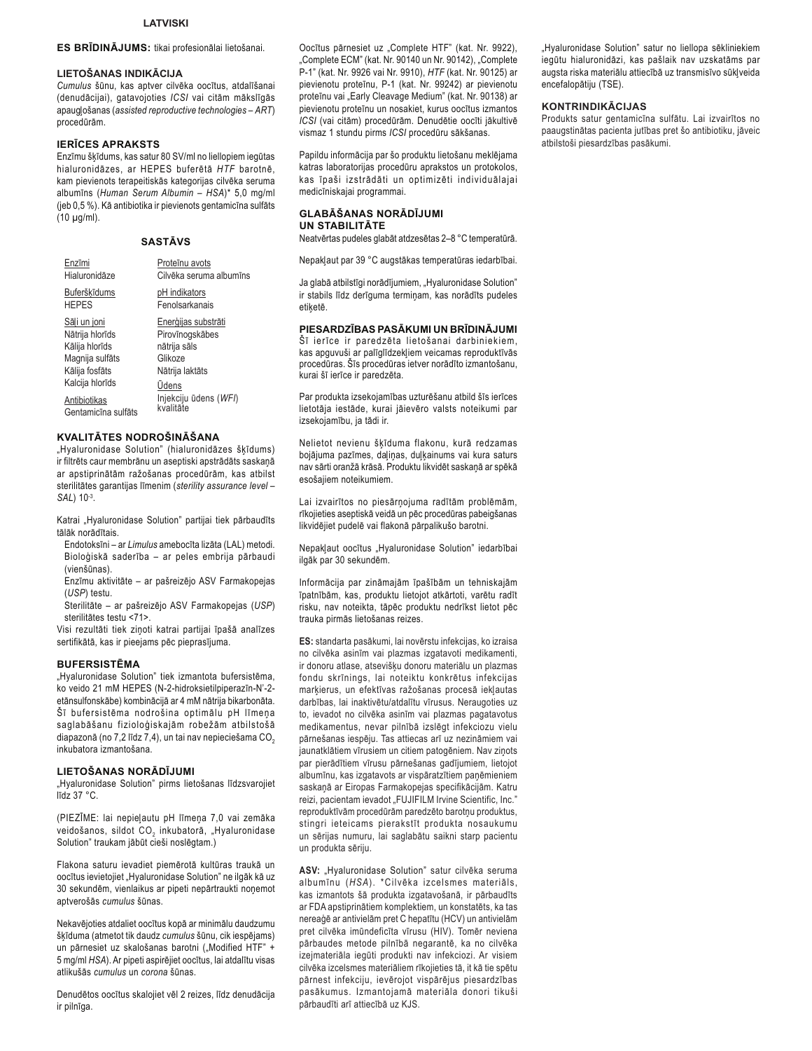LATVISKI

**ES BRĪDINĀJUMS:** tikai profesionālai lietošanai.

## LIETOŠANAS INDIKĀCIJA

*Cumulus* šūnu, kas aptver cilvēka oocītus, atdalīšanai (denudācijai), gatavojoties *ICSI* vai citām mākslīgās apaugļošanas (*assisted reproductive technologies – ART*) procedūrām.

## IERĪCES APRAKSTS

Enzīmu šķīdums, kas satur 80 SV/ml no liellopiem iegūtas hialuronidāzes, ar HEPES buferētā *HTF* barotnē, kam pievienots terapeitiskās kategorijas cilvēka seruma albumīns (*Human Serum Albumin – HSA*)* 5,0 mg/ml (jeb 0,5 %). Kā antibiotika ir pievienots gentamicīna sulfāts (10 µg/ml).

## SASTĀVS

| | |
|---|---|
| Enzīmi | Proteīnu avots |
| Hialuronidāze | Cilvēka seruma albumīns |
| Buferšķīdums | pH indikators |
| HEPES | Fenolsarkanais |
| Sāļi un joni | Enerģijas substrāti |
| Nātrija hlorīds | Pirovīnogskābes |
| Kālija hlorīds | nātrija sāls |
| Magnija sulfāts | Glikoze |
| Kālija fosfāts | Nātrija laktāts |
| Kalcija hlorīds | Ūdens |
| Antibiotikas | Injekciju ūdens (*WFI*) kvalitāte |
| Gentamicīna sulfāts | |

## KVALITĀTES NODROŠINĀŠANA

„Hyaluronidase Solution” (hialuronidāzes šķīdums) ir filtrēts caur membrānu un aseptiski apstrādāts saskaņā ar apstiprinātām ražošanas procedūrām, kas atbilst sterilitātes garantijas līmenim (*sterility assurance level – SAL*) $10^{-3}$.

Katrai „Hyaluronidase Solution” partijai tiek pārbaudīts tālāk norādītais.

- Endotoksīni – ar *Limulus* amebocīta lizāta (LAL) metodi.
- Bioloģiskā saderība – ar peles embrija pārbaudi (vienšūnas).
- Enzīmu aktivitāte – ar pašreizējo ASV Farmakopejas (*USP*) testu.
- Sterilitāte – ar pašreizējo ASV Farmakopejas (*USP*) sterilitātes testu <71>.

Visi rezultāti tiek ziņoti katrai partijai īpašā analīzes sertifikātā, kas ir pieejams pēc pieprasījuma.

## BUFERSISTĒMA

„Hyaluronidase Solution” tiek izmantota bufersistēma, ko veido 21 mM HEPES (N-2-hidroksietilpiperazīn-N'-2-etānsulfonskābe) kombinācijā ar 4 mM nātrija bikarbonāta. Šī bufersistēma nodrošina optimālu pH līmeņa saglabāšanu fizioloģiskajām robežām atbilstošā diapazonā (no 7,2 līdz 7,4), un tai nav nepieciešama $CO_2$ inkubatora izmantošana.

## LIETOŠANAS NORĀDĪJUMI

„Hyaluronidase Solution” pirms lietošanas līdzsvarojiet līdz 37 °C.

(PIEZĪME: lai nepieļautu pH līmeņa 7,0 vai zemāka veidošanos, sildot $CO_2$ inkubatorā, „Hyaluronidase Solution” traukam jābūt cieši noslēgtam.)

Flakona saturu ievadiet piemērotā kultūras traukā un oocītus ievietojiet „Hyaluronidase Solution” ne ilgāk kā uz 30 sekundēm, vienlaikus ar pipeti nepārtraukti noņemot aptverošās *cumulus* šūnas.

Nekavējoties atdaliet oocītus kopā ar minimālu daudzumu šķīduma (atmetot tik daudz *cumulus* šūnu, cik iespējams) un pārnesiet uz skalošanas barotni („Modified HTF” + 5 mg/ml *HSA*). Ar pipeti aspirējiet oocītus, lai atdalītu visas atlikušās *cumulus* un *corona* šūnas.

Denudētos oocītus skalojiet vēl 2 reizes, līdz denudācija ir pilnīga.

Oocītus pārnesiet uz „Complete HTF” (kat. Nr. 9922), „Complete ECM” (kat. Nr. 90140 un Nr. 90142), „Complete P-1” (kat. Nr. 9926 vai Nr. 9910), *HTF* (kat. Nr. 90125) ar pievienotu proteīnu, P-1 (kat. Nr. 99242) ar pievienotu proteīnu vai „Early Cleavage Medium” (kat. Nr. 90138) ar pievienotu proteīnu un nosakiet, kurus oocītus izmantos *ICSI* (vai citām) procedūrām. Denudētie oocīti jākultivē vismaz 1 stundu pirms *ICSI* procedūru sākšanas.

Papildu informācija par šo produktu lietošanu meklējama katras laboratorijas procedūru aprakstos un protokolos, kas īpaši izstrādāti un optimizēti individuālajai medicīniskajai programmai.

## GLABĀŠANAS NORĀDĪJUMI UN STABILITĀTE

Neatvērtas pudeles glabāt atdzesētas 2–8 °C temperatūrā.

Nepakļaut par 39 °C augstākas temperatūras iedarbībai.

Ja glabā atbilstīgi norādījumiem, „Hyaluronidase Solution” ir stabils līdz derīguma termiņam, kas norādīts pudeles etiķetē.

## PIESARDZĪBAS PASĀKUMI UN BRĪDINĀJUMI

Šī ierīce ir paredzēta lietošanai darbiniekiem, kas apguvuši ar palīglīdzekļiem veicamas reproduktīvās procedūras. Šīs procedūras ietver norādīto izmantošanu, kurai šī ierīce ir paredzēta.

Par produkta izsekojamības uzturēšanu atbild šīs ierīces lietotāja iestāde, kurai jāievēro valsts noteikumi par izsekojamību, ja tādi ir.

Nelietot nevienu šķīduma flakonu, kurā redzamas bojājuma pazīmes, daļiņas, duļķainums vai kura saturs nav sārti oranžā krāsā. Produktu likvidēt saskaņā ar spēkā esošajiem noteikumiem.

Lai izvairītos no piesārņojuma radītām problēmām, rīkojieties aseptiskā veidā un pēc procedūras pabeigšanas likvidējiet pudelē vai flakonā pārpalikušo barotni.

Nepakļaut oocītus „Hyaluronidase Solution” iedarbībai ilgāk par 30 sekundēm.

Informācija par zināmajām īpašībām un tehniskajām īpatnībām, kas, produktu lietojot atkārtoti, varētu radīt risku, nav noteikta, tāpēc produktu nedrīkst lietot pēc trauka pirmās lietošanas reizes.

**ES:** standarta pasākumi, lai novērstu infekcijas, ko izraisa no cilvēka asinīm vai plazmas izgatavoti medikamenti, ir donoru atlase, atsevišķu donoru materiālu un plazmas fondu skrīnings, lai noteiktu konkrētus infekcijas marķierus, un efektīvas ražošanas procesā iekļautas darbības, lai inaktivētu/atdalītu vīrusus. Neraugoties uz to, ievadot no cilvēka asinīm vai plazmas pagatavotus medikamentus, nevar pilnībā izslēgt infekciozu vielu pārnešanas iespēju. Tas attiecas arī uz nezināmiem vai jaunatklātiem vīrusiem un citiem patogēniem. Nav ziņots par pierādītiem vīrusu pārnešanas gadījumiem, lietojot albumīnu, kas izgatavots ar vispāratzītiem paņēmieniem saskaņā ar Eiropas Farmakopejas specifikācijām. Katru reizi, pacientam ievadot „FUJIFILM Irvine Scientific, Inc.” reproduktīvām procedūrām paredzēto barotņu produktus, stingri ieteicams pierakstīt produkta nosaukumu un sērijas numuru, lai saglabātu saikni starp pacientu un produkta sēriju.

**ASV:** „Hyaluronidase Solution” satur cilvēka seruma albumīnu (*HSA*). *Cilvēka izcelsmes materiāls, kas izmantots šā produkta izgatavošanā, ir pārbaudīts ar FDA apstiprinātiem komplektiem, un konstatēts, ka tas nereaģē ar antivielām pret C hepatītu (HCV) un antivielām pret cilvēka imūndeficīta vīrusu (HIV). Tomēr neviena pārbaudes metode pilnībā negarantē, ka no cilvēka izejmateriāla iegūti produkti nav infekciozi. Ar visiem cilvēka izcelsmes materiāliem rīkojieties tā, it kā tie spētu pārnest infekciju, ievērojot vispārējus piesardzības pasākumus. Izmantojamā materiāla donori tikuši pārbaudīti arī attiecībā uz KJS.

„Hyaluronidase Solution” satur no liellopa sēkliniekiem iegūtu hialuronidāzi, kas pašlaik nav uzskatāms par augsta riska materiālu attiecībā uz transmisīvo sūkļveida encefalopātiju (TSE).

## KONTRINDIKĀCIJAS

Produkts satur gentamicīna sulfātu. Lai izvairītos no paaugstinātas pacienta jutības pret šo antibiotiku, jāveic atbilstoši piesardzības pasākumi.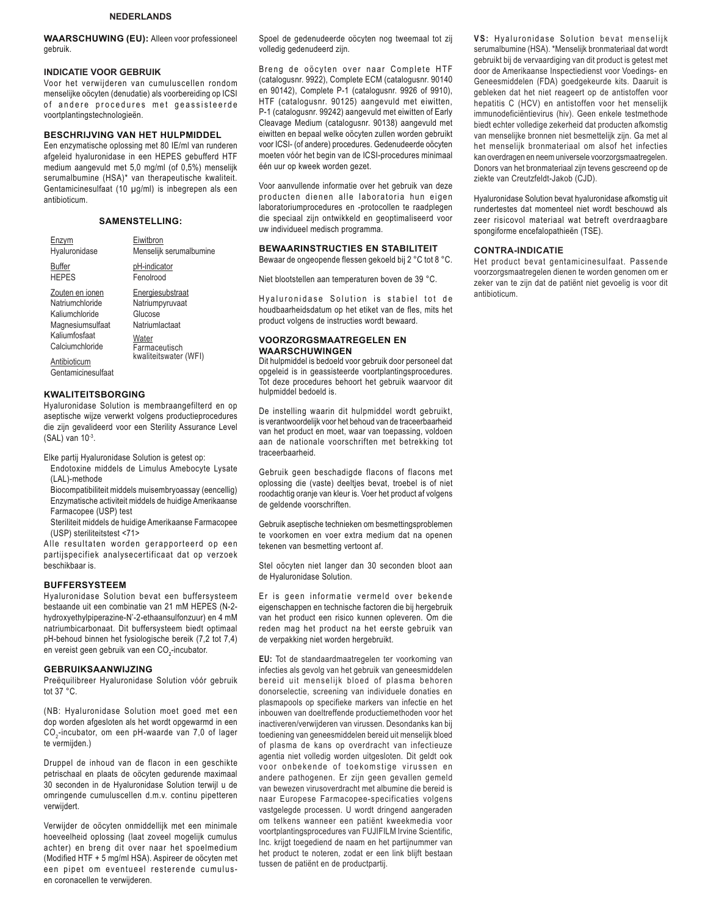**NEDERLANDS**

**WAARSCHUWING (EU):** Alleen voor professioneel gebruik.

## INDICATIE VOOR GEBRUIK

Voor het verwijderen van cumuluscellen rondom menselijke oöcyten (denudatie) als voorbereiding op ICSI of andere procedures met geassisteerde voortplantingstechnologieën.

## BESCHRIJVING VAN HET HULPMIDDEL

Een enzymatische oplossing met 80 IE/ml van runderen afgeleid hyaluronidase in een HEPES gebufferd HTF medium aangevuld met 5,0 mg/ml (of 0,5%) menselijk serumalbumine (HSA)* van therapeutische kwaliteit. Gentamicinesulfaat (10 µg/ml) is inbegrepen als een antibioticum.

## SAMENSTELLING:

| | |
|---|---|
| Enzym<br>Hyaluronidase | Eiwitbron<br>Menselijk serumalbumine |
| Buffer<br>HEPES | pH-indicator<br>Fenolrood |
| Zouten en ionen<br>Natriumchloride<br>Kaliumchloride<br>Magnesiumsulfaat<br>Kaliumfosfaat<br>Calciumchloride | Energiesubstraat<br>Natriumpyruvaat<br>Glucose<br>Natriumlactaat<br>Water<br>Farmaceutisch kwaliteitswater (WFI) |
| Antibioticum<br>Gentamicinesulfaat | |

## KWALITEITSBORGING

Hyaluronidase Solution is membraangefilterd en op aseptische wijze verwerkt volgens productieprocedures die zijn gevalideerd voor een Sterility Assurance Level (SAL) van $10^{-3}$.

Elke partij Hyaluronidase Solution is getest op:

- Endotoxine middels de Limulus Amebocyte Lysate (LAL)-methode
- Biocompatibiliteit middels muisembryoassay (eencellig)
- Enzymatische activiteit middels de huidige Amerikaanse Farmacopee (USP) test
- Steriliteit middels de huidige Amerikaanse Farmacopee (USP) steriliteitstest <71>

Alle resultaten worden gerapporteerd op een partijspecifiek analysecertificaat dat op verzoek beschikbaar is.

## BUFFERSYSTEEM

Hyaluronidase Solution bevat een buffersysteem bestaande uit een combinatie van 21 mM HEPES (N-2-hydroxyethylpiperazine-N'-2-ethaansulfonzuur) en 4 mM natriumbicarbonaat. Dit buffersysteem biedt optimaal pH-behoud binnen het fysiologische bereik (7,2 tot 7,4) en vereist geen gebruik van een $CO_2$-incubator.

## GEBRUIKSAANWIJZING

Preëquilibreer Hyaluronidase Solution vóór gebruik tot 37 °C.

(NB: Hyaluronidase Solution moet goed met een dop worden afgesloten als het wordt opgewarmd in een $CO_2$-incubator, om een pH-waarde van 7,0 of lager te vermijden.)

Druppel de inhoud van de flacon in een geschikte petrischaal en plaats de oöcyten gedurende maximaal 30 seconden in de Hyaluronidase Solution terwijl u de omringende cumuluscellen d.m.v. continu pipetteren verwijdert.

Verwijder de oöcyten onmiddellijk met een minimale hoeveelheid oplossing (laat zoveel mogelijk cumulus achter) en breng dit over naar het spoelmedium (Modified HTF + 5 mg/ml HSA). Aspireer de oöcyten met een pipet om eventueel resterende cumulus- en coronacellen te verwijderen.

Spoel de gedenudeerde oöcyten nog tweemaal tot zij volledig gedenudeerd zijn.

Breng de oöcyten over naar Complete HTF (catalogusnr. 9922), Complete ECM (catalogusnr. 90140 en 90142), Complete P-1 (catalogusnr. 9926 of 9910), HTF (catalogusnr. 90125) aangevuld met eiwitten, P-1 (catalogusnr. 99242) aangevuld met eiwitten of Early Cleavage Medium (catalogusnr. 90138) aangevuld met eiwitten en bepaal welke oöcyten zullen worden gebruikt voor ICSI- (of andere) procedures. Gedenudeerde oöcyten moeten vóór het begin van de ICSI-procedures minimaal één uur op kweek worden gezet.

Voor aanvullende informatie over het gebruik van deze producten dienen alle laboratoria hun eigen laboratoriumprocedures en -protocollen te raadplegen die speciaal zijn ontwikkeld en geoptimaliseerd voor uw individueel medisch programma.

## BEWAARINSTRUCTIES EN STABILITEIT

Bewaar de ongeopende flessen gekoeld bij 2 °C tot 8 °C.

Niet blootstellen aan temperaturen boven de 39 °C.

Hyaluronidase Solution is stabiel tot de houdbaarheidsdatum op het etiket van de fles, mits het product volgens de instructies wordt bewaard.

## VOORZORGSMAATREGELEN EN WAARSCHUWINGEN

Dit hulpmiddel is bedoeld voor gebruik door personeel dat opgeleid is in geassisteerde voortplantingsprocedures. Tot deze procedures behoort het gebruik waarvoor dit hulpmiddel bedoeld is.

De instelling waarin dit hulpmiddel wordt gebruikt, is verantwoordelijk voor het behoud van de traceerbaarheid van het product en moet, waar van toepassing, voldoen aan de nationale voorschriften met betrekking tot traceerbaarheid.

Gebruik geen beschadigde flacons of flacons met oplossing die (vaste) deeltjes bevat, troebel is of niet roodachtig oranje van kleur is. Voer het product af volgens de geldende voorschriften.

Gebruik aseptische technieken om besmettingsproblemen te voorkomen en voer extra medium dat na openen tekenen van besmetting vertoont af.

Stel oöcyten niet langer dan 30 seconden bloot aan de Hyaluronidase Solution.

Er is geen informatie vermeld over bekende eigenschappen en technische factoren die bij hergebruik van het product een risico kunnen opleveren. Om die reden mag het product na het eerste gebruik van de verpakking niet worden hergebruikt.

**EU:** Tot de standaardmaatregelen ter voorkoming van infecties als gevolg van het gebruik van geneesmiddelen bereid uit menselijk bloed of plasma behoren donorselectie, screening van individuele donaties en plasmapools op specifieke markers van infectie en het inbouwen van doeltreffende productiemethoden voor het inactiveren/verwijderen van virussen. Desondanks kan bij toediening van geneesmiddelen bereid uit menselijk bloed of plasma de kans op overdracht van infectieuze agentia niet volledig worden uitgesloten. Dit geldt ook voor onbekende of toekomstige virussen en andere pathogenen. Er zijn geen gevallen gemeld van bewezen virusoverdracht met albumine die bereid is naar Europese Farmacopee-specificaties volgens vastgelegde processen. U wordt dringend aangeraden om telkens wanneer een patiënt kweekmedia voor voortplantingsprocedures van FUJIFILM Irvine Scientific, Inc. krijgt toegediend de naam en het partijnummer van het product te noteren, zodat er een link blijft bestaan tussen de patiënt en de productpartij.

**VS:** Hyaluronidase Solution bevat menselijk serumalbumine (HSA). *Menselijk bronmateriaal dat wordt gebruikt bij de vervaardiging van dit product is getest met door de Amerikaanse Inspectiedienst voor Voedings- en Geneesmiddelen (FDA) goedgekeurde kits. Daaruit is gebleken dat het niet reageert op de antistoffen voor hepatitis C (HCV) en antistoffen voor het menselijk immunodeficiëntievirus (hiv). Geen enkele testmethode biedt echter volledige zekerheid dat producten afkomstig van menselijke bronnen niet besmettelijk zijn. Ga met al het menselijk bronmateriaal om alsof het infecties kan overdragen en neem universele voorzorgsmaatregelen. Donors van het bronmateriaal zijn tevens gescreend op de ziekte van Creutzfeldt-Jakob (CJD).

Hyaluronidase Solution bevat hyaluronidase afkomstig uit rundertestes dat momenteel niet wordt beschouwd als zeer risicovol materiaal wat betreft overdraagbare spongiforme encefalopathieën (TSE).

## CONTRA-INDICATIE

Het product bevat gentamicinesulfaat. Passende voorzorgsmaatregelen dienen te worden genomen om er zeker van te zijn dat de patiënt niet gevoelig is voor dit antibioticum.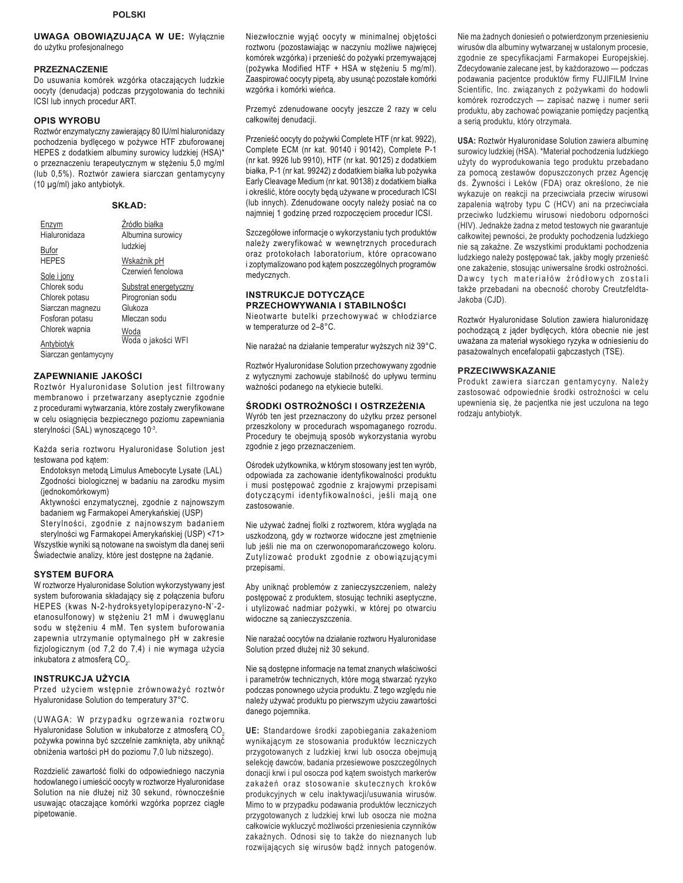POLSKI

**UWAGA OBOWIĄZUJĄCA W UE:** Wyłącznie do użytku profesjonalnego

## PRZEZNACZENIE

Do usuwania komórek wzgórka otaczających ludzkie oocyty (denudacja) podczas przygotowania do techniki ICSI lub innych procedur ART.

## OPIS WYROBU

Roztwór enzymatyczny zawierający 80 IU/ml hialuronidazy pochodzenia bydlęcego w pożywce HTF zbuforowanej HEPES z dodatkiem albuminy surowicy ludzkiej (HSA)* o przeznaczeniu terapeutycznym w stężeniu 5,0 mg/ml (lub 0,5%). Roztwór zawiera siarczan gentamycyny (10 µg/ml) jako antybiotyk.

## SKŁAD:

| | |
|---|---|
| Enzym<br>Hialuronidaza | Źródło białka<br>Albumina surowicy ludzkiej |
| Bufor<br>HEPES | Wskaźnik pH<br>Czerwień fenolowa |
| Sole i jony<br>Chlorek sodu<br>Chlorek potasu<br>Siarczan magnezu<br>Fosforan potasu<br>Chlorek wapnia | Substrat energetyczny<br>Pirogronian sodu<br>Glukoza<br>Mleczan sodu |
| Antybiotyk<br>Siarczan gentamycyny | Woda<br>Woda o jakości WFI |

## ZAPEWNIANIE JAKOŚCI

Roztwór Hyaluronidase Solution jest filtrowany membranowo i przetwarzany aseptycznie zgodnie z procedurami wytwarzania, które zostały zweryfikowane w celu osiągnięcia bezpiecznego poziomu zapewniania sterylności (SAL) wynoszącego $10^{-3}$.

Każda seria roztworu Hyaluronidase Solution jest testowana pod kątem:

- Endotoksyn metodą Limulus Amebocyte Lysate (LAL)
- Zgodności biologicznej w badaniu na zarodku mysim (jednokomórkowym)
- Aktywności enzymatycznej, zgodnie z najnowszym badaniem wg Farmakopei Amerykańskiej (USP)
- Sterylności, zgodnie z najnowszym badaniem sterylności wg Farmakopei Amerykańskiej (USP) <71>

Wszystkie wyniki są notowane na swoistym dla danej serii Świadectwie analizy, które jest dostępne na żądanie.

## SYSTEM BUFORA

W roztworze Hyaluronidase Solution wykorzystywany jest system buforowania składający się z połączenia buforu HEPES (kwas N-2-hydroksyetylopiperazyno-N'-2-etanosulfonowy) w stężeniu 21 mM i dwuwęglanu sodu w stężeniu 4 mM. Ten system buforowania zapewnia utrzymanie optymalnego pH w zakresie fizjologicznym (od 7,2 do 7,4) i nie wymaga użycia inkubatora z atmosferą $CO_2$.

## INSTRUKCJA UŻYCIA

Przed użyciem wstępnie zrównoważyć roztwór Hyaluronidase Solution do temperatury 37°C.

(UWAGA: W przypadku ogrzewania roztworu Hyaluronidase Solution w inkubatorze z atmosferą $CO_2$ pożywka powinna być szczelnie zamknięta, aby uniknąć obniżenia wartości pH do poziomu 7,0 lub niższego).

Rozdzielić zawartość fiolki do odpowiedniego naczynia hodowlanego i umieścić oocyty w roztworze Hyaluronidase Solution na nie dłużej niż 30 sekund, równocześnie usuwając otaczające komórki wzgórka poprzez ciągłe pipetowanie.

Niezwłocznie wyjąć oocyty w minimalnej objętości roztworu (pozostawiając w naczyniu możliwe najwięcej komórek wzgórka) i przenieść do pożywki przemywającej (pożywka Modified HTF + HSA w stężeniu 5 mg/ml). Zaaspirować oocyty pipetą, aby usunąć pozostałe komórki wzgórka i komórki wieńca.

Przemyć zdenudowane oocyty jeszcze 2 razy w celu całkowitej denudacji.

Przenieść oocyty do pożywki Complete HTF (nr kat. 9922), Complete ECM (nr kat. 90140 i 90142), Complete P-1 (nr kat. 9926 lub 9910), HTF (nr kat. 90125) z dodatkiem białka, P-1 (nr kat. 99242) z dodatkiem białka lub pożywka Early Cleavage Medium (nr kat. 90138) z dodatkiem białka i określić, które oocyty będą używane w procedurach ICSI (lub innych). Zdenudowane oocyty należy posiać na co najmniej 1 godzinę przed rozpoczęciem procedur ICSI.

Szczegółowe informacje o wykorzystaniu tych produktów należy zweryfikować w wewnętrznych procedurach oraz protokołach laboratorium, które opracowano i zoptymalizowano pod kątem poszczególnych programów medycznych.

## INSTRUKCJE DOTYCZĄCE PRZECHOWYWANIA I STABILNOŚCI

Nieotwarte butelki przechowywać w chłodziarce w temperaturze od 2–8°C.

Nie narażać na działanie temperatur wyższych niż 39°C.

Roztwór Hyaluronidase Solution przechowywany zgodnie z wytycznymi zachowuje stabilność do upływu terminu ważności podanego na etykiecie butelki.

## ŚRODKI OSTROŻNOŚCI I OSTRZEŻENIA

Wyrób ten jest przeznaczony do użytku przez personel przeszkolony w procedurach wspomaganego rozrodu. Procedury te obejmują sposób wykorzystania wyrobu zgodnie z jego przeznaczeniem.

Ośrodek użytkownika, w którym stosowany jest ten wyrób, odpowiada za zachowanie identyfikowalności produktu i musi postępować zgodnie z krajowymi przepisami dotyczącymi identyfikowalności, jeśli mają one zastosowanie.

Nie używać żadnej fiolki z roztworem, która wygląda na uszkodzoną, gdy w roztworze widoczne jest zmętnienie lub jeśli nie ma on czerwonopomarańczowego koloru. Zutylizować produkt zgodnie z obowiązującymi przepisami.

Aby uniknąć problemów z zanieczyszczeniem, należy postępować z produktem, stosując techniki aseptyczne, i utylizować nadmiar pożywki, w której po otwarciu widoczne są zanieczyszczenia.

Nie narażać oocytów na działanie roztworu Hyaluronidase Solution przez dłużej niż 30 sekund.

Nie są dostępne informacje na temat znanych właściwości i parametrów technicznych, które mogą stwarzać ryzyko podczas ponownego użycia produktu. Z tego względu nie należy używać produktu po pierwszym użyciu zawartości danego pojemnika.

**UE:** Standardowe środki zapobiegania zakażeniom wynikającym ze stosowania produktów leczniczych przygotowanych z ludzkiej krwi lub osocza obejmują selekcję dawców, badania przesiewowe poszczególnych donacji krwi i pul osocza pod kątem swoistych markerów zakażeń oraz stosowanie skutecznych kroków produkcyjnych w celu inaktywacji/usuwania wirusów. Mimo to w przypadku podawania produktów leczniczych przygotowanych z ludzkiej krwi lub osocza nie można całkowicie wykluczyć możliwości przeniesienia czynników zakaźnych. Odnosi się to także do nieznanych lub rozwijających się wirusów bądź innych patogenów.

Nie ma żadnych doniesień o potwierdzonym przeniesieniu wirusów dla albuminy wytwarzanej w ustalonym procesie, zgodnie ze specyfikacjami Farmakopei Europejskiej. Zdecydowanie zalecane jest, by każdorazowo — podczas podawania pacjentce produktów firmy FUJIFILM Irvine Scientific, Inc. związanych z pożywkami do hodowli komórek rozrodczych — zapisać nazwę i numer serii produktu, aby zachować powiązanie pomiędzy pacjentką a serią produktu, który otrzymała.

**USA:** Roztwór Hyaluronidase Solution zawiera albuminę surowicy ludzkiej (HSA). *Materiał pochodzenia ludzkiego użyty do wyprodukowania tego produktu przebadano za pomocą zestawów dopuszczonych przez Agencję ds. Żywności i Leków (FDA) oraz określono, że nie wykazuje on reakcji na przeciwciała przeciw wirusowi zapalenia wątroby typu C (HCV) ani na przeciwciała przeciwko ludzkiemu wirusowi niedoboru odporności (HIV). Jednakże żadna z metod testowych nie gwarantuje całkowitej pewności, że produkty pochodzenia ludzkiego nie są zakaźne. Ze wszystkimi produktami pochodzenia ludzkiego należy postępować tak, jakby mogły przenieść one zakażenie, stosując uniwersalne środki ostrożności. Dawcy tych materiałów źródłowych zostali także przebadani na obecność choroby Creutzfeldta-Jakoba (CJD).

Roztwór Hyaluronidase Solution zawiera hialuronidazę pochodzącą z jąder bydlęcych, która obecnie nie jest uważana za materiał wysokiego ryzyka w odniesieniu do pasażowalnych encefalopatii gąbczastych (TSE).

## PRZECIWWSKAZANIE

Produkt zawiera siarczan gentamycyny. Należy zastosować odpowiednie środki ostrożności w celu upewnienia się, że pacjentka nie jest uczulona na tego rodzaju antybiotyk.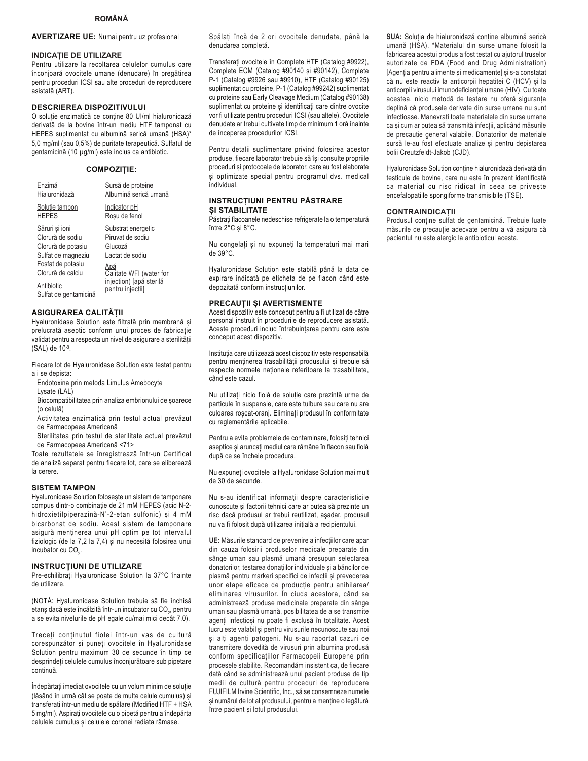## ROMÂNĂ

**AVERTIZARE UE:** Numai pentru uz profesional

### INDICAȚIE DE UTILIZARE

Pentru utilizare la recoltarea celulelor cumulus care înconjoară ovocitele umane (denudare) în pregătirea pentru proceduri ICSI sau alte proceduri de reproducere asistată (ART).

### DESCRIEREA DISPOZITIVULUI

O soluție enzimatică ce conține 80 UI/ml hialuronidază derivată de la bovine într-un mediu HTF tamponat cu HEPES suplimentat cu albumină serică umană (HSA)* 5,0 mg/ml (sau 0,5%) de puritate terapeutică. Sulfatul de gentamicină (10 µg/ml) este inclus ca antibiotic.

### COMPOZIȚIE:

| | |
|---|---|
| Enzimă<br>Hialuronidază | Sursă de proteine<br>Albumină serică umană |
| Soluție tampon<br>HEPES | Indicator pH<br>Roșu de fenol |
| Săruri și ioni<br>Clorură de sodiu<br>Clorură de potasiu<br>Sulfat de magneziu<br>Fosfat de potasiu<br>Clorură de calciu | Substrat energetic<br>Piruvat de sodiu<br>Glucoză<br>Lactat de sodiu<br>Apă<br>Calitate WFI (water for injection) [apă sterilă pentru injecții] |
| Antibiotic<br>Sulfat de gentamicină | |

### ASIGURAREA CALITĂȚII

Hyaluronidase Solution este filtrată prin membrană și prelucrată aseptic conform unui proces de fabricație validat pentru a respecta un nivel de asigurare a sterilității (SAL) de $10^{-3}$.

Fiecare lot de Hyaluronidase Solution este testat pentru a i se depista:

- Endotoxina prin metoda Limulus Amebocyte Lysate (LAL)
- Biocompatibilitatea prin analiza embrionului de șoarece (o celulă)
- Activitatea enzimatică prin testul actual prevăzut de Farmacopeea Americană
- Sterilitatea prin testul de sterilitate actual prevăzut de Farmacopeea Americană <71>

Toate rezultatele se înregistrează într-un Certificat de analiză separat pentru fiecare lot, care se eliberează la cerere.

### SISTEM TAMPON

Hyaluronidase Solution folosește un sistem de tamponare compus dintr-o combinație de 21 mM HEPES (acid N-2-hidroxietilpiperazină-N'-2-etan sulfonic) și 4 mM bicarbonat de sodiu. Acest sistem de tamponare asigură menținerea unui pH optim pe tot intervalul fiziologic (de la 7,2 la 7,4) și nu necesită folosirea unui incubator cu $CO_2$.

### INSTRUCȚIUNI DE UTILIZARE

Pre-echilibrați Hyaluronidase Solution la 37°C înainte de utilizare.

(NOTĂ: Hyaluronidase Solution trebuie să fie închisă etanș dacă este încălzită într-un incubator cu $CO_2$, pentru a se evita nivelurile de pH egale cu/mai mici decât 7,0).

Treceți conținutul fiolei într-un vas de cultură corespunzător și puneți ovocitele în Hyaluronidase Solution pentru maximum 30 de secunde în timp ce desprindeți celulele cumulus înconjurătoare sub pipetare continuă.

Îndepărtați imediat ovocitele cu un volum minim de soluție (lăsând în urmă cât se poate de multe celule cumulus) și transferați într-un mediu de spălare (Modified HTF + HSA 5 mg/ml). Aspirați ovocitele cu o pipetă pentru a îndepărta celulele cumulus și celulele coronei radiata rămase.

Spălați încă de 2 ori ovocitele denudate, până la denudarea completă.

Transferați ovocitele în Complete HTF (Catalog #9922), Complete ECM (Catalog #90140 și #90142), Complete P-1 (Catalog #9926 sau #9910), HTF (Catalog #90125) suplimentat cu proteine, P-1 (Catalog #99242) suplimentat cu proteine sau Early Cleavage Medium (Catalog #90138) suplimentat cu proteine și identificați care dintre ovocite vor fi utilizate pentru proceduri ICSI (sau altele). Ovocitele denudate ar trebui cultivate timp de minimum 1 oră înainte de începerea procedurilor ICSI.

Pentru detalii suplimentare privind folosirea acestor produse, fiecare laborator trebuie să își consulte propriile proceduri și protocoale de laborator, care au fost elaborate și optimizate special pentru programul dvs. medical individual.

### INSTRUCȚIUNI PENTRU PĂSTRARE ȘI STABILITATE

Păstrați flacoanele nedeschise refrigerate la o temperatură între 2°C și 8°C.

Nu congelați și nu expuneți la temperaturi mai mari de 39°C.

Hyaluronidase Solution este stabilă până la data de expirare indicată pe eticheta de pe flacon când este depozitată conform instrucțiunilor.

### PRECAUȚII ȘI AVERTISMENTE

Acest dispozitiv este conceput pentru a fi utilizat de către personal instruit în procedurile de reproducere asistată. Aceste proceduri includ întrebuințarea pentru care este conceput acest dispozitiv.

Instituția care utilizează acest dispozitiv este responsabilă pentru menținerea trasabilității produsului și trebuie să respecte normele naționale referitoare la trasabilitate, când este cazul.

Nu utilizați nicio fiolă de soluție care prezintă urme de particule în suspensie, care este tulbure sau care nu are culoarea roșcat-oranj. Eliminați produsul în conformitate cu reglementările aplicabile.

Pentru a evita problemele de contaminare, folosiți tehnici aseptice și aruncați mediul care rămâne în flacon sau fiolă după ce se încheie procedura.

Nu expuneți ovocitele la Hyaluronidase Solution mai mult de 30 de secunde.

Nu s-au identificat informații despre caracteristicile cunoscute și factorii tehnici care ar putea să prezinte un risc dacă produsul ar trebui reutilizat, așadar, produsul nu va fi folosit după utilizarea inițială a recipientului.

**UE:** Măsurile standard de prevenire a infecțiilor care apar din cauza folosirii produselor medicale preparate din sânge uman sau plasmă umană presupun selectarea donatorilor, testarea donațiilor individuale și a băncilor de plasmă pentru markeri specifici de infecții și prevederea unor etape eficace de producție pentru anihilarea/eliminarea virusurilor. În ciuda acestora, când se administrează produse medicinale preparate din sânge uman sau plasmă umană, posibilitatea de a se transmite agenți infecțioși nu poate fi exclusă în totalitate. Acest lucru este valabil și pentru virusurile necunoscute sau noi și alți agenți patogeni. Nu s-au raportat cazuri de transmitere dovedită de virusuri prin albumina produsă conform specificațiilor Farmacopeii Europene prin procesele stabilite. Recomandăm insistent ca, de fiecare dată când se administrează unui pacient produse de tip medii de cultură pentru proceduri de reproducere FUJIFILM Irvine Scientific, Inc., să se consemneze numele și numărul de lot al produsului, pentru a menține o legătură între pacient și lotul produsului.

**SUA:** Soluția de hialuronidază conține albumină serică umană (HSA). *Materialul din surse umane folosit la fabricarea acestui produs a fost testat cu ajutorul truselor autorizate de FDA (Food and Drug Administration) [Agenția pentru alimente și medicamente] și s-a constatat că nu este reactiv la anticorpii hepatitei C (HCV) și la anticorpii virusului imunodeficienței umane (HIV). Cu toate acestea, nicio metodă de testare nu oferă siguranța deplină că produsele derivate din surse umane nu sunt infecțioase. Manevrați toate materialele din surse umane ca și cum ar putea să transmită infecții, aplicând măsurile de precauție general valabile. Donatorilor de materiale sursă le-au fost efectuate analize și pentru depistarea bolii Creutzfeldt-Jakob (CJD).

Hyaluronidase Solution conține hialuronidază derivată din testicule de bovine, care nu este în prezent identificată ca material cu risc ridicat în ceea ce privește encefalopatiile spongiforme transmisibile (TSE).

### CONTRAINDICAȚII

Produsul conține sulfat de gentamicină. Trebuie luate măsurile de precauție adecvate pentru a vă asigura că pacientul nu este alergic la antibioticul acesta.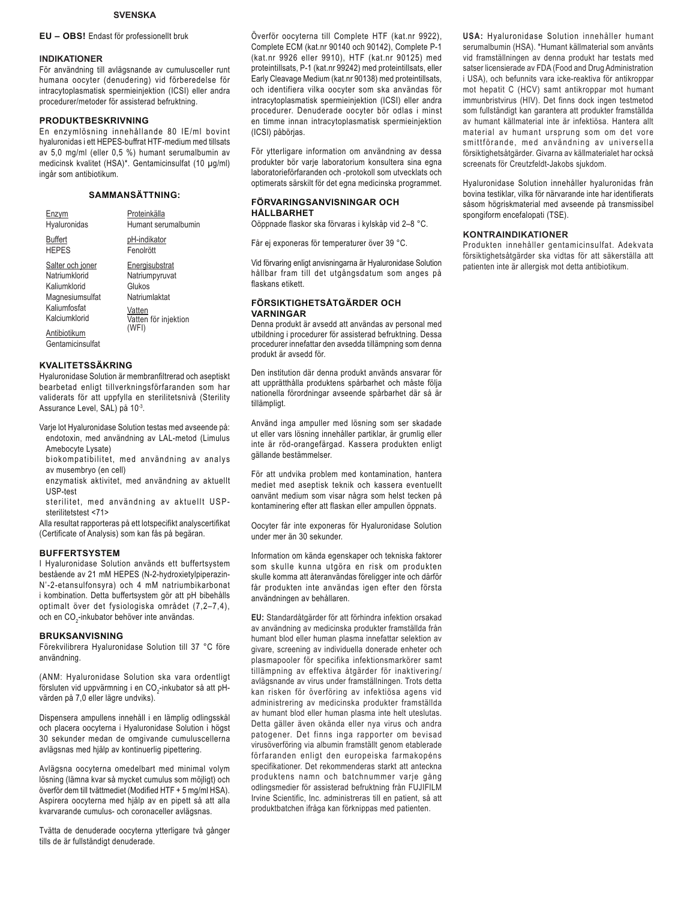## SVENSKA

**EU – OBS!** Endast för professionellt bruk

### INDIKATIONER

För användning till avlägsnande av cumulusceller runt humana oocyter (denudering) vid förberedelse för intracytoplasmatisk spermieinjektion (ICSI) eller andra procedurer/metoder för assisterad befruktning.

### PRODUKTBESKRIVNING

En enzymlösning innehållande 80 IE/ml bovint hyaluronidas i ett HEPES-buffrat HTF-medium med tillsats av 5,0 mg/ml (eller 0,5 %) humant serumalbumin av medicinsk kvalitet (HSA)*. Gentamicinsulfat (10 µg/ml) ingår som antibiotikum.

### SAMMANSÄTTNING:

| | |
|---|---|
| Enzym<br>Hyaluronidas | Proteinkälla<br>Humant serumalbumin |
| Buffert<br>HEPES | pH-indikator<br>Fenolrött |
| Salter och joner<br>Natriumklorid<br>Kaliumklorid<br>Magnesiumsulfat<br>Kaliumfosfat<br>Kalciumklorid | Energisubstrat<br>Natriumpyruvat<br>Glukos<br>Natriumlaktat<br>Vatten<br>Vatten för injektion (WFI) |
| Antibiotikum<br>Gentamicinsulfat | |

### KVALITETSSÄKRING

Hyaluronidase Solution är membranfiltrerad och aseptiskt bearbetad enligt tillverkningsförfaranden som har validerats för att uppfylla en sterilitetsnivå (Sterility Assurance Level, SAL) på $10^{-3}$.

Varje lot Hyaluronidase Solution testas med avseende på:
- endotoxin, med användning av LAL-metod (Limulus Amebocyte Lysate)
- biokompatibilitet, med användning av analys av musembryo (en cell)
- enzymatisk aktivitet, med användning av aktuellt USP-test
- sterilitet, med användning av aktuellt USP-sterilitetstest <71>

Alla resultat rapporteras på ett lotspecifikt analyscertifikat (Certificate of Analysis) som kan fås på begäran.

### BUFFERTSYSTEM

I Hyaluronidase Solution används ett buffertsystem bestående av 21 mM HEPES (N-2-hydroxietylpiperazin-N'-2-etansulfonsyra) och 4 mM natriumbikarbonat i kombination. Detta buffertsystem gör att pH bibehålls optimalt över det fysiologiska området (7,2–7,4), och en $CO_2$-inkubator behöver inte användas.

### BRUKSANVISNING

Förekvilibrera Hyaluronidase Solution till 37 °C före användning.

(ANM: Hyaluronidase Solution ska vara ordentligt försluten vid uppvärmning i en $CO_2$-inkubator så att pH-värden på 7,0 eller lägre undviks).

Dispensera ampullens innehåll i en lämplig odlingsskål och placera oocyterna i Hyaluronidase Solution i högst 30 sekunder medan de omgivande cumuluscellerna avlägsnas med hjälp av kontinuerlig pipettering.

Avlägsna oocyterna omedelbart med minimal volym lösning (lämna kvar så mycket cumulus som möjligt) och överför dem till tvättmediet (Modified HTF + 5 mg/ml HSA). Aspirera oocyterna med hjälp av en pipett så att alla kvarvarande cumulus- och coronaceller avlägsnas.

Tvätta de denuderade oocyterna ytterligare två gånger tills de är fullständigt denuderade.

Överför oocyterna till Complete HTF (kat.nr 9922), Complete ECM (kat.nr 90140 och 90142), Complete P-1 (kat.nr 9926 eller 9910), HTF (kat.nr 90125) med proteintillsats, P-1 (kat.nr 99242) med proteintillsats, eller Early Cleavage Medium (kat.nr 90138) med proteintillsats, och identifiera vilka oocyter som ska användas för intracytoplasmatisk spermieinjektion (ICSI) eller andra procedurer. Denuderade oocyter bör odlas i minst en timme innan intracytoplasmatisk spermieinjektion (ICSI) påbörjas.

För ytterligare information om användning av dessa produkter bör varje laboratorium konsultera sina egna laboratorieförfaranden och -protokoll som utvecklats och optimerats särskilt för det egna medicinska programmet.

### FÖRVARINGSANVISNINGAR OCH HÅLLBARHET

Oöppnade flaskor ska förvaras i kylskåp vid 2–8 °C.

Får ej exponeras för temperaturer över 39 °C.

Vid förvaring enligt anvisningarna är Hyaluronidase Solution hållbar fram till det utgångsdatum som anges på flaskans etikett.

### FÖRSIKTIGHETSÅTGÄRDER OCH VARNINGAR

Denna produkt är avsedd att användas av personal med utbildning i procedurer för assisterad befruktning. Dessa procedurer innefattar den avsedda tillämpning som denna produkt är avsedd för.

Den institution där denna produkt används ansvarar för att upprätthålla produktens spårbarhet och måste följa nationella förordningar avseende spårbarhet där så är tillämpligt.

Använd inga ampuller med lösning som ser skadade ut eller vars lösning innehåller partiklar, är grumlig eller inte är röd-orangefärgad. Kassera produkten enligt gällande bestämmelser.

För att undvika problem med kontamination, hantera mediet med aseptisk teknik och kassera eventuellt oanvänt medium som visar några som helst tecken på kontaminering efter att flaskan eller ampullen öppnats.

Oocyter får inte exponeras för Hyaluronidase Solution under mer än 30 sekunder.

Information om kända egenskaper och tekniska faktorer som skulle kunna utgöra en risk om produkten skulle komma att återanvändas föreligger inte och därför får produkten inte användas igen efter den första användningen av behållaren.

**EU:** Standardåtgärder för att förhindra infektion orsakad av användning av medicinska produkter framställda från humant blod eller human plasma innefattar selektion av givare, screening av individuella donerade enheter och plasmapooler för specifika infektionsmarkörer samt tillämpning av effektiva åtgärder för inaktivering/avlägsnande av virus under framställningen. Trots detta kan risken för överföring av infektiösa agens vid administrering av medicinska produkter framställda av humant blod eller human plasma inte helt uteslutas. Detta gäller även okända eller nya virus och andra patogener. Det finns inga rapporter om bevisad virusöverföring via albumin framställt genom etablerade förfaranden enligt den europeiska farmakopéns specifikationer. Det rekommenderas starkt att anteckna produktens namn och batchnummer varje gång odlingsmedier för assisterad befruktning från FUJIFILM Irvine Scientific, Inc. administreras till en patient, så att produktbatchen ifråga kan förknippas med patienten.

**USA:** Hyaluronidase Solution innehåller humant serumalbumin (HSA). *Humant källmaterial som använts vid framställningen av denna produkt har testats med satser licensierade av FDA (Food and Drug Administration i USA), och befunnits vara icke-reaktiva för antikroppar mot hepatit C (HCV) samt antikroppar mot humant immunbristvirus (HIV). Det finns dock ingen testmetod som fullständigt kan garantera att produkter framställda av humant källmaterial inte är infektiösa. Hantera allt material av humant ursprung som om det vore smittförande, med användning av universella försiktighetsåtgärder. Givarna av källmaterialet har också screenats för Creutzfeldt-Jakobs sjukdom.

Hyaluronidase Solution innehåller hyaluronidas från bovina testiklar, vilka för närvarande inte har identifierats såsom högriskmaterial med avseende på transmissibel spongiform encefalopati (TSE).

### KONTRAINDIKATIONER

Produkten innehåller gentamicinsulfat. Adekvata försiktighetsåtgärder ska vidtas för att säkerställa att patienten inte är allergisk mot detta antibiotikum.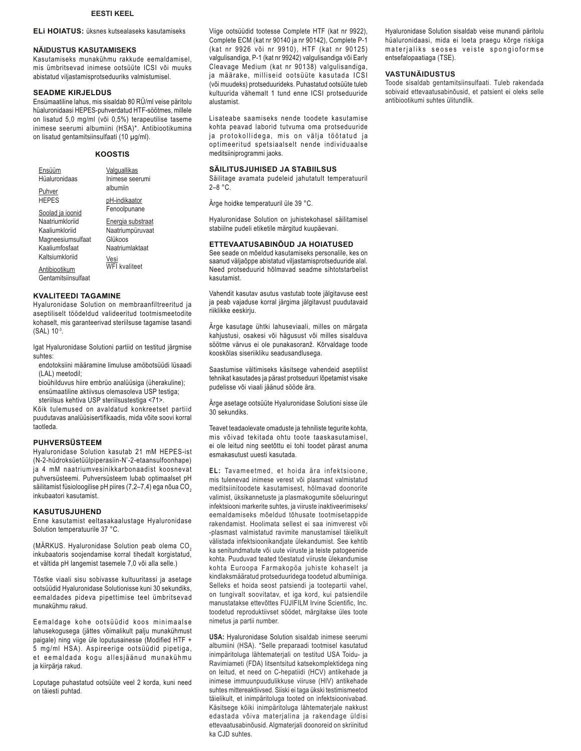## EESTI KEEL

**ELi HOIATUS:** üksnes kutsealaseks kasutamiseks

### NÄIDUSTUS KASUTAMISEKS

Kasutamiseks munakühmu rakkude eemaldamisel, mis ümbritsevad inimese ootsüüte ICSI või muuks abistatud viljastamisprotseduuriks valmistumisel.

### SEADME KIRJELDUS

Ensümaatiline lahus, mis sisaldab 80 RÜ/ml veise päritolu hüaluronidaasi HEPES-puhverdatud HTF-söötmes, millele on lisatud 5,0 mg/ml (või 0,5%) terapeutilise taseme inimese seerumi albumiini (HSA)*. Antibiootikumina on lisatud gentamitsiinsulfaati (10 µg/ml).

### KOOSTIS

| | |
|---|---|
| Ensüüm<br>Hüaluronidaas | Valguallikas<br>Inimese seerumi albumiin |
| Puhver<br>HEPES | pH-indikaator<br>Fenoolpunane |
| Soolad ja ioonid<br>Naatriumkloriid<br>Kaaliumkloriid<br>Magneesiumsulfaat<br>Kaaliumfosfaat<br>Kaltsiumkloriid | Energia substraat<br>Naatriumpüruvaat<br>Glükoos<br>Naatriumlaktaat |
| Antibiootikum<br>Gentamitsiinsulfaat | Vesi<br>WFI kvaliteet |

### KVALITEEDI TAGAMINE

Hyaluronidase Solution on membraanfiltreeritud ja aseptiliselt töödeldud valideeritud tootmismeetodite kohaselt, mis garanteerivad steriilsuse tagamise tasandi (SAL) $10^{-3}$.

Igat Hyaluronidase Solutioni partiid on testitud järgmise suhtes:

- endotoksiini määramine limuluse amöbotsüüdi lüsaadi (LAL) meetodil;
- bioühilduvus hiire embrüo analüüsiga (üherakuline);
- ensümaatiline aktiivsus olemasoleva USP testiga;
- steriilsus kehtiva USP steriilsustestiga <71>.

Kõik tulemused on avaldatud konkreetset partiid puudutavas analüüsisertifikaadis, mida võite soovi korral taotleda.

### PUHVERSÜSTEEM

Hyaluronidase Solution kasutab 21 mM HEPES-ist (N-2-hüdroksüetüülpiperasiin-N'-2-etaansulfoonhape) ja 4 mM naatriumvesinikkarbonaadist koosnevat puhversüsteemi. Puhversüsteem lubab optimaalset pH säilitamist füsioloogilise pH piires (7,2–7,4) ega nõua $CO_2$ inkubaatori kasutamist.

### KASUTUSJUHEND

Enne kasutamist eeltasakaalustage Hyaluronidase Solution temperatuurile 37 °C.

(MÄRKUS. Hyaluronidase Solution peab olema $CO_2$ inkubaatoris soojendamise korral tihedalt korgistatud, et vältida pH langemist tasemele 7,0 või alla selle.)

Tõstke viaali sisu sobivasse kultuuritassi ja asetage ootsüüdid Hyaluronidase Solutionisse kuni 30 sekundiks, eemaldades pideva pipettimise teel ümbritsevad munakühmu rakud.

Eemaldage kohe ootsüüdid koos minimaalse lahusekogusega (jättes võimalikult palju munakühmust paigale) ning viige üle loputusainesse (Modified HTF + 5 mg/ml HSA). Aspireerige ootsüüdid pipetiga, et eemaldada kogu allesjäänud munakühmu ja kiirpärja rakud.

Loputage puhastatud ootsüüte veel 2 korda, kuni need on täiesti puhtad.

Viige ootsüüdid tootesse Complete HTF (kat nr 9922), Complete ECM (kat nr 90140 ja nr 90142), Complete P-1 (kat nr 9926 või nr 9910), HTF (kat nr 90125) valgulisandiga, P-1 (kat nr 99242) valgulisandiga või Early Cleavage Medium (kat nr 90138) valgulisandiga, ja määrake, milliseid ootsüüte kasutada ICSI (või muudeks) protseduurideks. Puhastatud ootsüüte tuleb kultuurida vähemalt 1 tund enne ICSI protseduuride alustamist.

Lisateabe saamiseks nende toodete kasutamise kohta peavad laborid tutvuma oma protseduuride ja protokollidega, mis on välja töötatud ja optimeeritud spetsiaalselt nende individuaalse meditsiiniprogrammi jaoks.

### SÄILITUSJUHISED JA STABIILSUS

Säilitage avamata pudeleid jahutatult temperatuuril 2–8 °C.

Ärge hoidke temperatuuril üle 39 °C.

Hyaluronidase Solution on juhistekohasel säilitamisel stabiilne pudeli etiketile märgitud kuupäevani.

### ETTEVAATUSABINÕUD JA HOIATUSED

See seade on mõeldud kasutamiseks personalile, kes on saanud väljaõppe abistatud viljastamisprotseduuride alal. Need protseduurid hõlmavad seadme sihtotstarbelist kasutamist.

Vahendit kasutav asutus vastutab toote jälgitavuse eest ja peab vajaduse korral järgima jälgitavust puudutavaid riiklikke eeskirju.

Ärge kasutage ühtki lahuseviaali, milles on märgata kahjustusi, osakesi või hägusust või milles sisalduva söötme värvus ei ole punakasoranž. Kõrvaldage toode kooskõlas siseriikliku seadusandlusega.

Saastumise vältimiseks käsitsege vahendeid aseptilist tehnikat kasutades ja pärast protseduuri lõpetamist visake pudelisse või viaali jäänud sööde ära.

Ärge asetage ootsüüte Hyaluronidase Solutioni sisse üle 30 sekundiks.

Teavet teadaolevate omaduste ja tehniliste tegurite kohta, mis võivad tekitada ohtu toote taaskasutamisel, ei ole leitud ning seetõttu ei tohi toodet pärast anuma esmakasutust uuesti kasutada.

**EL:** Tavameetmed, et hoida ära infektsioone, mis tulenevad inimese verest või plasmast valmistatud meditsiinitoodete kasutamisest, hõlmavad doonorite valimist, üksikannetuste ja plasmakogumite sõeluuringut infektsiooni markerite suhtes, ja viiruste inaktiveerimiseks/eemaldamiseks mõeldud tõhusate tootmisetappide rakendamist. Hoolimata sellest ei saa inimverest või -plasmast valmistatud ravimite manustamisel täielikult välistada infektsioonikandjate ülekandumist. See kehtib ka senitundmatute või uute viiruste ja teiste patogeenide kohta. Puuduvad teated tõestatud viiruste ülekandumise kohta Euroopa Farmakopöa juhiste kohaselt ja kindlaksmääratud protseduuridega toodetud albumiiniga. Selleks et hoida seost patsiendi ja tootepartii vahel, on tungivalt soovitatav, et iga kord, kui patsiendile manustatakse ettevõttes FUJIFILM Irvine Scientific, Inc. toodetud reproduktiivset söödet, märgitakse üles toote nimetus ja partii number.

**USA:** Hyaluronidase Solution sisaldab inimese seerumi albumiini (HSA). *Selle preparaadi tootmisel kasutatud inimpäritoluga lähtematerjali on testitud USA Toidu- ja Ravimiameti (FDA) litsentsitud katsekomplektidega ning on leitud, et need on C-hepatiidi (HCV) antikehade ja inimese immuunpuudulikkuse viiruse (HIV) antikehade suhtes mittereaktiivsed. Siiski ei taga ükski testimismeetod täielikult, et inimpäritoluga tooted on infektsioonivabad. Käsitsege kõiki inimpäritoluga lähtematerjale nakkust edastada võiva materjalina ja rakendage üldisi ettevaatusabinõusid. Algmaterjali doonoreid on skriinitud ka CJD suhtes.

Hyaluronidase Solution sisaldab veise munandi päritolu hüaluronidaasi, mida ei loeta praegu kõrge riskiga materjaliks seoses veiste spongioformse entsefalopaatiaga (TSE).

### VASTUNÄIDUSTUS

Toode sisaldab gentamitsiinsulfaati. Tuleb rakendada sobivaid ettevaatusabinõusid, et patsient ei oleks selle antibiootikumi suhtes ülitundlik.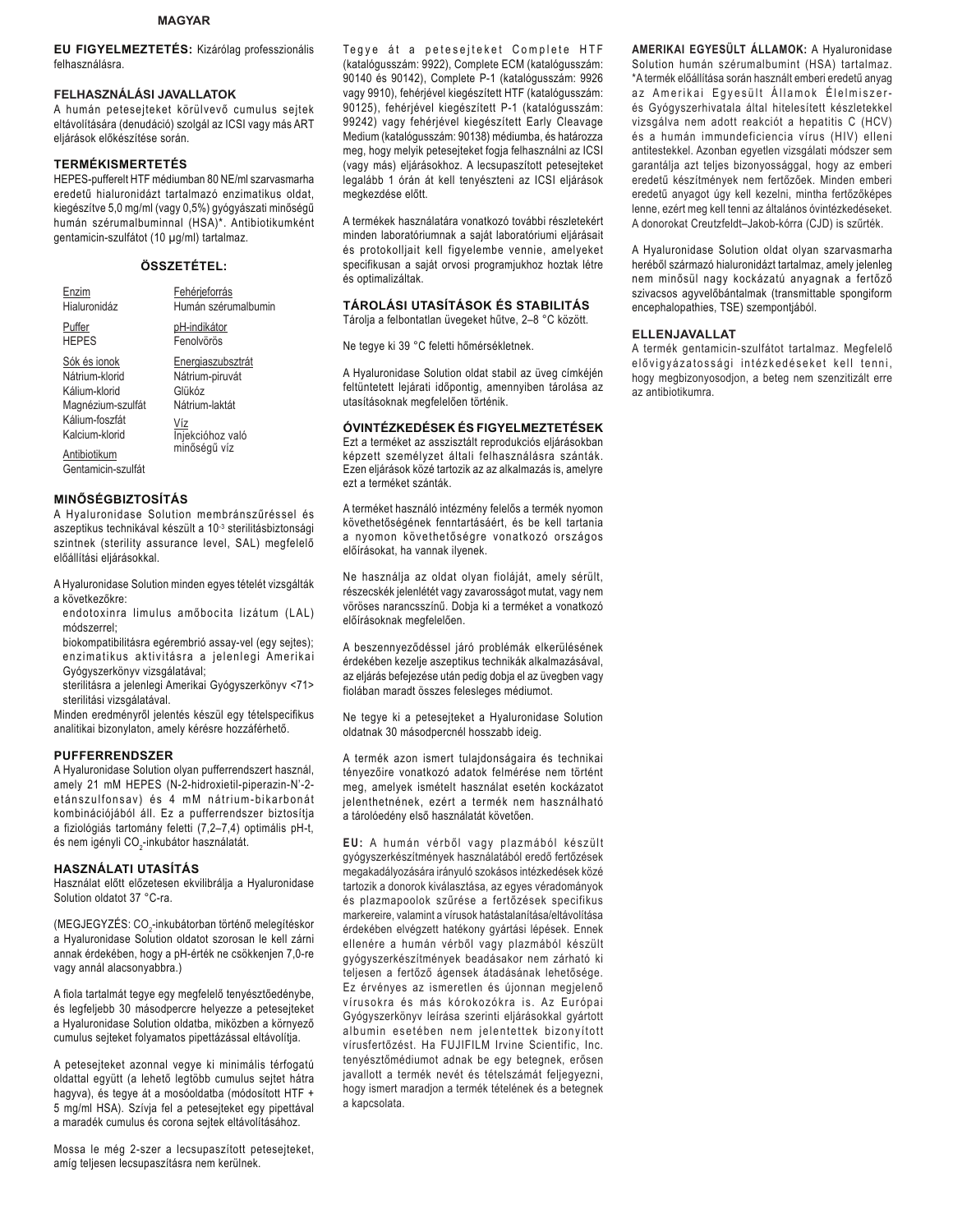**MAGYAR**

**EU FIGYELMEZTETÉS:** Kizárólag professzionális felhasználásra.

### FELHASZNÁLÁSI JAVALLATOK

A humán petesejteket körülvevő cumulus sejtek eltávolítására (denudáció) szolgál az ICSI vagy más ART eljárások előkészítése során.

### TERMÉKISMERTETÉS

HEPES-pufferelt HTF médiumban 80 NE/ml szarvasmarha eredetű hialuronidázt tartalmazó enzimatikus oldat, kiegészítve 5,0 mg/ml (vagy 0,5%) gyógyászati minőségű humán szérumalbuminnal (HSA)*. Antibiotikumként gentamicin-szulfátot (10 µg/ml) tartalmaz.

### ÖSSZETÉTEL:

| | |
|---|---|
| Enzim<br>Hialuronidáz | Fehérjeforrás<br>Humán szérumalbumin |
| Puffer<br>HEPES | pH-indikátor<br>Fenolvörös |
| Sók és ionok<br>Nátrium-klorid<br>Kálium-klorid<br>Magnézium-szulfát<br>Kálium-foszfát<br>Kalcium-klorid | Energiaszubsztrát<br>Nátrium-piruvát<br>Glükóz<br>Nátrium-laktát |
| Antibiotikum<br>Gentamicin-szulfát | Víz<br>Injekcióhoz való minőségű víz |

### MINŐSÉGBIZTOSÍTÁS

A Hyaluronidase Solution membránszűréssel és aszeptikus technikával készült a $10^{-3}$ sterilitásbiztonsági szintnek (sterility assurance level, SAL) megfelelő előállítási eljárásokkal.

A Hyaluronidase Solution minden egyes tételét vizsgálták a következőkre:

endotoxinra limulus amőbocita lizátum (LAL) módszerrel;

biokompatibilitásra egérembrió assay-vel (egy sejtes);

enzimatikus aktivitásra a jelenlegi Amerikai Gyógyszerkönyv vizsgálatával;

sterilitásra a jelenlegi Amerikai Gyógyszerkönyv <71> sterilitási vizsgálatával.

Minden eredményről jelentés készül egy tételspecifikus analitikai bizonylaton, amely kérésre hozzáférhető.

### PUFFERRENDSZER

A Hyaluronidase Solution olyan pufferrendszert használ, amely 21 mM HEPES (N-2-hidroxietil-piperazin-N'-2-etánszulfonsav) és 4 mM nátrium-bikarbonát kombinációjából áll. Ez a pufferrendszer biztosítja a fiziológiás tartomány feletti (7,2–7,4) optimális pH-t, és nem igényli $CO_2$-inkubátor használatát.

### HASZNÁLATI UTASÍTÁS

Használat előtt előzetesen ekvilibrálja a Hyaluronidase Solution oldatot 37 °C-ra.

(MEGJEGYZÉS: $CO_2$-inkubátorban történő melegítéskor a Hyaluronidase Solution oldatot szorosan le kell zárni annak érdekében, hogy a pH-érték ne csökkenjen 7,0-re vagy annál alacsonyabbra.)

A fiola tartalmát tegye egy megfelelő tenyésztőedénybe, és legfeljebb 30 másodpercre helyezze a petesejteket a Hyaluronidase Solution oldatba, miközben a környező cumulus sejteket folyamatos pipettázással eltávolítja.

A petesejteket azonnal vegye ki minimális térfogatú oldattal együtt (a lehető legtöbb cumulus sejtet hátra hagyva), és tegye át a mosóoldatba (módosított HTF + 5 mg/ml HSA). Szívja fel a petesejteket egy pipettával a maradék cumulus és corona sejtek eltávolításához.

Mossa le még 2-szer a lecsupaszított petesejteket, amíg teljesen lecsupaszításra nem kerülnek.

Tegye át a petesejteket Complete HTF (katalógusszám: 9922), Complete ECM (katalógusszám: 90140 és 90142), Complete P-1 (katalógusszám: 9926 vagy 9910), fehérjével kiegészített HTF (katalógusszám: 90125), fehérjével kiegészített P-1 (katalógusszám: 99242) vagy fehérjével kiegészített Early Cleavage Medium (katalógusszám: 90138) médiumba, és határozza meg, hogy melyik petesejteket fogja felhasználni az ICSI (vagy más) eljárásokhoz. A lecsupaszított petesejteket legalább 1 órán át kell tenyészteni az ICSI eljárások megkezdése előtt.

A termékek használatára vonatkozó további részletekért minden laboratóriumnak a saját laboratóriumi eljárásait és protokolljait kell figyelembe vennie, amelyeket specifikusan a saját orvosi programjukhoz hoztak létre és optimalizáltak.

### TÁROLÁSI UTASÍTÁSOK ÉS STABILITÁS

Tárolja a felbontatlan üvegeket hűtve, 2–8 °C között.

Ne tegye ki 39 °C feletti hőmérsékletnek.

A Hyaluronidase Solution oldat stabil az üveg címkéjén feltüntetett lejárati időpontig, amennyiben tárolása az utasításoknak megfelelően történik.

### ÓVINTÉZKEDÉSEK ÉS FIGYELMEZTETÉSEK

Ezt a terméket az asszisztált reprodukciós eljárásokban képzett személyzet általi felhasználásra szánták. Ezen eljárások közé tartozik az az alkalmazás is, amelyre ezt a terméket szánták.

A terméket használó intézmény felelős a termék nyomon követhetőségének fenntartásáért, és be kell tartania a nyomon követhetőségre vonatkozó országos előírásokat, ha vannak ilyenek.

Ne használja az oldat olyan fioláját, amely sérült, részecskék jelenlétét vagy zavarosságot mutat, vagy nem vöröses narancsszínű. Dobja ki a terméket a vonatkozó előírásoknak megfelelően.

A beszennyeződéssel járó problémák elkerülésének érdekében kezelje aszeptikus technikák alkalmazásával, az eljárás befejezése után pedig dobja el az üvegben vagy fiolában maradt összes felesleges médiumot.

Ne tegye ki a petesejteket a Hyaluronidase Solution oldatnak 30 másodpercnél hosszabb ideig.

A termék azon ismert tulajdonságaira és technikai tényezőire vonatkozó adatok felmérése nem történt meg, amelyek ismételt használat esetén kockázatot jelenthetnének, ezért a termék nem használható a tárolóedény első használatát követően.

**EU:** A humán vérből vagy plazmából készült gyógyszerkészítmények használatából eredő fertőzések megakadályozására irányuló szokásos intézkedések közé tartozik a donorok kiválasztása, az egyes véradományok és plazmapoolok szűrése a fertőzések specifikus markereire, valamint a vírusok hatástalanítása/eltávolítása érdekében elvégzett hatékony gyártási lépések. Ennek ellenére a humán vérből vagy plazmából készült gyógyszerkészítmények beadásakor nem zárható ki teljesen a fertőző ágensek átadásának lehetősége. Ez érvényes az ismeretlen és újonnan megjelenő vírusokra és más kórokozókra is. Az Európai Gyógyszerkönyv leírása szerinti eljárásokkal gyártott albumin esetében nem jelentettek bizonyított vírusfertőzést. Ha FUJIFILM Irvine Scientific, Inc. tenyésztőmédiumot adnak be egy betegnek, erősen javallott a termék nevét és tételszámát feljegyezni, hogy ismert maradjon a termék tételének és a betegnek a kapcsolata.

**AMERIKAI EGYESÜLT ÁLLAMOK:** A Hyaluronidase Solution humán szérumalbumint (HSA) tartalmaz. *A termék előállítása során használt emberi eredetű anyag az Amerikai Egyesült Államok Élelmiszer- és Gyógyszerhivatala által hitelesített készletekkel vizsgálva nem adott reakciót a hepatitis C (HCV) és a humán immundeficiencia vírus (HIV) elleni antitestekkel. Azonban egyetlen vizsgálati módszer sem garantálja azt teljes bizonyossággal, hogy az emberi eredetű készítmények nem fertőzőek. Minden emberi eredetű anyagot úgy kell kezelni, mintha fertőzőképes lenne, ezért meg kell tenni az általános óvintézkedéseket. A donorokat Creutzfeldt–Jakob-kórra (CJD) is szűrték.

A Hyaluronidase Solution oldat olyan szarvasmarha heréből származó hialuronidázt tartalmaz, amely jelenleg nem minősül nagy kockázatú anyagnak a fertőző szivacsos agyvelőbántalmak (transmittable spongiform encephalopathies, TSE) szempontjából.

### ELLENJAVALLAT

A termék gentamicin-szulfátot tartalmaz. Megfelelő elővigyázatossági intézkedéseket kell tenni, hogy megbizonyosodjon, a beteg nem szenzitizált erre az antibiotikumra.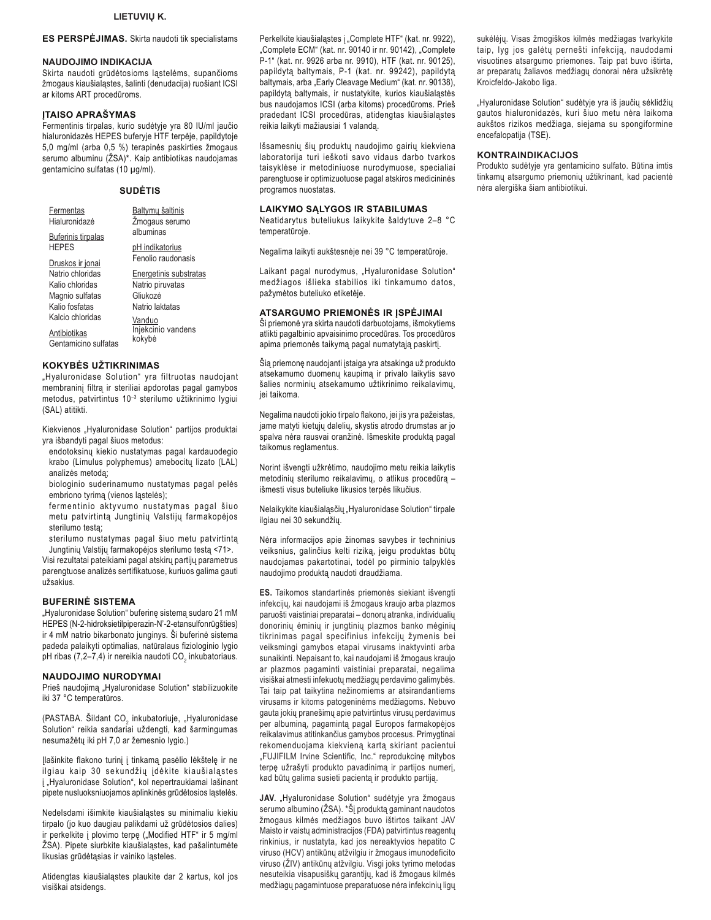**LIETUVIŲ K.**

**ES PERSPĖJIMAS.** Skirta naudoti tik specialistams

## NAUDOJIMO INDIKACIJA

Skirta naudoti grūdėtosioms ląstelėms, supančioms žmogaus kiaušialąstes, šalinti (denudacija) ruošiant ICSI ar kitoms ART procedūroms.

## ĮTAISO APRAŠYMAS

Fermentinis tirpalas, kurio sudėtyje yra 80 IU/ml jaučio hialuronidazės HEPES buferyje HTF terpėje, papildytoje 5,0 mg/ml (arba 0,5 %) terapinės paskirties žmogaus serumo albuminu (ŽSA)*. Kaip antibiotikas naudojamas gentamicino sulfatas (10 µg/ml).

## SUDĖTIS

| | |
|---|---|
| <u>Fermentas</u><br>Hialuronidazė | <u>Baltymų šaltinis</u><br>Žmogaus serumo albuminas |
| <u>Buferinis tirpalas</u><br>HEPES | <u>pH indikatorius</u><br>Fenolio raudonasis |
| <u>Druskos ir jonai</u><br>Natrio chloridas<br>Kalio chloridas<br>Magnio sulfatas<br>Kalio fosfatas<br>Kalcio chloridas | <u>Energetinis substratas</u><br>Natrio piruvatas<br>Gliukozė<br>Natrio laktatas |
| <u>Antibiotikas</u><br>Gentamicino sulfatas | <u>Vanduo</u><br>Injekcinio vandens kokybė |

## KOKYBĖS UŽTIKRINIMAS

„Hyaluronidase Solution" yra filtruotas naudojant membraninį filtrą ir steriliai apdorotas pagal gamybos metodus, patvirtintus $10^{-3}$ sterilumo užtikrinimo lygiui (SAL) atitikti.

Kiekvienos „Hyaluronidase Solution" partijos produktai yra išbandyti pagal šiuos metodus:

- endotoksinų kiekio nustatymas pagal kardauodegio krabo (Limulus polyphemus) amebocitų lizato (LAL) analizės metodą;
- biologinio suderinamumo nustatymas pagal pelės embriono tyrimą (vienos ląstelės);
- fermentinio aktyvumo nustatymas pagal šiuo metu patvirtintą Jungtinių Valstijų farmakopėjos sterilumo testą;
- sterilumo nustatymas pagal šiuo metu patvirtintą Jungtinių Valstijų farmakopėjos sterilumo testą <71>.

Visi rezultatai pateikiami pagal atskirų partijų parametrus parengtuose analizės sertifikatuose, kuriuos galima gauti užsakius.

## BUFERINĖ SISTEMA

„Hyaluronidase Solution" buferinę sistemą sudaro 21 mM HEPES (N-2-hidroksietilpiperazin-N'-2-etansulfonrūgšties) ir 4 mM natrio bikarbonato junginys. Ši buferinė sistema padeda palaikyti optimalias, natūralaus fiziologinio lygio pH ribas (7,2–7,4) ir nereikia naudoti $CO_2$ inkubatoriaus.

## NAUDOJIMO NURODYMAI

Prieš naudojimą „Hyaluronidase Solution" stabilizuokite iki 37 °C temperatūros.

(PASTABA. Šildant $CO_2$ inkubatoriuje, „Hyaluronidase Solution" reikia sandariai uždengti, kad šarmingumas nesumažėtų iki pH 7,0 ar žemesnio lygio.)

Įlašinkite flakono turinį į tinkamą pasėlio lėkštelę ir ne ilgiau kaip 30 sekundžių įdėkite kiaušialąstes į „Hyaluronidase Solution", kol nepertraukiamai lašinant pipete nusluoksniuojamos aplinkinės grūdėtosios ląstelės.

Nedelsdami išimkite kiaušialąstes su minimaliu kiekiu tirpalo (jo kuo daugiau palikdami už grūdėtosios dalies) ir perkelkite į plovimo terpę („Modified HTF" ir 5 mg/ml ŽSA). Pipete siurbkite kiaušialąstes, kad pašalintumėte likusias grūdėtąsias ir vainiko ląsteles.

Atidengtas kiaušialąstes plaukite dar 2 kartus, kol jos visiškai atsidengs.

Perkelkite kiaušialąstes į „Complete HTF" (kat. nr. 9922), „Complete ECM" (kat. nr. 90140 ir nr. 90142), „Complete P-1" (kat. nr. 9926 arba nr. 9910), HTF (kat. nr. 90125), papildytą baltymais, P-1 (kat. nr. 99242), papildytą baltymais, arba „Early Cleavage Medium" (kat. nr. 90138), papildytą baltymais, ir nustatykite, kurios kiaušialąstės bus naudojamos ICSI (arba kitoms) procedūroms. Prieš pradedant ICSI procedūras, atidengtas kiaušialąstes reikia laikyti mažiausiai 1 valandą.

Išsamesnių šių produktų naudojimo gairių kiekviena laboratorija turi ieškoti savo vidaus darbo tvarkos taisyklėse ir metodiniuose nurodymuose, specialiai parengtuose ir optimizuotuose pagal atskiros medicininės programos nuostatas.

## LAIKYMO SĄLYGOS IR STABILUMAS

Neatidarytus buteliukus laikykite šaldytuve 2–8 °C temperatūroje.

Negalima laikyti aukštesnėje nei 39 °C temperatūroje.

Laikant pagal nurodymus, „Hyaluronidase Solution" medžiagos išlieka stabilios iki tinkamumo datos, pažymėtos buteliuko etiketėje.

## ATSARGUMO PRIEMONĖS IR ĮSPĖJIMAI

Ši priemonė yra skirta naudoti darbuotojams, išmokytiems atlikti pagalbinio apvaisinimo procedūras. Tos procedūros apima priemonės taikymą pagal numatytąją paskirtį.

Šią priemonę naudojanti įstaiga yra atsakinga už produkto atsekamumo duomenų kaupimą ir privalo laikytis savo šalies norminių atsekamumo užtikrinimo reikalavimų, jei taikoma.

Negalima naudoti jokio tirpalo flakono, jei jis yra pažeistas, jame matyti kietųjų dalelių, skystis atrodo drumstas ar jo spalva nėra rausvai oranžinė. Išmeskite produktą pagal taikomus reglamentus.

Norint išvengti užkrėtimo, naudojimo metu reikia laikytis metodinių sterilumo reikalavimų, o atlikus procedūrą – išmesti visus buteliuke likusios terpės likučius.

Nelaikykite kiaušialąsčių „Hyaluronidase Solution" tirpale ilgiau nei 30 sekundžių.

Nėra informacijos apie žinomas savybes ir techninius veiksnius, galinčius kelti riziką, jeigu produktas būtų naudojamas pakartotinai, todėl po pirminio talpyklės naudojimo produktą naudoti draudžiama.

**ES.** Taikomos standartinės priemonės siekiant išvengti infekcijų, kai naudojami iš žmogaus kraujo arba plazmos paruošti vaistiniai preparatai – donorų atranka, individualių donorinių ėminių ir jungtinių plazmos banko mėginių tikrinimas pagal specifinius infekcijų žymenis bei veiksmingi gamybos etapai virusams inaktyvinti arba sunaikinti. Nepaisant to, kai naudojami iš žmogaus kraujo ar plazmos pagaminti vaistiniai preparatai, negalima visiškai atmesti infekuotų medžiagų perdavimo galimybės. Tai taip pat taikytina nežinomiems ar atsirandantiems virusams ir kitoms patogeninėms medžiagoms. Nebuvo gauta jokių pranešimų apie patvirtintus virusų perdavimus per albuminą, pagamintą pagal Europos farmakopėjos reikalavimus atitinkančius gamybos procesus. Primygtinai rekomenduojama kiekvieną kartą skiriant pacientui „FUJIFILM Irvine Scientific, Inc." reprodukcinę mitybos terpę užrašyti produkto pavadinimą ir partijos numerį, kad būtų galima susieti pacientą ir produkto partiją.

**JAV.** „Hyaluronidase Solution" sudėtyje yra žmogaus serumo albumino (ŽSA). *Šį produktą gaminant naudotos žmogaus kilmės medžiagos buvo ištirtos taikant JAV Maisto ir vaistų administracijos (FDA) patvirtintus reagentų rinkinius, ir nustatyta, kad jos nereaktyvios hepatito C viruso (HCV) antikūnų atžvilgiu ir žmogaus imunodeficito viruso (ŽIV) antikūnų atžvilgiu. Visgi joks tyrimo metodas nesuteikia visapusiškų garantijų, kad iš žmogaus kilmės medžiagų pagamintuose preparatuose nėra infekcinių ligų sukėlėjų. Visas žmogiškos kilmės medžiagas tvarkykite taip, lyg jos galėtų pernešti infekciją, naudodami visuotines atsargumo priemones. Taip pat buvo ištirta, ar preparatų žaliavos medžiagų donorai nėra užsikrėtę Kroicfeldo-Jakobo liga.

„Hyaluronidase Solution" sudėtyje yra iš jaučių sėklidžių gautos hialuronidazės, kuri šiuo metu nėra laikoma aukštos rizikos medžiaga, siejama su spongiformine encefalopatija (TSE).

## KONTRAINDIKACIJOS

Produkto sudėtyje yra gentamicino sulfato. Būtina imtis tinkamų atsargumo priemonių užtikrinant, kad pacientė nėra alergiška šiam antibiotikui.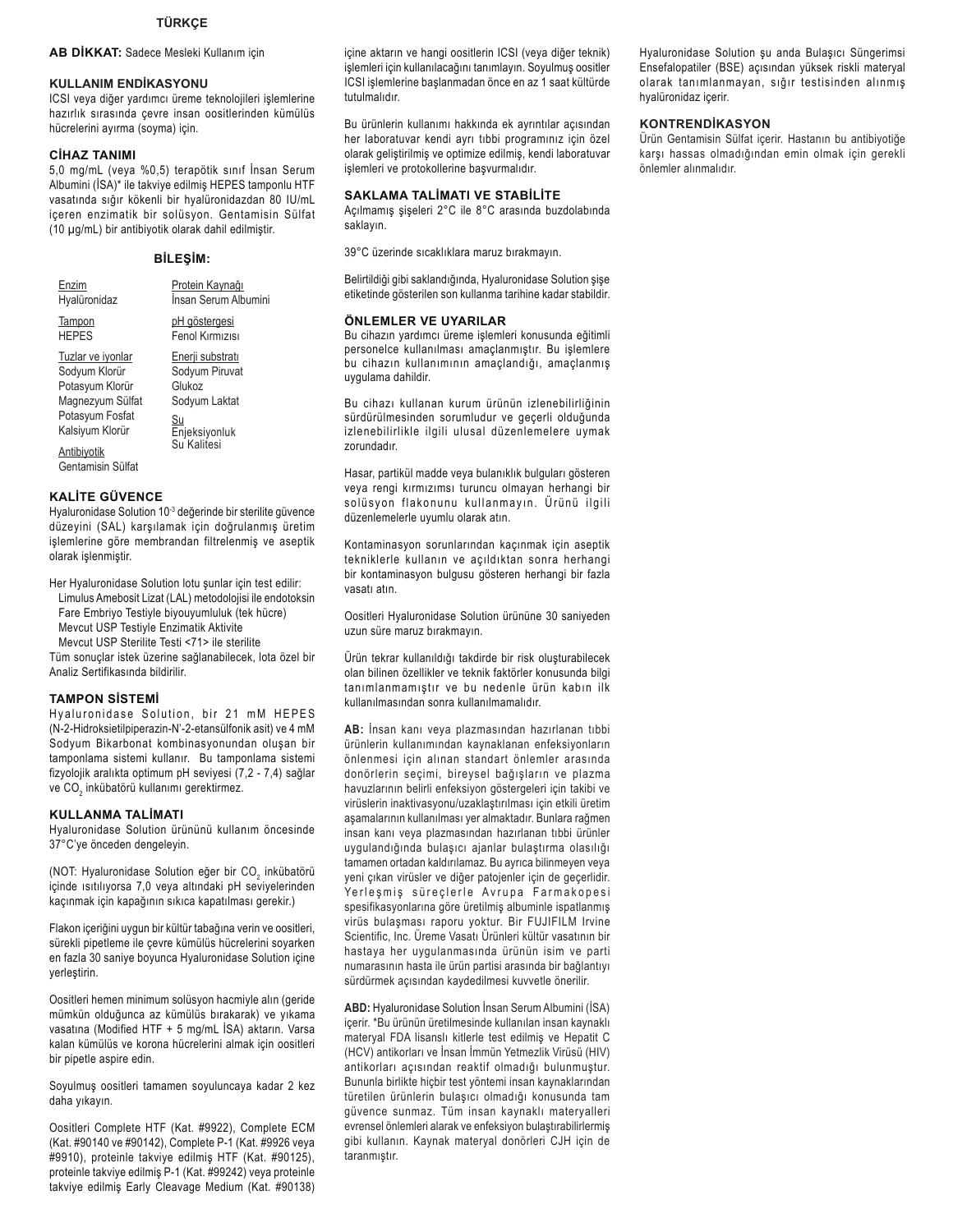## TÜRKÇE

**AB DİKKAT:** Sadece Mesleki Kullanım için

### KULLANIM ENDİKASYONU

ICSI veya diğer yardımcı üreme teknolojileri işlemlerine hazırlık sırasında çevre insan oositlerinden kümülüs hücrelerini ayırma (soyma) için.

### CİHAZ TANIMI

5,0 mg/mL (veya %0,5) terapötik sınıf İnsan Serum Albumini (İSA)* ile takviye edilmiş HEPES tamponlu HTF vasatında sığır kökenli bir hyalüronidazdan 80 IU/mL içeren enzimatik bir solüsyon. Gentamisin Sülfat (10 µg/mL) bir antibiyotik olarak dahil edilmiştir.

### BİLEŞİM:

| | |
|---|---|
| Enzim<br>Hyalüronidaz | Protein Kaynağı<br>İnsan Serum Albumini |
| Tampon<br>HEPES | pH göstergesi<br>Fenol Kırmızısı |
| Tuzlar ve iyonlar<br>Sodyum Klorür<br>Potasyum Klorür<br>Magnezyum Sülfat<br>Potasyum Fosfat<br>Kalsiyum Klorür | Enerji substratı<br>Sodyum Piruvat<br>Glukoz<br>Sodyum Laktat |
| Antibiyotik<br>Gentamisin Sülfat | Su<br>Enjeksiyonluk<br>Su Kalitesi |

### KALİTE GÜVENCE

Hyaluronidase Solution $10^{-3}$ değerinde bir sterilite güvence düzeyini (SAL) karşılamak için doğrulanmış üretim işlemlerine göre membrandan filtrelenmiş ve aseptik olarak işlenmiştir.

Her Hyaluronidase Solution lotu şunlar için test edilir:
- Limulus Amebosit Lizat (LAL) metodolojisi ile endotoksin
- Fare Embriyo Testiyle biyouyumluluk (tek hücre)
- Mevcut USP Testiyle Enzimatik Aktivite
- Mevcut USP Sterilite Testi <71> ile sterilite

Tüm sonuçlar istek üzerine sağlanabilecek, lota özel bir Analiz Sertifikasında bildirilir.

### TAMPON SİSTEMİ

Hyaluronidase Solution, bir 21 mM HEPES (N-2-Hidroksietilpiperazin-N'-2-etansülfonik asit) ve 4 mM Sodyum Bikarbonat kombinasyonundan oluşan bir tamponlama sistemi kullanır. Bu tamponlama sistemi fizyolojik aralıkta optimum pH seviyesi (7,2 - 7,4) sağlar ve $CO_2$ inkübatörü kullanımı gerektirmez.

### KULLANMA TALİMATI

Hyaluronidase Solution ürününü kullanım öncesinde 37°C'ye önceden dengeleyin.

(NOT: Hyaluronidase Solution eğer bir $CO_2$ inkübatörü içinde ısıtılıyorsa 7,0 veya altındaki pH seviyelerinden kaçınmak için kapağının sıkıca kapatılması gerekir.)

Flakon içeriğini uygun bir kültür tabağına verin ve oositleri, sürekli pipetleme ile çevre kümülüs hücrelerini soyarken en fazla 30 saniye boyunca Hyaluronidase Solution içine yerleştirin.

Oositleri hemen minimum solüsyon hacmiyle alın (geride mümkün olduğunca az kümülüs bırakarak) ve yıkama vasatına (Modified HTF + 5 mg/mL İSA) aktarın. Varsa kalan kümülüs ve korona hücrelerini almak için oositleri bir pipetle aspire edin.

Soyulmuş oositleri tamamen soyuluncaya kadar 2 kez daha yıkayın.

Oositleri Complete HTF (Kat. #9922), Complete ECM (Kat. #90140 ve #90142), Complete P-1 (Kat. #9926 veya #9910), proteinle takviye edilmiş HTF (Kat. #90125), proteinle takviye edilmiş P-1 (Kat. #99242) veya proteinle takviye edilmiş Early Cleavage Medium (Kat. #90138) içine aktarın ve hangi oositlerin ICSI (veya diğer teknik) işlemleri için kullanılacağını tanımlayın. Soyulmuş oositler ICSI işlemlerine başlanmadan önce en az 1 saat kültürde tutulmalıdır.

Bu ürünlerin kullanımı hakkında ek ayrıntılar açısından her laboratuvar kendi ayrı tıbbi programınız için özel olarak geliştirilmiş ve optimize edilmiş, kendi laboratuvar işlemleri ve protokollerine başvurmalıdır.

### SAKLAMA TALİMATI VE STABİLİTE

Açılmamış şişeleri 2°C ile 8°C arasında buzdolabında saklayın.

39°C üzerinde sıcaklıklara maruz bırakmayın.

Belirtildiği gibi saklandığında, Hyaluronidase Solution şişe etiketinde gösterilen son kullanma tarihine kadar stabildir.

### ÖNLEMLER VE UYARILAR

Bu cihazın yardımcı üreme işlemleri konusunda eğitimli personelce kullanılması amaçlanmıştır. Bu işlemlere bu cihazın kullanımının amaçlandığı, amaçlanmış uygulama dahildir.

Bu cihazı kullanan kurum ürünün izlenebilirliğinin sürdürülmesinden sorumludur ve geçerli olduğunda izlenebilirlikle ilgili ulusal düzenlemelere uymak zorundadır.

Hasar, partikül madde veya bulanıklık bulguları gösteren veya rengi kırmızımsı turuncu olmayan herhangi bir solüsyon flakonunu kullanmayın. Ürünü ilgili düzenlemelerle uyumlu olarak atın.

Kontaminasyon sorunlarından kaçınmak için aseptik tekniklerle kullanın ve açıldıktan sonra herhangi bir kontaminasyon bulgusu gösteren herhangi bir fazla vasatı atın.

Oositleri Hyaluronidase Solution ürününe 30 saniyeden uzun süre maruz bırakmayın.

Ürün tekrar kullanıldığı takdirde bir risk oluşturabilecek olan bilinen özellikler ve teknik faktörler konusunda bilgi tanımlanmamıştır ve bu nedenle ürün kabın ilk kullanılmasından sonra kullanılmamalıdır.

**AB:** İnsan kanı veya plazmasından hazırlanan tıbbi ürünlerin kullanımından kaynaklanan enfeksiyonların önlenmesi için alınan standart önlemler arasında donörlerin seçimi, bireysel bağışların ve plazma havuzlarının belirli enfeksiyon göstergeleri için takibi ve virüslerin inaktivasyonu/uzaklaştırılması için etkili üretim aşamalarının kullanılması yer almaktadır. Bunlara rağmen insan kanı veya plazmasından hazırlanan tıbbi ürünler uygulandığında bulaşıcı ajanlar bulaştırma olasılığı tamamen ortadan kaldırılamaz. Bu ayrıca bilinmeyen veya yeni çıkan virüsler ve diğer patojenler için de geçerlidir. Yerleşmiş süreçlerle Avrupa Farmakopesi spesifikasyonlarına göre üretilmiş albuminle ispatlanmış virüs bulaşması raporu yoktur. Bir FUJIFILM Irvine Scientific, Inc. Üreme Vasatı Ürünleri kültür vasatının bir hastaya her uygulanmasında ürünün isim ve parti numarasının hasta ile ürün partisi arasında bir bağlantıyı sürdürmek açısından kaydedilmesi kuvvetle önerilir.

**ABD:** Hyaluronidase Solution İnsan Serum Albumini (İSA) içerir. *Bu ürünün üretilmesinde kullanılan insan kaynaklı materyal FDA lisanslı kitlerle test edilmiş ve Hepatit C (HCV) antikorları ve İnsan İmmün Yetmezlik Virüsü (HIV) antikorları açısından reaktif olmadığı bulunmuştur. Bununla birlikte hiçbir test yöntemi insan kaynaklarından türetilen ürünlerin bulaşıcı olmadığı konusunda tam güvence sunmaz. Tüm insan kaynaklı materyalleri evrensel önlemleri alarak ve enfeksiyon bulaştırabilirlermiş gibi kullanın. Kaynak materyal donörleri CJH için de taranmıştır.

Hyaluronidase Solution şu anda Bulaşıcı Süngerimsi Ensefalopatiler (BSE) açısından yüksek riskli materyal olarak tanımlanmayan, sığır testisinden alınmış hyalüronidaz içerir.

### KONTRENDİKASYON

Ürün Gentamisin Sülfat içerir. Hastanın bu antibiyotiğe karşı hassas olmadığından emin olmak için gerekli önlemler alınmalıdır.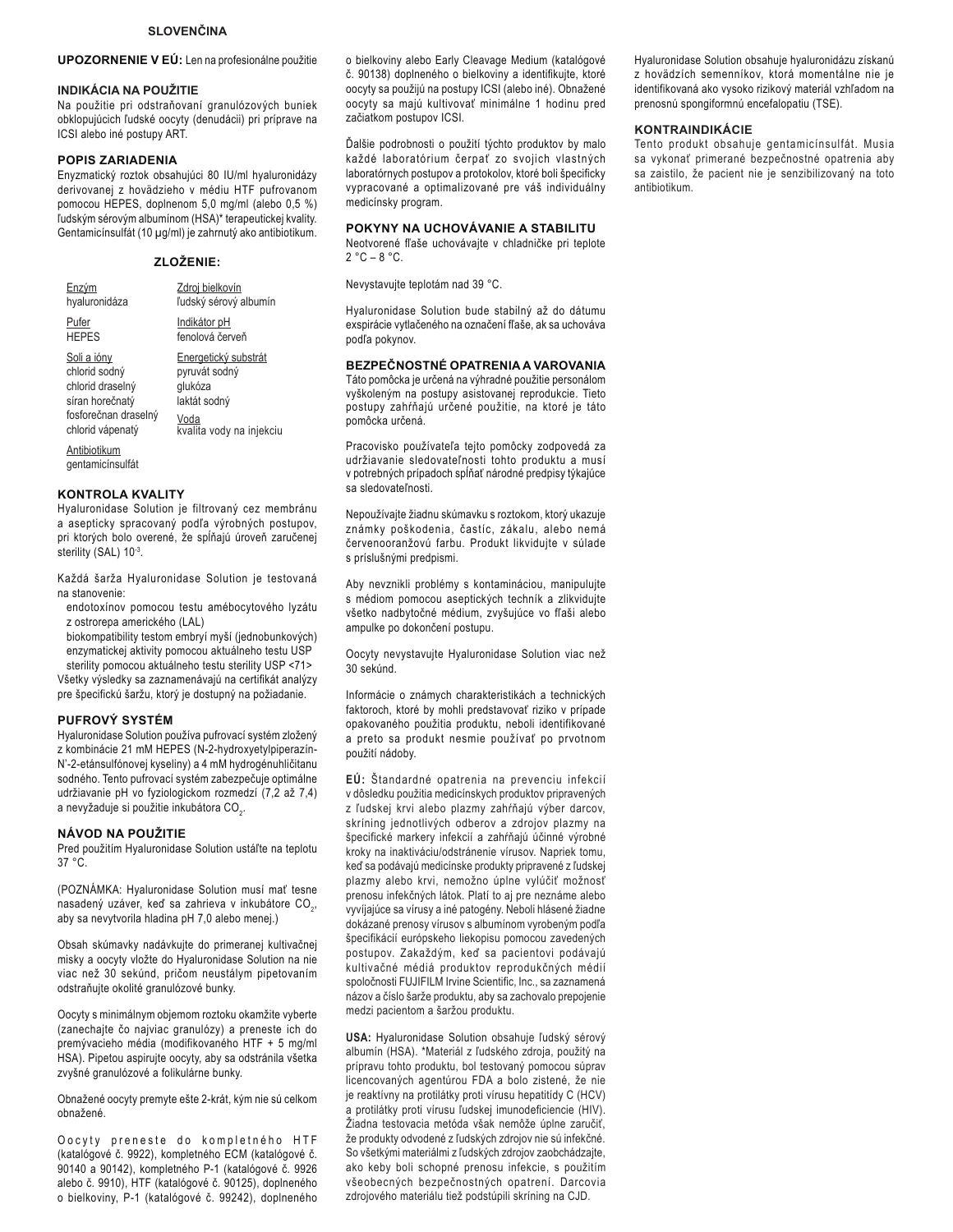## SLOVENČINA

**UPOZORNENIE V EÚ:** Len na profesionálne použitie

### INDIKÁCIA NA POUŽITIE

Na použitie pri odstraňovaní granulózových buniek obklopujúcich ľudské oocyty (denudácii) pri príprave na ICSI alebo iné postupy ART.

### POPIS ZARIADENIA

Enzymatický roztok obsahujúci 80 IU/ml hyaluronidázy derivovanej z hovädzieho v médiu HTF pufrovanom pomocou HEPES, doplnenom 5,0 mg/ml (alebo 0,5 %) ľudským sérovým albumínom (HSA)* terapeutickej kvality. Gentamicínsulfát (10 µg/ml) je zahrnutý ako antibiotikum.

### ZLOŽENIE:

| | |
|---|---|
| Enzým<br>hyaluronidáza | Zdroj bielkovín<br>ľudský sérový albumín |
| Pufer<br>HEPES | Indikátor pH<br>fenolová červeň |
| Soli a ióny<br>chlorid sodný<br>chlorid draselný<br>síran horečnatý<br>fosforečnan draselný<br>chlorid vápenatý | Energetický substrát<br>pyruvát sodný<br>glukóza<br>laktát sodný<br>Voda<br>kvalita vody na injekciu |
| Antibiotikum<br>gentamicínsulfát | |

### KONTROLA KVALITY

Hyaluronidase Solution je filtrovaný cez membránu a asepticky spracovaný podľa výrobných postupov, pri ktorých bolo overené, že spĺňajú úroveň zaručenej sterility (SAL) $10^{-3}$.

Každá šarža Hyaluronidase Solution je testovaná na stanovenie:

- endotoxínov pomocou testu amébocytového lyzátu z ostrorepa amerického (LAL)
- biokompatibility testom embryí myší (jednobunkových)
- enzymatickej aktivity pomocou aktuálneho testu USP
- sterility pomocou aktuálneho testu sterility USP <71>

Všetky výsledky sa zaznamenávajú na certifikát analýzy pre špecifickú šaržu, ktorý je dostupný na požiadanie.

### PUFROVÝ SYSTÉM

Hyaluronidase Solution používa pufrovací systém zložený z kombinácie 21 mM HEPES (N-2-hydroxyetylpiperazín-N'-2-etánsulfónovej kyseliny) a 4 mM hydrogénuhličitanu sodného. Tento pufrovací systém zabezpečuje optimálne udržiavanie pH vo fyziologickom rozmedzí (7,2 až 7,4) a nevyžaduje si použitie inkubátora $CO_2$.

### NÁVOD NA POUŽITIE

Pred použitím Hyaluronidase Solution ustáľte na teplotu 37 °C.

(POZNÁMKA: Hyaluronidase Solution musí mať tesne nasadený uzáver, keď sa zahrieva v inkubátore $CO_2$, aby sa nevytvorila hladina pH 7,0 alebo menej.)

Obsah skúmavky nadávkujte do primeranej kultivačnej misky a oocyty vložte do Hyaluronidase Solution na nie viac než 30 sekúnd, pričom neustálym pipetovaním odstraňujte okolité granulózové bunky.

Oocyty s minimálnym objemom roztoku okamžite vyberte (zanechajte čo najviac granulózy) a preneste ich do premývacieho média (modifikovaného HTF + 5 mg/ml HSA). Pipetou aspirujte oocyty, aby sa odstránila všetka zvyšné granulózové a folikulárne bunky.

Obnažené oocyty premyte ešte 2-krát, kým nie sú celkom obnažené.

Oocyty preneste do kompletného HTF (katalógové č. 9922), kompletného ECM (katalógové č. 90140 a 90142), kompletného P-1 (katalógové č. 9926 alebo č. 9910), HTF (katalógové č. 90125), doplneného o bielkoviny, P-1 (katalógové č. 99242), doplneného o bielkoviny alebo Early Cleavage Medium (katalógové č. 90138) doplneného o bielkoviny a identifikujte, ktoré oocyty sa použijú na postupy ICSI (alebo iné). Obnažené oocyty sa majú kultivovať minimálne 1 hodinu pred začiatkom postupov ICSI.

Ďalšie podrobnosti o použití týchto produktov by malo každé laboratórium čerpať zo svojich vlastných laboratórnych postupov a protokolov, ktoré boli špecificky vypracované a optimalizované pre váš individuálny medicínsky program.

### POKYNY NA UCHOVÁVANIE A STABILITU

Neotvorené fľaše uchovávajte v chladničke pri teplote 2 °C – 8 °C.

Nevystavujte teplotám nad 39 °C.

Hyaluronidase Solution bude stabilný až do dátumu exspirácie vytlačeného na označení fľaše, ak sa uchováva podľa pokynov.

### BEZPEČNOSTNÉ OPATRENIA A VAROVANIA

Táto pomôcka je určená na výhradné použitie personálom vyškoleným na postupy asistovanej reprodukcie. Tieto postupy zahŕňajú určené použitie, na ktoré je táto pomôcka určená.

Pracovisko používateľa tejto pomôcky zodpovedá za udržiavanie sledovateľnosti tohto produktu a musí v potrebných prípadoch spĺňať národné predpisy týkajúce sa sledovateľnosti.

Nepoužívajte žiadnu skúmavku s roztokom, ktorý ukazuje známky poškodenia, častíc, zákalu, alebo nemá červenooranžovú farbu. Produkt likvidujte v súlade s príslušnými predpismi.

Aby nevznikli problémy s kontamináciou, manipulujte s médiom pomocou aseptických techník a zlikvidujte všetko nadbytočné médium, zvyšujúce vo fľaši alebo ampulke po dokončení postupu.

Oocyty nevystavujte Hyaluronidase Solution viac než 30 sekúnd.

Informácie o známych charakteristikách a technických faktoroch, ktoré by mohli predstavovať riziko v prípade opakovaného použitia produktu, neboli identifikované a preto sa produkt nesmie používať po prvotnom použití nádoby.

**EÚ:** Štandardné opatrenia na prevenciu infekcií v dôsledku použitia medicínskych produktov pripravených z ľudskej krvi alebo plazmy zahŕňajú výber darcov, skríning jednotlivých odberov a zdrojov plazmy na špecifické markery infekcií a zahŕňajú účinné výrobné kroky na inaktiváciu/odstránenie vírusov. Napriek tomu, keď sa podávajú medicínske produkty pripravené z ľudskej plazmy alebo krvi, nemožno úplne vylúčiť možnosť prenosu infekčných látok. Platí to aj pre neznáme alebo vyvíjajúce sa vírusy a iné patogény. Neboli hlásené žiadne dokázané prenosy vírusov s albumínom vyrobeným podľa špecifikácií európskeho liekopisu pomocou zavedených postupov. Zakaždým, keď sa pacientovi podávajú kultivačné médiá produktov reprodukčných médií spoločnosti FUJIFILM Irvine Scientific, Inc., sa zaznamená názov a číslo šarže produktu, aby sa zachovalo prepojenie medzi pacientom a šaržou produktu.

**USA:** Hyaluronidase Solution obsahuje ľudský sérový albumín (HSA). *Materiál z ľudského zdroja, použitý na prípravu tohto produktu, bol testovaný pomocou súprav licencovaných agentúrou FDA a bolo zistené, že nie je reaktívny na protilátky proti vírusu hepatitídy C (HCV) a protilátky proti vírusu ľudskej imunodeficiencie (HIV). Žiadna testovacia metóda však nemôže úplne zaručiť, že produkty odvodené z ľudských zdrojov nie sú infekčné. So všetkými materiálmi z ľudských zdrojov zaobchádzajte, ako keby boli schopné prenosu infekcie, s použitím všeobecných bezpečnostných opatrení. Darcovia zdrojového materiálu tiež podstúpili skríning na CJD.

Hyaluronidase Solution obsahuje hyaluronidázu získanú z hovädzích semenníkov, ktorá momentálne nie je identifikovaná ako vysoko rizikový materiál vzhľadom na prenosnú spongiformnú encefalopatiu (TSE).

### KONTRAINDIKÁCIE

Tento produkt obsahuje gentamicínsulfát. Musia sa vykonať primerané bezpečnostné opatrenia aby sa zaistilo, že pacient nie je senzibilizovaný na toto antibiotikum.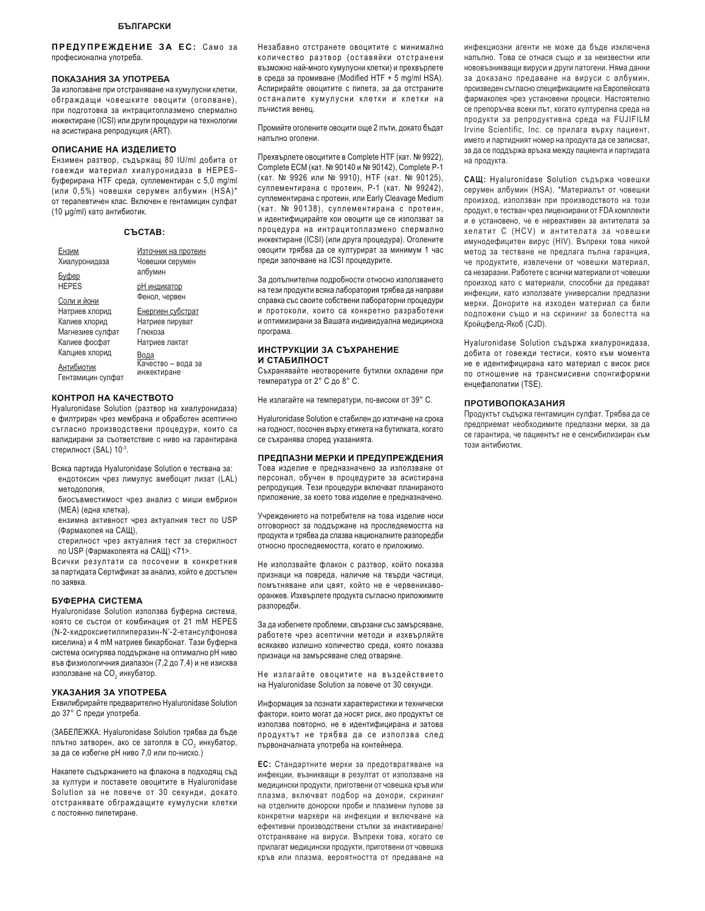**БЪЛГАРСКИ**

**ПРЕДУПРЕЖДЕНИЕ ЗА ЕС:** Само за професионална употреба.

### ПОКАЗАНИЯ ЗА УПОТРЕБА

За използване при отстраняване на кумулусни клетки, обграждащи човешките овоцити (оголване), при подготовка за интрацитоплазмено спермално инжектиране (ICSI) или други процедури на технологии на асистирана репродукция (ART).

### ОПИСАНИЕ НА ИЗДЕЛИЕТО

Ензимен разтвор, съдържащ 80 IU/ml добита от говежди материал хиалуронидаза в HEPES-буферирана HTF среда, суплементиран с 5,0 mg/ml (или 0,5%) човешки серумен албумин (HSA)* от терапевтичен клас. Включен е гентамицин сулфат (10 µg/ml) като антибиотик.

### СЪСТАВ:

| | |
|---|---|
| Ензим<br>Хиалуронидаза | Източник на протеин<br>Човешки серумен албумин |
| Буфер<br>HEPES | pH индикатор<br>Фенол, червен |
| Соли и йони<br>Натриев хлорид<br>Калиев хлорид<br>Магнезиев сулфат<br>Калиев фосфат<br>Калциев хлорид | Енергиен субстрат<br>Натриев пируват<br>Глюкоза<br>Натриев лактат |
| Антибиотик<br>Гентамицин сулфат | Вода<br>Качество – вода за инжектиране |

### КОНТРОЛ НА КАЧЕСТВОТО

Hyaluronidase Solution (разтвор на хиалуронидаза) е филтриран чрез мембрана и обработен асептично съгласно производствени процедури, които са валидирани за съответствие с ниво на гарантирана стерилност (SAL) $10^{-3}$.

Всяка партида Hyaluronidase Solution е тествана за:
- ендотоксин чрез лимулус амебоцит лизат (LAL) методология,
- биосъвместимост чрез анализ с миши ембрион (MEA) (една клетка),
- ензимна активност чрез актуалния тест по USP (Фармакопея на САЩ),
- стерилност чрез актуалния тест за стерилност по USP (Фармакопеята на САЩ) <71>.

Всички резултати са посочени в конкретния за партидата Сертификат за анализ, който е достъпен по заявка.

### БУФЕРНА СИСТЕМА

Hyaluronidase Solution използва буферна система, която се състои от комбинация от 21 mM HEPES (N-2-хидроксиетилпиперазин-N'-2-етансулфонова киселина) и 4 mM натриев бикарбонат. Тази буферна система осигурява поддържане на оптимално pH ниво във физиологичния диапазон (7,2 до 7,4) и не изисква използване на $CO_2$ инкубатор.

### УКАЗАНИЯ ЗА УПОТРЕБА

Еквилибрирайте предварително Hyaluronidase Solution до 37° C преди употреба.

(ЗАБЕЛЕЖКА: Hyaluronidase Solution трябва да бъде плътно затворен, ако се затопля в $CO_2$ инкубатор, за да се избегне pH ниво 7,0 или по-ниско.)

Накапете съдържанието на флакона в подходящ съд за култури и поставете овоцитите в Hyaluronidase Solution за не повече от 30 секунди, докато отстранявате обграждащите кумулусни клетки с постоянно пипетиране.

Незабавно отстранете овоцитите с минимално количество разтвор (оставяйки отстранени възможно най-много кумулусни клетки) и прехвърлете в среда за промиване (Modified HTF + 5 mg/ml HSA). Аспирирайте овоцитите с пипета, за да отстраните останалите кумулусни клетки и клетки на лъчистия венец.

Промийте оголените овоцити още 2 пъти, докато бъдат напълно оголени.

Прехвърлете овоцитите в Complete HTF (кат. № 9922), Complete ECM (кат. № 90140 и № 90142), Complete P-1 (кат. № 9926 или № 9910), HTF (кат. № 90125), суплементирана с протеин, P-1 (кат. № 99242), суплементирана с протеин, или Early Cleavage Medium (кат. № 90138), суплементирана с протеин, и идентифицирайте кои овоцити ще се използват за процедура на интрацитоплазмено спермално инжектиране (ICSI) (или друга процедура). Оголените овоцити трябва да се култивират за минимум 1 час преди започване на ICSI процедурите.

За допълнителни подробности относно използването на тези продукти всяка лаборатория трябва да направи справка със своите собствени лабораторни процедури и протоколи, които са конкретно разработени и оптимизирани за Вашата индивидуална медицинска програма.

### ИНСТРУКЦИИ ЗА СЪХРАНЕНИЕ И СТАБИЛНОСТ

Съхранявайте неотворените бутилки охладени при температура от 2° C до 8° C.

Не излагайте на температури, по-високи от 39° C.

Hyaluronidase Solution е стабилен до изтичане на срока на годност, посочен върху етикета на бутилката, когато се съхранява според указанията.

### ПРЕДПАЗНИ МЕРКИ И ПРЕДУПРЕЖДЕНИЯ

Това изделие е предназначено за използване от персонал, обучен в процедурите за асистирана репродукция. Тези процедури включват планираното приложение, за което това изделие е предназначено.

Учреждението на потребителя на това изделие носи отговорност за поддържане на проследяемостта на продукта и трябва да спазва националните разпоредби относно проследяемостта, когато е приложимо.

Не използвайте флакон с разтвор, който показва признаци на повреда, наличие на твърди частици, помътняване или цвят, който не е червеникаво-оранжев. Изхвърлете продукта съгласно приложимите разпоредби.

За да избегнете проблеми, свързани със замърсяване, работете чрез асептични методи и изхвърляйте всякакво излишно количество среда, която показва признаци на замърсяване след отваряне.

Не излагайте овоцитите на въздействието на Hyaluronidase Solution за повече от 30 секунди.

Информация за познати характеристики и технически фактори, които могат да носят риск, ако продуктът се използва повторно, не е идентифицирана и затова продуктът не трябва да се използва след първоначалната употреба на контейнера.

**ЕС:** Стандартните мерки за предотвратяване на инфекции, възникващи в резултат от използване на медицински продукти, приготвени от човешка кръв или плазма, включват подбор на донори, скрининг на отделните донорски проби и плазмени пулове за конкретни маркери на инфекции и включване на ефективни производствени стъпки за инактивиране/отстраняване на вируси. Въпреки това, когато се прилагат медицински продукти, приготвени от човешка кръв или плазма, вероятността от предаване на инфекциозни агенти не може да бъде изключена напълно. Това се отнася също и за неизвестни или нововъзникващи вируси и други патогени. Няма данни за доказано предаване на вируси с албумин, произведен съгласно спецификациите на Европейската фармакопея чрез установени процеси. Настоятелно се препоръчва всеки път, когато културелна среда на продукти за репродуктивна среда на FUJIFILM Irvine Scientific, Inc. се прилага върху пациент, името и партидният номер на продукта да се записват, за да се поддържа връзка между пациента и партидата на продукта.

**САЩ:** Hyaluronidase Solution съдържа човешки серумен албумин (HSA). *Материалът от човешки произход, използван при производството на този продукт, е тестван чрез лицензирани от FDA комплекти и е установено, че е нереактивен за антителата за хепатит С (HCV) и антителата за човешки имунодефицитен вирус (HIV). Въпреки това никой метод за тестване не предлага пълна гаранция, че продуктите, извлечени от човешки материал, са незаразни. Работете с всички материали от човешки произход като с материали, способни да предават инфекции, като използвате универсални предпазни мерки. Донорите на изходен материал са били подложени също и на скрининг за болестта на Кройцфелд-Якоб (CJD).

Hyaluronidase Solution съдържа хиалуронидаза, добита от говежди тестиси, която към момента не е идентифицирана като материал с висок риск по отношение на трансмисивни спонгиформни енцефалопатии (TSE).

### ПРОТИВОПОКАЗАНИЯ

Продуктът съдържа гентамицин сулфат. Трябва да се предприемат необходимите предпазни мерки, за да се гарантира, че пациентът не е сенсибилизиран към този антибиотик.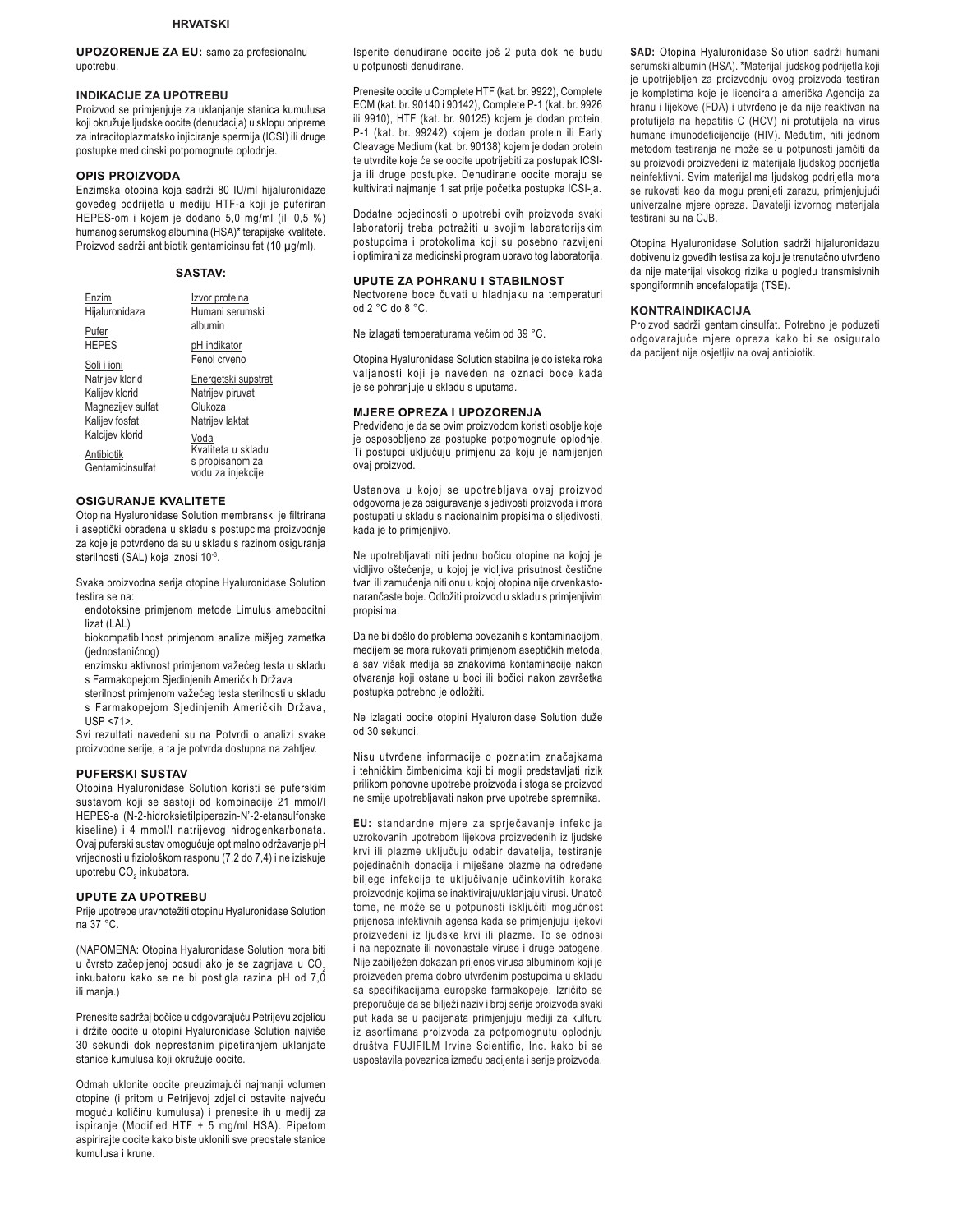**HRVATSKI**

**UPOZORENJE ZA EU:** samo za profesionalnu upotrebu.

### INDIKACIJE ZA UPOTREBU

Proizvod se primjenjuje za uklanjanje stanica kumulusa koji okružuje ljudske oocite (denudacija) u sklopu pripreme za intracitoplazmatsko injiciranje spermija (ICSI) ili druge postupke medicinski potpomognute oplodnje.

### OPIS PROIZVODA

Enzimska otopina koja sadrži 80 IU/ml hijaluronidaze goveđeg podrijetla u mediju HTF-a koji je puferiran HEPES-om i kojem je dodano 5,0 mg/ml (ili 0,5 %) humanog serumskog albumina (HSA)* terapijske kvalitete. Proizvod sadrži antibiotik gentamicinsulfat (10 µg/ml).

### SASTAV:

| | |
|---|---|
| Enzim<br>Hijaluronidaza | Izvor proteina<br>Humani serumski albumin |
| Pufer<br>HEPES | pH indikator<br>Fenol crveno |
| Soli i ioni<br>Natrijev klorid<br>Kalijev klorid<br>Magnezijev sulfat<br>Kalijev fosfat<br>Kalcijev klorid | Energetski supstrat<br>Natrijev piruvat<br>Glukoza<br>Natrijev laktat |
| Antibiotik<br>Gentamicinsulfat | Voda<br>Kvaliteta u skladu s propisanom za vodu za injekcije |

### OSIGURANJE KVALITETE

Otopina Hyaluronidase Solution membranski je filtrirana i aseptički obrađena u skladu s postupcima proizvodnje za koje je potvrđeno da su u skladu s razinom osiguranja sterilnosti (SAL) koja iznosi $10^{-3}$.

Svaka proizvodna serija otopine Hyaluronidase Solution testira se na:

- endotoksine primjenom metode Limulus amebocitni lizat (LAL)
- biokompatibilnost primjenom analize mišjeg zametka (jednostaničnog)
- enzimsku aktivnost primjenom važećeg testa u skladu s Farmakopejom Sjedinjenih Američkih Država
- sterilnost primjenom važećeg testa sterilnosti u skladu s Farmakopejom Sjedinjenih Američkih Država, USP <71>.

Svi rezultati navedeni su na Potvrdi o analizi svake proizvodne serije, a ta je potvrda dostupna na zahtjev.

### PUFERSKI SUSTAV

Otopina Hyaluronidase Solution koristi se puferskim sustavom koji se sastoji od kombinacije 21 mmol/l HEPES-a (N-2-hidroksietilpiperazin-N'-2-etansulfonske kiseline) i 4 mmol/l natrijevog hidrogenkarbonata. Ovaj puferski sustav omogućuje optimalno održavanje pH vrijednosti u fiziološkom rasponu (7,2 do 7,4) i ne iziskuje upotrebu $CO_2$ inkubatora.

### UPUTE ZA UPOTREBU

Prije upotrebe uravnotežiti otopinu Hyaluronidase Solution na 37 °C.

(NAPOMENA: Otopina Hyaluronidase Solution mora biti u čvrsto začepljenoj posudi ako je se zagrijava u $CO_2$ inkubatoru kako se ne bi postigla razina pH od 7,0 ili manja.)

Prenesite sadržaj bočice u odgovarajuću Petrijevu zdjelicu i držite oocite u otopini Hyaluronidase Solution najviše 30 sekundi dok neprestanim pipetiranjem uklanjate stanice kumulusa koji okružuje oocite.

Odmah uklonite oocite preuzimajući najmanji volumen otopine (i pritom u Petrijevoj zdjelici ostavite najveću moguću količinu kumulusa) i prenesite ih u medij za ispiranje (Modified HTF + 5 mg/ml HSA). Pipetom aspirirajte oocite kako biste uklonili sve preostale stanice kumulusa i krune.

Isperite denudirane oocite još 2 puta dok ne budu u potpunosti denudirane.

Prenesite oocite u Complete HTF (kat. br. 9922), Complete ECM (kat. br. 90140 i 90142), Complete P-1 (kat. br. 9926 ili 9910), HTF (kat. br. 90125) kojem je dodan protein, P-1 (kat. br. 99242) kojem je dodan protein ili Early Cleavage Medium (kat. br. 90138) kojem je dodan protein te utvrdite koje će se oocite upotrijebiti za postupak ICSI-ja ili druge postupke. Denudirane oocite moraju se kultivirati najmanje 1 sat prije početka postupka ICSI-ja.

Dodatne pojedinosti o upotrebi ovih proizvoda svaki laboratorij treba potražiti u svojim laboratorijskim postupcima i protokolima koji su posebno razvijeni i optimirani za medicinski program upravo tog laboratorija.

### UPUTE ZA POHRANU I STABILNOST

Neotvorene boce čuvati u hladnjaku na temperaturi od 2 °C do 8 °C.

Ne izlagati temperaturama većim od 39 °C.

Otopina Hyaluronidase Solution stabilna je do isteka roka valjanosti koji je naveden na oznaci boce kada je se pohranjuje u skladu s uputama.

### MJERE OPREZA I UPOZORENJA

Predviđeno je da se ovim proizvodom koristi osoblje koje je osposobljeno za postupke potpomognute oplodnje. Ti postupci uključuju primjenu za koju je namijenjen ovaj proizvod.

Ustanova u kojoj se upotrebljava ovaj proizvod odgovorna je za osiguravanje sljedivosti proizvoda i mora postupati u skladu s nacionalnim propisima o sljedivosti, kada je to primjenjivo.

Ne upotrebljavati niti jednu bočicu otopine na kojoj je vidljivo oštećenje, u kojoj je vidljiva prisutnost čestične tvari ili zamućenja niti onu u kojoj otopina nije crvenkasto-narančaste boje. Odložiti proizvod u skladu s primjenjivim propisima.

Da ne bi došlo do problema povezanih s kontaminacijom, medijem se mora rukovati primjenom aseptičkih metoda, a sav višak medija sa znakovima kontaminacije nakon otvaranja koji ostane u boci ili bočici nakon završetka postupka potrebno je odložiti.

Ne izlagati oocite otopini Hyaluronidase Solution duže od 30 sekundi.

Nisu utvrđene informacije o poznatim značajkama i tehničkim čimbenicima koji bi mogli predstavljati rizik prilikom ponovne upotrebe proizvoda i stoga se proizvod ne smije upotrebljavati nakon prve upotrebe spremnika.

**EU:** standardne mjere za sprječavanje infekcija uzrokovanih upotrebom lijekova proizvedenih iz ljudske krvi ili plazme uključuju odabir davatelja, testiranje pojedinačnih donacija i miješane plazme na određene biljege infekcija te uključivanje učinkovitih koraka proizvodnje kojima se inaktiviraju/uklanjaju virusi. Unatoč tome, ne može se u potpunosti isključiti mogućnost prijenosa infektivnih agensa kada se primjenjuju lijekovi proizvedeni iz ljudske krvi ili plazme. To se odnosi i na nepoznate ili novonastale viruse i druge patogene. Nije zabilježen dokazan prijenos virusa albuminom koji je proizveden prema dobro utvrđenim postupcima u skladu sa specifikacijama europske farmakopeje. Izričito se preporučuje da se bilježi naziv i broj serije proizvoda svaki put kada se u pacijenata primjenjuju mediji za kulturu iz asortimana proizvoda za potpomognutu oplodnju društva FUJIFILM Irvine Scientific, Inc. kako bi se uspostavila poveznica između pacijenta i serije proizvoda.

**SAD:** Otopina Hyaluronidase Solution sadrži humani serumski albumin (HSA). *Materijal ljudskog podrijetla koji je upotrijebljen za proizvodnju ovog proizvoda testiran je kompletima koje je licencirala američka Agencija za hranu i lijekove (FDA) i utvrđeno je da nije reaktivan na protutijela na hepatitis C (HCV) ni protutijela na virus humane imunodeficijencije (HIV). Međutim, niti jednom metodom testiranja ne može se u potpunosti jamčiti da su proizvodi proizvedeni iz materijala ljudskog podrijetla neinfektivni. Svim materijalima ljudskog podrijetla mora se rukovati kao da mogu prenijeti zarazu, primjenjujući univerzalne mjere opreza. Davatelji izvornog materijala testirani su na CJB.

Otopina Hyaluronidase Solution sadrži hijaluronidazu dobivenu iz goveđih testisa za koju je trenutačno utvrđeno da nije materijal visokog rizika u pogledu transmisivnih spongiformnih encefalopatija (TSE).

### KONTRAINDIKACIJA

Proizvod sadrži gentamicinsulfat. Potrebno je poduzeti odgovarajuće mjere opreza kako bi se osiguralo da pacijent nije osjetljiv na ovaj antibiotik.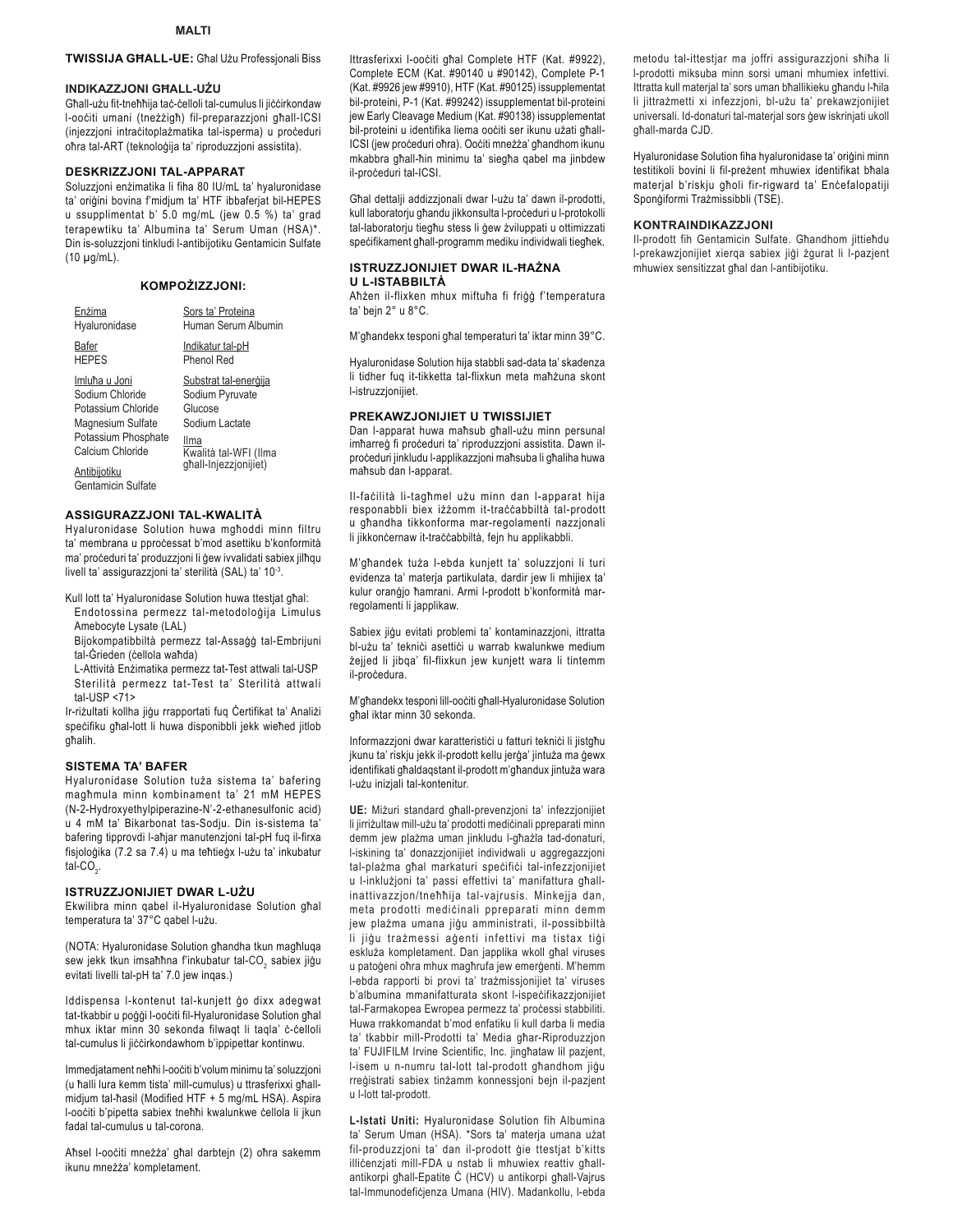**MALTI**

**TWISSIJA GĦALL-UE:** Għal Użu Professjonali Biss

### INDIKAZZJONI GĦALL-UŻU

Għall-użu fit-tneħħija taċ-ċelloli tal-cumulus li jiċċirkondaw l-ooċiti umani (tnեżżigħ) fil-preparazzjoni għall-ICSI (injezzjoni intraċitoplażmatika tal-isperma) u proċeduri oħra tal-ART (teknoloġija ta' riproduzzjoni assistita).

### DESKRIZZJONI TAL-APPARAT

Soluzzjoni enżimatika li fiha 80 IU/mL ta' hyaluronidase ta' oriġini bovina f'midjum ta' HTF ibbafferjat bil-HEPES u ssupplimentat b' 5.0 mg/mL (jew 0.5 %) ta' grad terapewtiku ta' Albumina ta' Serum Uman (HSA)*. Din is-soluzzjoni tinkludi l-antibijotiku Gentamicin Sulfate (10 µg/mL).

### KOMPOŻIZZJONI:

| | |
|---|---|
| Enżima<br>Hyaluronidase | Sors ta' Proteina<br>Human Serum Albumin |
| Bafer<br>HEPES | Indikatur tal-pH<br>Phenol Red |
| Imluħa u Joni<br>Sodium Chloride<br>Potassium Chloride<br>Magnesium Sulfate<br>Potassium Phosphate<br>Calcium Chloride | Substrat tal-enerġija<br>Sodium Pyruvate<br>Glucose<br>Sodium Lactate |
| Antibijotiku<br>Gentamicin Sulfate | Ilma<br>Kwalità tal-WFI (Ilma għall-Injezzjonijiet) |

### ASSIGURAZZJONI TAL-KWALITÀ

Hyaluronidase Solution huwa mgħoddi minn filtru ta' membrana u pproċessat b'mod asettiku b'konformità ma' proċeduri ta' produzzjoni li ġew ivvalidati sabiex jilħqu livell ta' assigurazzjoni ta' sterilità (SAL) ta' $10^{-3}$.

Kull lott ta' Hyaluronidase Solution huwa ttestjat għal:
- Endotossina permezz tal-metodoloġija Limulus Amebocyte Lysate (LAL)
- Bijokompatibbiltà permezz tal-Assaġġ tal-Embrijuni tal-Ġrieden (ċellola waħda)
- L-Attività Enżimatika permezz tat-Test attwali tal-USP
- Sterilità permezz tat-Test ta' Sterilità attwali tal-USP <71>

Ir-riżultati kollha jiġu rrapportati fuq Ċertifikat ta' Analiżi speċifiku għal-lott li huwa disponibbli jekk wieħed jitlob għalih.

### SISTEMA TA' BAFER

Hyaluronidase Solution tuża sistema ta' bafering magħmula minn kombinament ta' 21 mM HEPES (N-2-Hydroxyethylpiperazine-N'-2-ethanesulfonic acid) u 4 mM ta' Bikarbonat tas-Sodju. Din is-sistema ta' bafering tipprovdi l-aħjar manutenzjoni tal-pH fuq il-firxa fisjoloġika (7.2 sa 7.4) u ma teħtieġx l-użu ta' inkubatur tal-$CO_2$.

### ISTRUZZJONIJIET DWAR L-UŻU

Ekwilibra minn qabel il-Hyaluronidase Solution għal temperatura ta' 37°C qabel l-użu.

(NOTA: Hyaluronidase Solution għandha tkun magħluqa sew jekk tkun imsaħħna f'inkubatur tal-$CO_2$ sabiex jiġu evitati livelli tal-pH ta' 7.0 jew inqas.)

Iddispensa l-kontenut tal-kunjett ġo dixx adegwat tat-tkabbir u poġġi l-ooċiti fil-Hyaluronidase Solution għal mhux iktar minn 30 sekonda filwaqt li taqla' ċ-ċelloli tal-cumulus li jiċċirkondawhom b'ippipettar kontinwu.

Immedjatament neħħi l-ooċiti b'volum minimu ta' soluzzjoni (u ħalli lura kemm tista' mill-cumulus) u ttrasferixxi għall-midjum tal-ħasil (Modified HTF + 5 mg/mL HSA). Aspira l-ooċiti b'pipetta sabiex tneħħi kwalunkwe ċellola li jkun fadal tal-cumulus u tal-corona.

Aħsel l-ooċiti mneżża' għal darbtejn (2) oħra sakemm ikunu mneżża' kompletament.

Ittrasferixxi l-ooċiti għal Complete HTF (Kat. #9922), Complete ECM (Kat. #90140 u #90142), Complete P-1 (Kat. #9926 jew #9910), HTF (Kat. #90125) issupplementat bil-proteini, P-1 (Kat. #99242) issupplementat bil-proteini jew Early Cleavage Medium (Kat. #90138) issupplementat bil-proteini u identifika liema ooċiti ser ikunu użati għall-ICSI (jew proċeduri oħra). Ooċiti mneżża' għandhom ikunu mkabbra għall-ħin minimu ta' siegħa qabel ma jinbdew il-proċeduri tal-ICSI.

Għal dettalji addizzjonali dwar l-użu ta' dawn il-prodotti, kull laboratorju għandu jikkonsulta l-proċeduri u l-protokolli tal-laboratorju tiegħu stess li ġew żviluppati u ottimizzati speċifikament għall-programm mediku individwali tiegħek.

### ISTRUZZJONIJIET DWAR IL-ĦAŻNA U L-ISTABBILTÀ

Aħżen il-flixken mhux miftuħa fi friġġ f'temperatura ta' bejn 2° u 8°C.

M'għandekx tesponi għal temperaturi ta' iktar minn 39°C.

Hyaluronidase Solution hija stabbli sad-data ta' skadenza li tidher fuq it-tikketta tal-flixkun meta maħżuna skont l-istruzzjonijiet.

### PREKAWZJONIJIET U TWISSIJIET

Dan l-apparat huwa maħsub għall-użu minn persunal imħarreġ fi proċeduri ta' riproduzzjoni assistita. Dawn il-proċeduri jinkludu l-applikazzjoni maħsuba li għaliha huwa maħsub dan l-apparat.

Il-faċilità li-tagħmel użu minn dan l-apparat hija responsabbli biex iżżomm it-traċċabbiltà tal-prodott u għandha tikkonforma mar-regolamenti nazzjonali li jikkonċernaw it-traċċabbiltà, fejn hu applikabbli.

M'għandek tuża l-ebda kunjett ta' soluzzjoni li turi evidenza ta' materja partikulata, dardir jew li mhijiex ta' kulur oranġjo ħamrani. Armi l-prodott b'konformità mar-regolamenti li japplikaw.

Sabiex jiġu evitati problemi ta' kontaminazzjoni, ittratta bl-użu ta' tekniċi asettiċi u warrab kwalunkwe medium żejjed li jibqa' fil-flixkun jew kunjett wara li tintemm il-proċedura.

M'għandekx tesponi lill-ooċiti għall-Hyaluronidase Solution għal iktar minn 30 sekonda.

Informazzjoni dwar karatteristiċi u fatturi tekniċi li jistgħu jkunu ta' riskju jekk il-prodott kellu jerġa' jintuża ma ġewx identifikati għaldaqstant il-prodott m'għandux jintuża wara l-użu inizjali tal-kontenitur.

**UE:** Miżuri standard għall-prevenzjoni ta' infezzjonijiet li jirriżultaw mill-użu ta' prodotti mediċinali ppreparati minn demm jew plażma uman jinkludu l-għażla tad-donaturi, l-iskining ta' donazzjonijiet individwali u aggregazzjoni tal-plażma għal markaturi speċifiċi tal-infezzjonijiet u l-inklużjoni ta' passi effettivi ta' manifattura għall-inattivazzjon/tneħħija tal-vajrusis. Minkejja dan, meta prodotti mediċinali ppreparati minn demm jew plażma umana jiġu amministrati, il-possibbiltà li jiġu trażmessi aġenti infettivi ma tistax tiġi eskluża kompletament. Dan japplika wkoll għal viruses u patoġeni oħra mhux magħrufa jew emerġenti. M'hemm l-ebda rapporti bi provi ta' trażmissjonijiet ta' viruses b'albumina mmanifatturata skont l-ispeċifikazzjonijiet tal-Farmakopea Ewropea permezz ta' proċessi stabbiliti. Huwa rrakkomandat b'mod enfatiku li kull darba li media ta' tkabbir mill-Prodotti ta' Media għar-Riproduzzjon ta' FUJIFILM Irvine Scientific, Inc. jingħataw lil pazjent, l-isem u n-numru tal-lott tal-prodott għandhom jiġu rreġistrati sabiex tinżamm konnessjoni bejn il-pazjent u l-lott tal-prodott.

**L-Istati Uniti:** Hyaluronidase Solution fih Albumina ta' Serum Uman (HSA). *Sors ta' materja umana użat fil-produzzjoni ta' dan il-prodott ġie ttestjat b'kitts illiċenzjati mill-FDA u nstab li mhuwiex reattiv għall-antikorpi għall-Epatite Ċ (HCV) u antikorpi għall-Vajrus tal-Immunodefiċjenza Umana (HIV). Madankollu, l-ebda metodu tal-ittestjar ma joffri assigurazzjoni sħiħa li l-prodotti miksuba minn sorsi umani mhumiex infettivi. Ittratta kull materjal ta' sors uman bħallikieku għandu l-ħila li jittrażmetti xi infezzjoni, bl-użu ta' prekawzjonijiet universali. Id-donaturi tal-materjal sors ġew iskrinjati ukoll għall-marda CJD.

Hyaluronidase Solution fiha hyaluronidase ta' oriġini minn testitikoli bovini li fil-preżent mhuwiex identifikat bħala materjal b'riskju għoli fir-rigward ta' Enċefalopatiji Sponġiformi Trażmissibbli (TSE).

### KONTRAINDIKAZZJONI

Il-prodott fih Gentamicin Sulfate. Għandhom jittieħdu l-prekawzjonijiet xierqa sabiex jiġi żgurat li l-pazjent mhuwiex sensitizzat għal dan l-antibijotiku.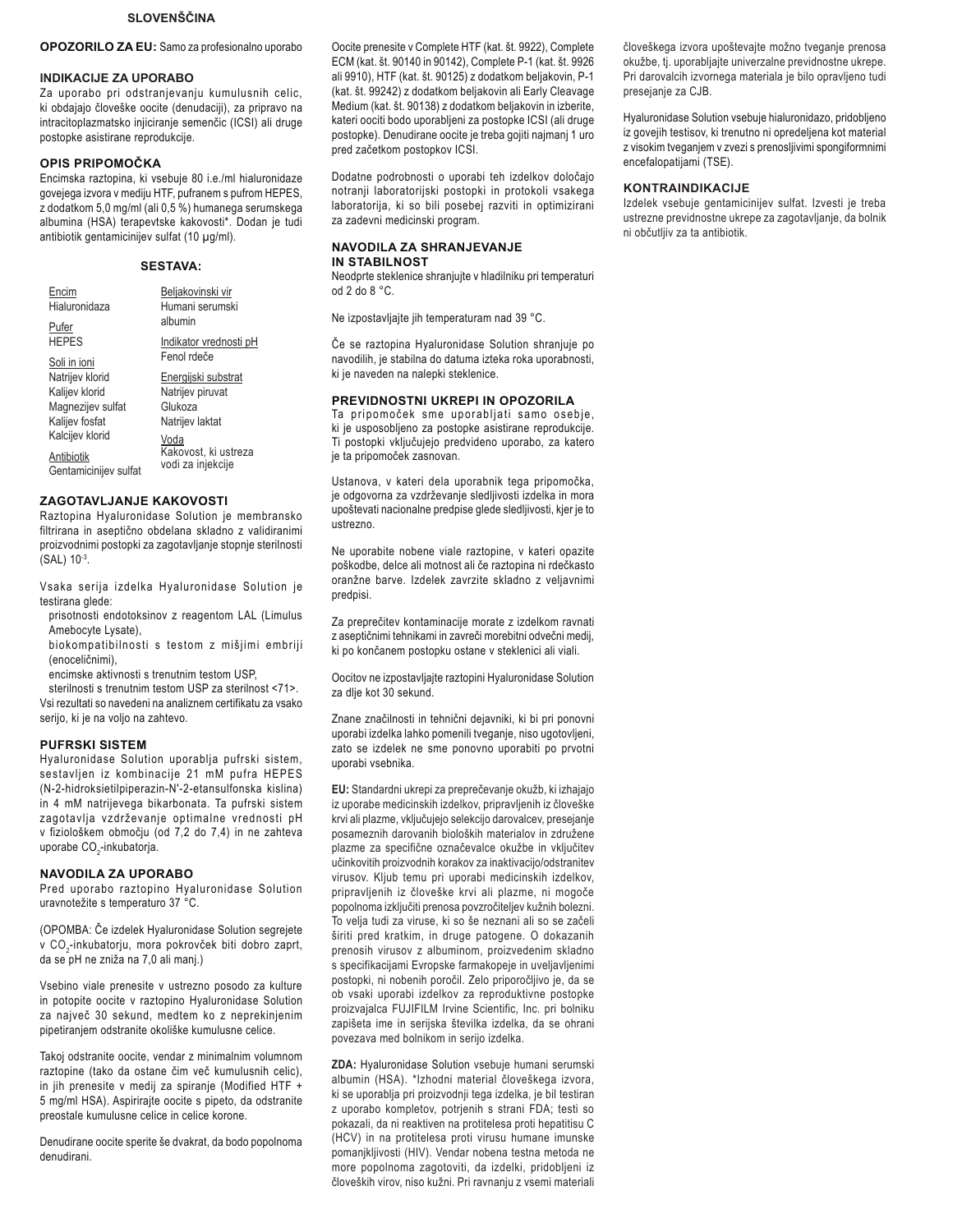## SLOVENŠČINA

**OPOZORILO ZA EU:** Samo za profesionalno uporabo

### INDIKACIJE ZA UPORABO

Za uporabo pri odstranjevanju kumulusnih celic, ki obdajajo človeške oocite (denudaciji), za pripravo na intracitoplazmatsko injiciranje semenčic (ICSI) ali druge postopke asistirane reprodukcije.

### OPIS PRIPOMOČKA

Encimska raztopina, ki vsebuje 80 i.e./ml hialuronidaze govejega izvora v mediju HTF, pufranem s pufrom HEPES, z dodatkom 5,0 mg/ml (ali 0,5 %) humanega serumskega albumina (HSA) terapevtske kakovosti*. Dodan je tudi antibiotik gentamicinijev sulfat (10 µg/ml).

#### SESTAVA:

| | |
|---|---|
| Encim<br>Hialuronidaza | Beljakovinski vir<br>Humani serumski albumin |
| Pufer<br>HEPES | Indikator vrednosti pH<br>Fenol rdeče |
| Soli in ioni<br>Natrijev klorid<br>Kalijev klorid<br>Magnezijev sulfat<br>Kalijev fosfat<br>Kalcijev klorid | Energijski substrat<br>Natrijev piruvat<br>Glukoza<br>Natrijev laktat |
| Antibiotik<br>Gentamicinijev sulfat | Voda<br>Kakovost, ki ustreza vodi za injekcije |

### ZAGOTAVLJANJE KAKOVOSTI

Raztopina Hyaluronidase Solution je membransko filtrirana in aseptično obdelana skladno z validiranimi proizvodnimi postopki za zagotavljanje stopnje sterilnosti (SAL) $10^{-3}$.

Vsaka serija izdelka Hyaluronidase Solution je testirana glede:

- prisotnosti endotoksinov z reagentom LAL (Limulus Amebocyte Lysate),
- biokompatibilnosti s testom z mišjimi embriji (enoceličnimi),
- encimske aktivnosti s trenutnim testom USP,
- sterilnosti s trenutnim testom USP za sterilnost <71>.

Vsi rezultati so navedeni na analiznem certifikatu za vsako serijo, ki je na voljo na zahtevo.

### PUFRSKI SISTEM

Hyaluronidase Solution uporablja pufrski sistem, sestavljen iz kombinacije 21 mM pufra HEPES (N-2-hidroksietilpiperazin-N'-2-etansulfonska kislina) in 4 mM natrijevega bikarbonata. Ta pufrski sistem zagotavlja vzdrževanje optimalne vrednosti pH v fiziološkem območju (od 7,2 do 7,4) in ne zahteva uporabe $CO_2$-inkubatorja.

### NAVODILA ZA UPORABO

Pred uporabo raztopino Hyaluronidase Solution uravnotežite s temperaturo 37 °C.

(OPOMBA: Če izdelek Hyaluronidase Solution segrejete v $CO_2$-inkubatorju, mora pokrovček biti dobro zaprt, da se pH ne zniža na 7,0 ali manj.)

Vsebino viale prenesite v ustrezno posodo za kulture in potopite oocite v raztopino Hyaluronidase Solution za največ 30 sekund, medtem ko z neprekinjenim pipetiranjem odstranite okoliške kumulusne celice.

Takoj odstranite oocite, vendar z minimalnim volumnom raztopine (tako da ostane čim več kumulusnih celic), in jih prenesite v medij za spiranje (Modified HTF + 5 mg/ml HSA). Aspirirajte oocite s pipeto, da odstranite preostale kumulusne celice in celice korone.

Denudirane oocite sperite še dvakrat, da bodo popolnoma denudirani.

Oocite prenesite v Complete HTF (kat. št. 9922), Complete ECM (kat. št. 90140 in 90142), Complete P-1 (kat. št. 9926 ali 9910), HTF (kat. št. 90125) z dodatkom beljakovin, P-1 (kat. št. 99242) z dodatkom beljakovin ali Early Cleavage Medium (kat. št. 90138) z dodatkom beljakovin in izberite, kateri oociti bodo uporabljeni za postopke ICSI (ali druge postopke). Denudirane oocite je treba gojiti najmanj 1 uro pred začetkom postopkov ICSI.

Dodatne podrobnosti o uporabi teh izdelkov določajo notranji laboratorijski postopki in protokoli vsakega laboratorija, ki so bili posebej razviti in optimizirani za zadevni medicinski program.

### NAVODILA ZA SHRANJEVANJE IN STABILNOST

Neodprte steklenice shranjujte v hladilniku pri temperaturi od 2 do 8 °C.

Ne izpostavljajte jih temperaturam nad 39 °C.

Če se raztopina Hyaluronidase Solution shranjuje po navodilih, je stabilna do datuma izteka roka uporabnosti, ki je naveden na nalepki steklenice.

### PREVIDNOSTNI UKREPI IN OPOZORILA

Ta pripomoček sme uporabljati samo osebje, ki je usposobljeno za postopke asistirane reprodukcije. Ti postopki vključujejo predvideno uporabo, za katero je ta pripomoček zasnovan.

Ustanova, v kateri dela uporabnik tega pripomočka, je odgovorna za vzdrževanje sledljivosti izdelka in mora upoštevati nacionalne predpise glede sledljivosti, kjer je to ustrezno.

Ne uporabite nobene viale raztopine, v kateri opazite poškodbe, delce ali motnost ali če raztopina ni rdečkasto oranžne barve. Izdelek zavrzite skladno z veljavnimi predpisi.

Za preprečitev kontaminacije morate z izdelkom ravnati z aseptičnimi tehnikami in zavreči morebitni odvečni medij, ki po končanem postopku ostane v steklenici ali viali.

Oocitov ne izpostavljajte raztopini Hyaluronidase Solution za dlje kot 30 sekund.

Znane značilnosti in tehnični dejavniki, ki bi pri ponovni uporabi izdelka lahko pomenili tveganje, niso ugotovljeni, zato se izdelek ne sme ponovno uporabiti po prvotni uporabi vsebnika.

**EU:** Standardni ukrepi za preprečevanje okužb, ki izhajajo iz uporabe medicinskih izdelkov, pripravljenih iz človeške krvi ali plazme, vključujejo selekcijo darovalcev, presejanje posameznih darovanih bioloških materialov in združene plazme za specifične označevalce okužbe in vključitev učinkovitih proizvodnih korakov za inaktivacijo/odstranitev virusov. Kljub temu pri uporabi medicinskih izdelkov, pripravljenih iz človeške krvi ali plazme, ni mogoče popolnoma izključiti prenosa povzročiteljev kužnih bolezni. To velja tudi za viruse, ki so še neznani ali so se začeli širiti pred kratkim, in druge patogene. O dokazanih prenosih virusov z albuminom, proizvedenim skladno s specifikacijami Evropske farmakopeje in uveljavljenimi postopki, ni nobenih poročil. Zelo priporočljivo je, da se ob vsaki uporabi izdelkov za reproduktivne postopke proizvajalca FUJIFILM Irvine Scientific, Inc. pri bolniku zapišeta ime in serijska številka izdelka, da se ohrani povezava med bolnikom in serijo izdelka.

**ZDA:** Hyaluronidase Solution vsebuje humani serumski albumin (HSA). *Izhodni material človeškega izvora, ki se uporablja pri proizvodnji tega izdelka, je bil testiran z uporabo kompletov, potrjenih s strani FDA; testi so pokazali, da ni reaktiven na protitelesa proti hepatitisu C (HCV) in na protitelesa proti virusu humane imunske pomanjkljivosti (HIV). Vendar nobena testna metoda ne more popolnoma zagotoviti, da izdelki, pridobljeni iz človeških virov, niso kužni. Pri ravnanju z vsemi materiali človeškega izvora upoštevajte možno tveganje prenosa okužbe, tj. uporabljajte univerzalne previdnostne ukrepe. Pri darovalcih izvornega materiala je bilo opravljeno tudi presejanje za CJB.

Hyaluronidase Solution vsebuje hialuronidazo, pridobljeno iz govejih testisov, ki trenutno ni opredeljena kot material z visokim tveganjem v zvezi s prenosljivimi spongiformnimi encefalopatijami (TSE).

### KONTRAINDIKACIJE

Izdelek vsebuje gentamicinijev sulfat. Izvesti je treba ustrezne previdnostne ukrepe za zagotavljanje, da bolnik ni občutljiv za ta antibiotik.